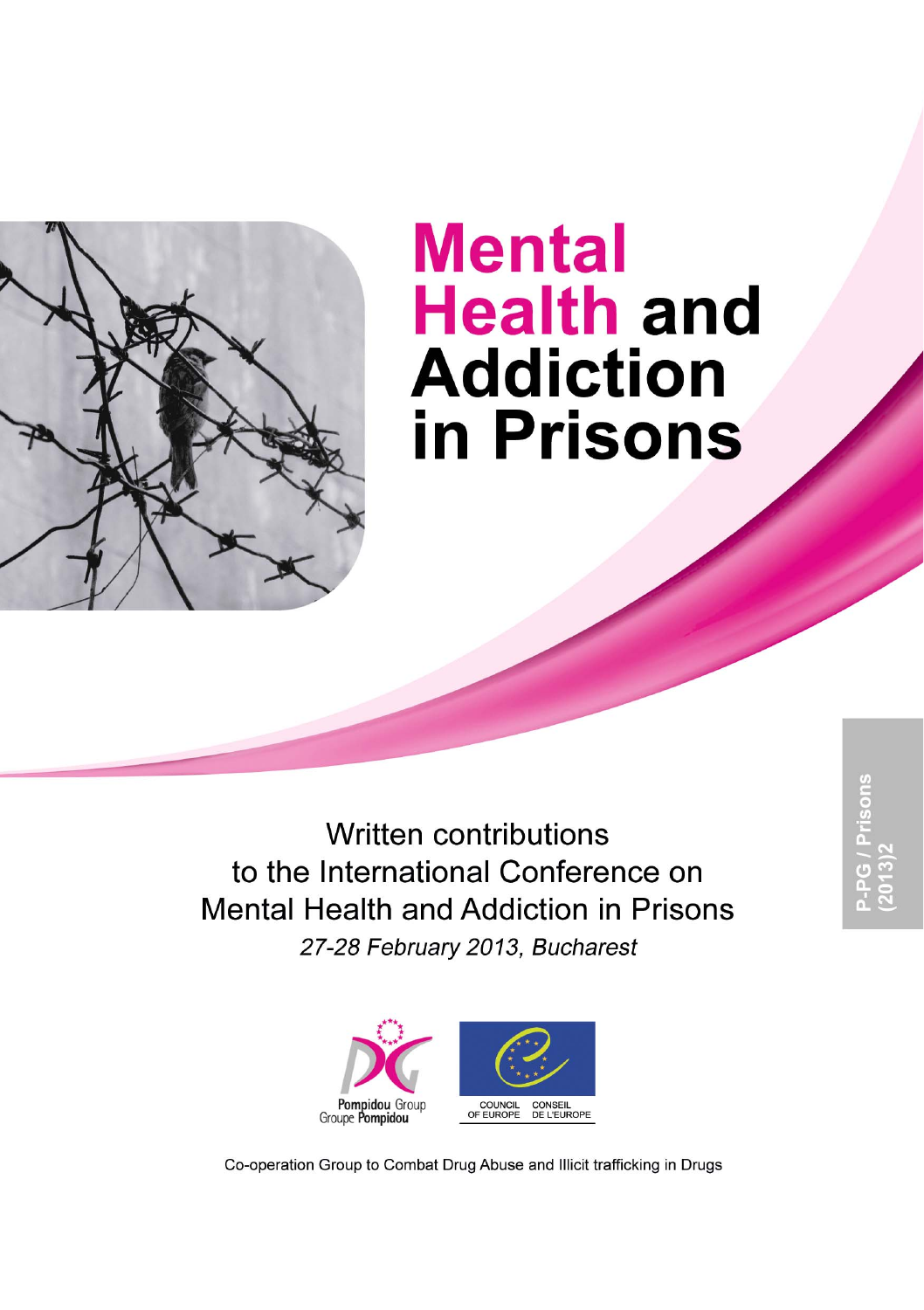# Mental Health and Addiction in Prisons

Written contributions
to the International Conference on
Mental Health and Addiction in Prisons

*27-28 February 2013, Bucharest*

P-PG / Prisons (2013)2

Pompidou Group
Groupe Pompidou

COUNCIL OF EUROPE
CONSEIL DE L'EUROPE

Co-operation Group to Combat Drug Abuse and Illicit trafficking in Drugs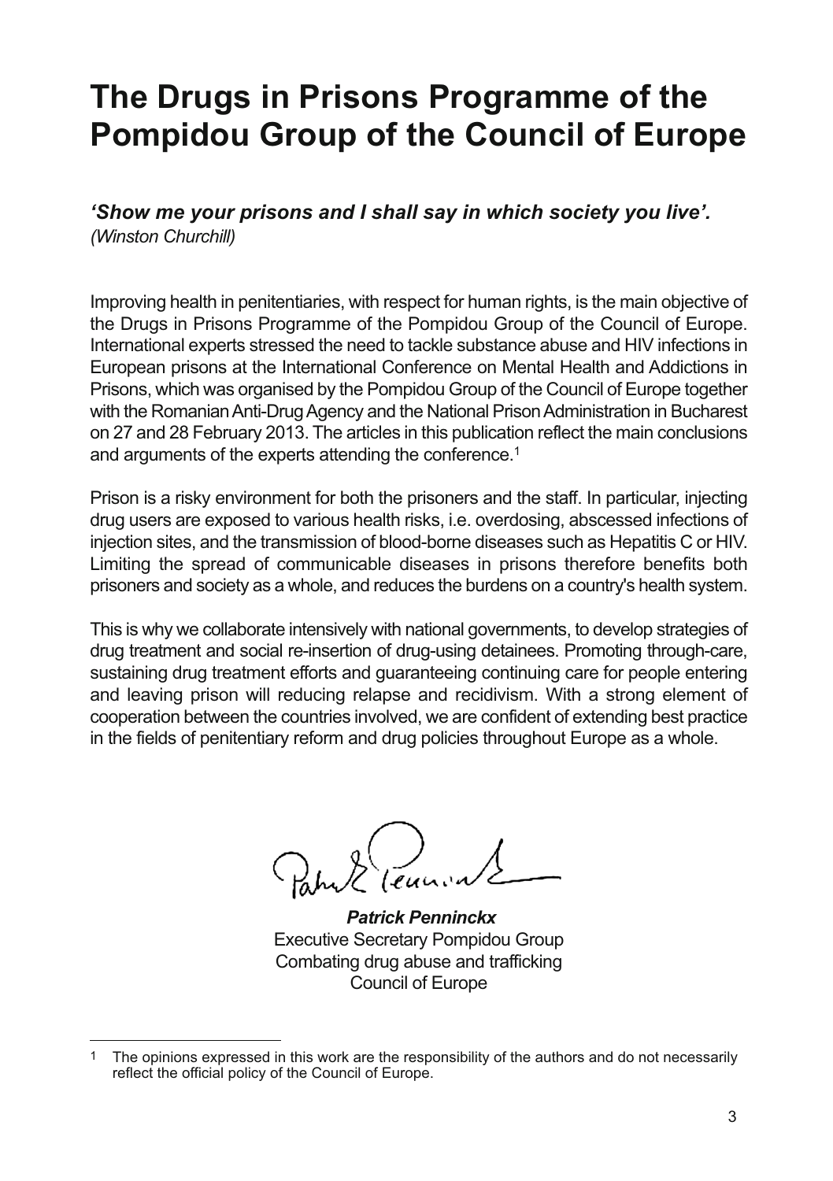# The Drugs in Prisons Programme of the Pompidou Group of the Council of Europe

***'Show me your prisons and I shall say in which society you live'.***
*(Winston Churchill)*

Improving health in penitentiaries, with respect for human rights, is the main objective of the Drugs in Prisons Programme of the Pompidou Group of the Council of Europe. International experts stressed the need to tackle substance abuse and HIV infections in European prisons at the International Conference on Mental Health and Addictions in Prisons, which was organised by the Pompidou Group of the Council of Europe together with the Romanian Anti-Drug Agency and the National Prison Administration in Bucharest on 27 and 28 February 2013. The articles in this publication reflect the main conclusions and arguments of the experts attending the conference.[1]

Prison is a risky environment for both the prisoners and the staff. In particular, injecting drug users are exposed to various health risks, i.e. overdosing, abscessed infections of injection sites, and the transmission of blood-borne diseases such as Hepatitis C or HIV. Limiting the spread of communicable diseases in prisons therefore benefits both prisoners and society as a whole, and reduces the burdens on a country's health system.

This is why we collaborate intensively with national governments, to develop strategies of drug treatment and social re-insertion of drug-using detainees. Promoting through-care, sustaining drug treatment efforts and guaranteeing continuing care for people entering and leaving prison will reducing relapse and recidivism. With a strong element of cooperation between the countries involved, we are confident of extending best practice in the fields of penitentiary reform and drug policies throughout Europe as a whole.

***Patrick Penninckx***
Executive Secretary Pompidou Group
Combating drug abuse and trafficking
Council of Europe

---

[1] The opinions expressed in this work are the responsibility of the authors and do not necessarily reflect the official policy of the Council of Europe.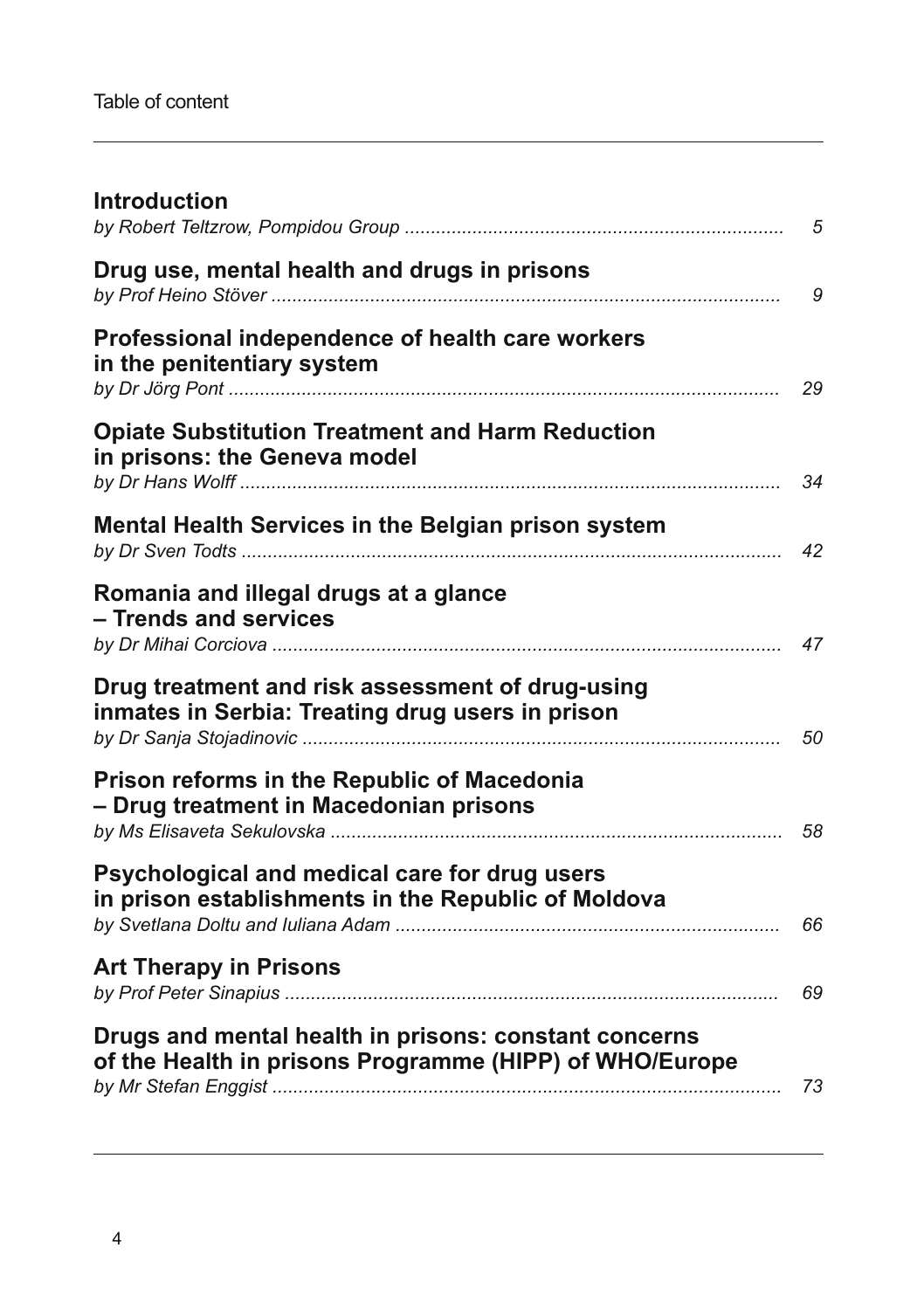Table of content

**Introduction**
*by Robert Teltzrow, Pompidou Group* ........ 5

**Drug use, mental health and drugs in prisons**
*by Prof Heino Stöver* ........ 9

**Professional independence of health care workers in the penitentiary system**
*by Dr Jörg Pont* ........ 29

**Opiate Substitution Treatment and Harm Reduction in prisons: the Geneva model**
*by Dr Hans Wolff* ........ 34

**Mental Health Services in the Belgian prison system**
*by Dr Sven Todts* ........ 42

**Romania and illegal drugs at a glance – Trends and services**
*by Dr Mihai Corciova* ........ 47

**Drug treatment and risk assessment of drug-using inmates in Serbia: Treating drug users in prison**
*by Dr Sanja Stojadinovic* ........ 50

**Prison reforms in the Republic of Macedonia – Drug treatment in Macedonian prisons**
*by Ms Elisaveta Sekulovska* ........ 58

**Psychological and medical care for drug users in prison establishments in the Republic of Moldova**
*by Svetlana Doltu and Iuliana Adam* ........ 66

**Art Therapy in Prisons**
*by Prof Peter Sinapius* ........ 69

**Drugs and mental health in prisons: constant concerns of the Health in prisons Programme (HIPP) of WHO/Europe**
*by Mr Stefan Enggist* ........ 73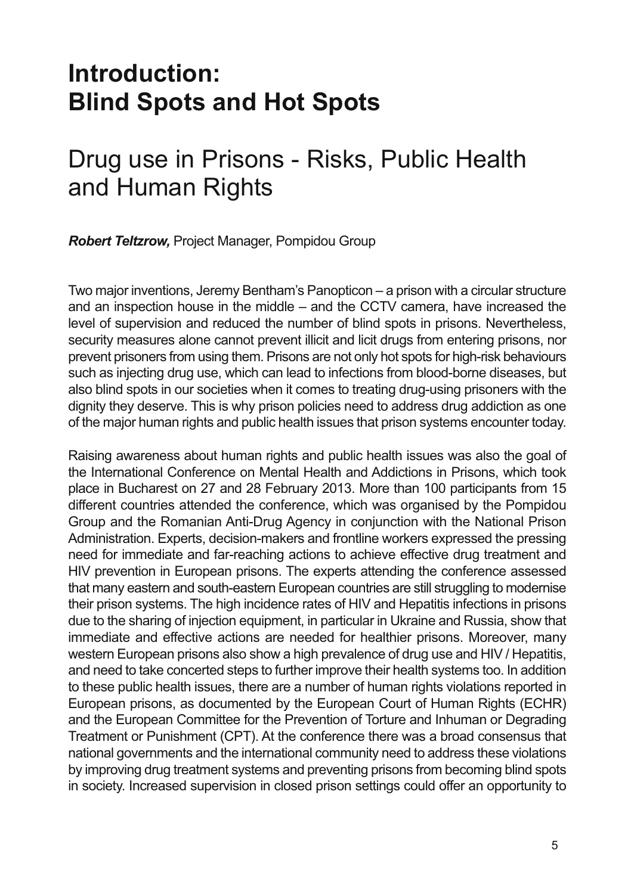# Introduction: Blind Spots and Hot Spots

## Drug use in Prisons - Risks, Public Health and Human Rights

***Robert Teltzrow,*** Project Manager, Pompidou Group

Two major inventions, Jeremy Bentham's Panopticon – a prison with a circular structure and an inspection house in the middle – and the CCTV camera, have increased the level of supervision and reduced the number of blind spots in prisons. Nevertheless, security measures alone cannot prevent illicit and licit drugs from entering prisons, nor prevent prisoners from using them. Prisons are not only hot spots for high-risk behaviours such as injecting drug use, which can lead to infections from blood-borne diseases, but also blind spots in our societies when it comes to treating drug-using prisoners with the dignity they deserve. This is why prison policies need to address drug addiction as one of the major human rights and public health issues that prison systems encounter today.

Raising awareness about human rights and public health issues was also the goal of the International Conference on Mental Health and Addictions in Prisons, which took place in Bucharest on 27 and 28 February 2013. More than 100 participants from 15 different countries attended the conference, which was organised by the Pompidou Group and the Romanian Anti-Drug Agency in conjunction with the National Prison Administration. Experts, decision-makers and frontline workers expressed the pressing need for immediate and far-reaching actions to achieve effective drug treatment and HIV prevention in European prisons. The experts attending the conference assessed that many eastern and south-eastern European countries are still struggling to modernise their prison systems. The high incidence rates of HIV and Hepatitis infections in prisons due to the sharing of injection equipment, in particular in Ukraine and Russia, show that immediate and effective actions are needed for healthier prisons. Moreover, many western European prisons also show a high prevalence of drug use and HIV / Hepatitis, and need to take concerted steps to further improve their health systems too. In addition to these public health issues, there are a number of human rights violations reported in European prisons, as documented by the European Court of Human Rights (ECHR) and the European Committee for the Prevention of Torture and Inhuman or Degrading Treatment or Punishment (CPT). At the conference there was a broad consensus that national governments and the international community need to address these violations by improving drug treatment systems and preventing prisons from becoming blind spots in society. Increased supervision in closed prison settings could offer an opportunity to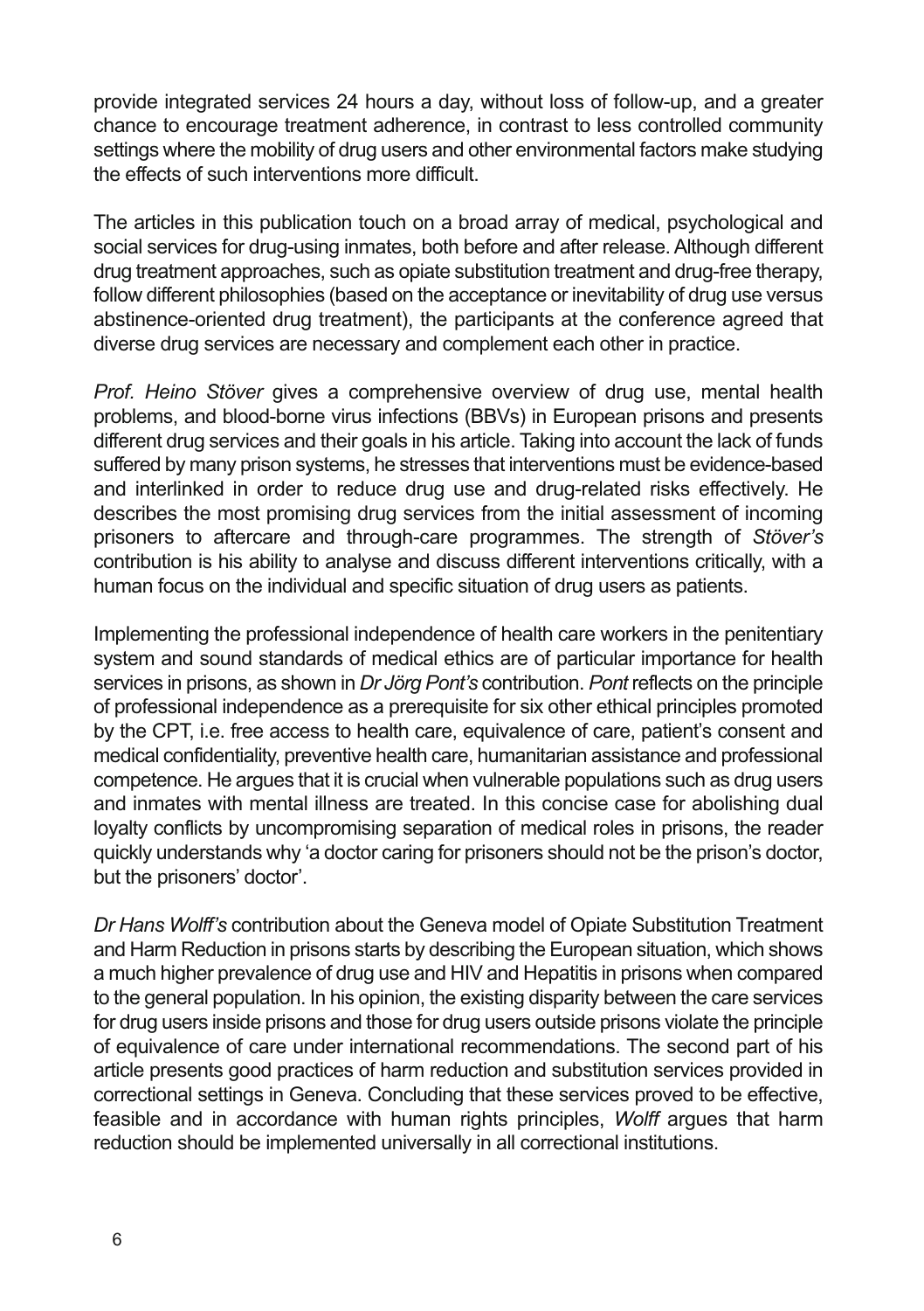provide integrated services 24 hours a day, without loss of follow-up, and a greater chance to encourage treatment adherence, in contrast to less controlled community settings where the mobility of drug users and other environmental factors make studying the effects of such interventions more difficult.

The articles in this publication touch on a broad array of medical, psychological and social services for drug-using inmates, both before and after release. Although different drug treatment approaches, such as opiate substitution treatment and drug-free therapy, follow different philosophies (based on the acceptance or inevitability of drug use versus abstinence-oriented drug treatment), the participants at the conference agreed that diverse drug services are necessary and complement each other in practice.

*Prof. Heino Stöver* gives a comprehensive overview of drug use, mental health problems, and blood-borne virus infections (BBVs) in European prisons and presents different drug services and their goals in his article. Taking into account the lack of funds suffered by many prison systems, he stresses that interventions must be evidence-based and interlinked in order to reduce drug use and drug-related risks effectively. He describes the most promising drug services from the initial assessment of incoming prisoners to aftercare and through-care programmes. The strength of *Stöver's* contribution is his ability to analyse and discuss different interventions critically, with a human focus on the individual and specific situation of drug users as patients.

Implementing the professional independence of health care workers in the penitentiary system and sound standards of medical ethics are of particular importance for health services in prisons, as shown in *Dr Jörg Pont's* contribution. *Pont* reflects on the principle of professional independence as a prerequisite for six other ethical principles promoted by the CPT, i.e. free access to health care, equivalence of care, patient's consent and medical confidentiality, preventive health care, humanitarian assistance and professional competence. He argues that it is crucial when vulnerable populations such as drug users and inmates with mental illness are treated. In this concise case for abolishing dual loyalty conflicts by uncompromising separation of medical roles in prisons, the reader quickly understands why 'a doctor caring for prisoners should not be the prison's doctor, but the prisoners' doctor'.

*Dr Hans Wolff's* contribution about the Geneva model of Opiate Substitution Treatment and Harm Reduction in prisons starts by describing the European situation, which shows a much higher prevalence of drug use and HIV and Hepatitis in prisons when compared to the general population. In his opinion, the existing disparity between the care services for drug users inside prisons and those for drug users outside prisons violate the principle of equivalence of care under international recommendations. The second part of his article presents good practices of harm reduction and substitution services provided in correctional settings in Geneva. Concluding that these services proved to be effective, feasible and in accordance with human rights principles, *Wolff* argues that harm reduction should be implemented universally in all correctional institutions.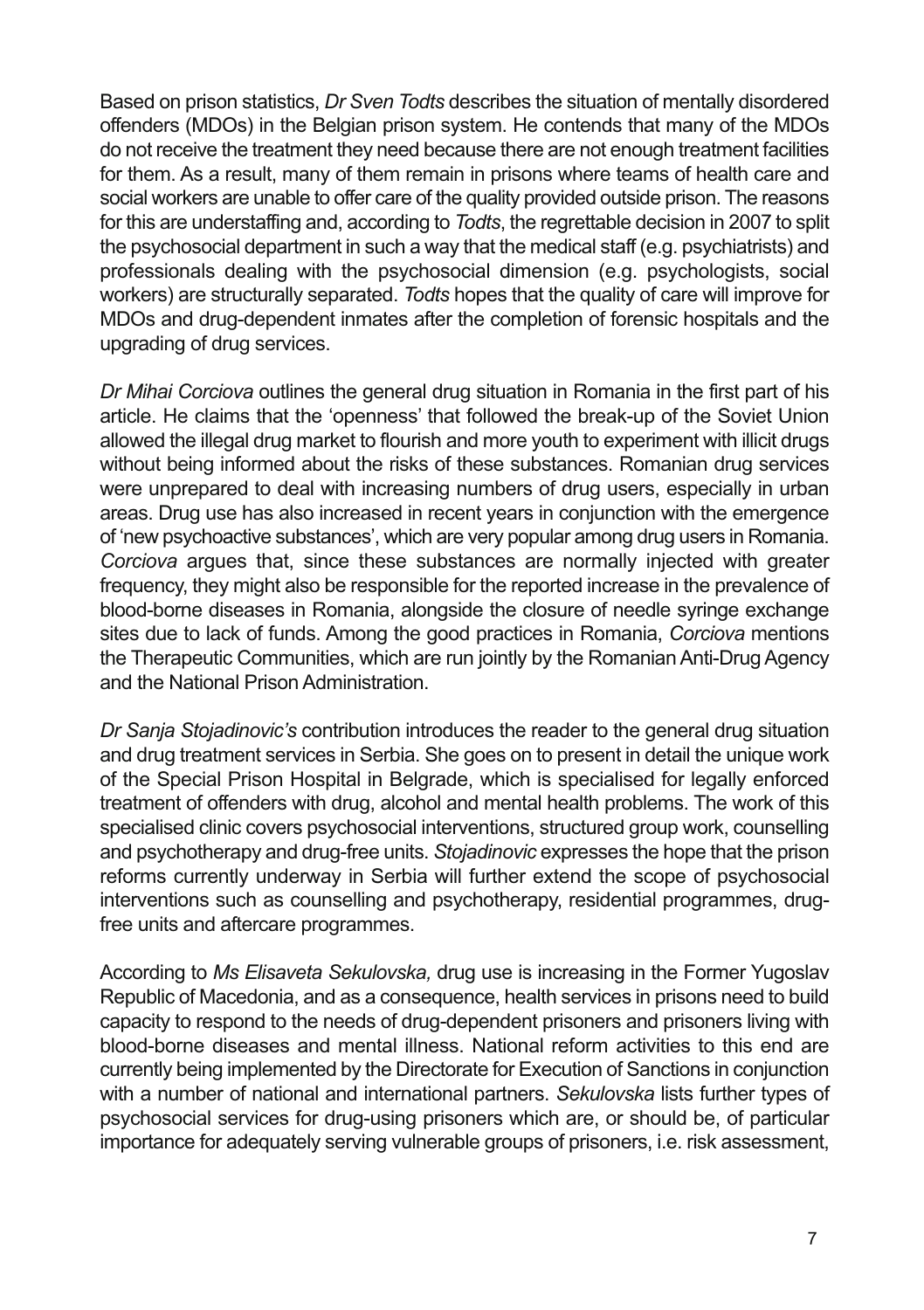Based on prison statistics, *Dr Sven Todts* describes the situation of mentally disordered offenders (MDOs) in the Belgian prison system. He contends that many of the MDOs do not receive the treatment they need because there are not enough treatment facilities for them. As a result, many of them remain in prisons where teams of health care and social workers are unable to offer care of the quality provided outside prison. The reasons for this are understaffing and, according to *Todts*, the regrettable decision in 2007 to split the psychosocial department in such a way that the medical staff (e.g. psychiatrists) and professionals dealing with the psychosocial dimension (e.g. psychologists, social workers) are structurally separated. *Todts* hopes that the quality of care will improve for MDOs and drug-dependent inmates after the completion of forensic hospitals and the upgrading of drug services.

*Dr Mihai Corciova* outlines the general drug situation in Romania in the first part of his article. He claims that the 'openness' that followed the break-up of the Soviet Union allowed the illegal drug market to flourish and more youth to experiment with illicit drugs without being informed about the risks of these substances. Romanian drug services were unprepared to deal with increasing numbers of drug users, especially in urban areas. Drug use has also increased in recent years in conjunction with the emergence of 'new psychoactive substances', which are very popular among drug users in Romania. *Corciova* argues that, since these substances are normally injected with greater frequency, they might also be responsible for the reported increase in the prevalence of blood-borne diseases in Romania, alongside the closure of needle syringe exchange sites due to lack of funds. Among the good practices in Romania, *Corciova* mentions the Therapeutic Communities, which are run jointly by the Romanian Anti-Drug Agency and the National Prison Administration.

*Dr Sanja Stojadinovic's* contribution introduces the reader to the general drug situation and drug treatment services in Serbia. She goes on to present in detail the unique work of the Special Prison Hospital in Belgrade, which is specialised for legally enforced treatment of offenders with drug, alcohol and mental health problems. The work of this specialised clinic covers psychosocial interventions, structured group work, counselling and psychotherapy and drug-free units. *Stojadinovic* expresses the hope that the prison reforms currently underway in Serbia will further extend the scope of psychosocial interventions such as counselling and psychotherapy, residential programmes, drug-free units and aftercare programmes.

According to *Ms Elisaveta Sekulovska,* drug use is increasing in the Former Yugoslav Republic of Macedonia, and as a consequence, health services in prisons need to build capacity to respond to the needs of drug-dependent prisoners and prisoners living with blood-borne diseases and mental illness. National reform activities to this end are currently being implemented by the Directorate for Execution of Sanctions in conjunction with a number of national and international partners. *Sekulovska* lists further types of psychosocial services for drug-using prisoners which are, or should be, of particular importance for adequately serving vulnerable groups of prisoners, i.e. risk assessment,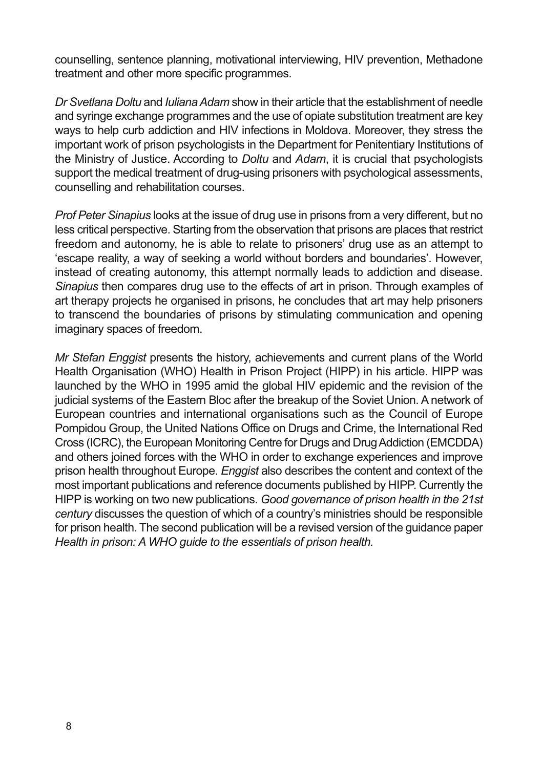counselling, sentence planning, motivational interviewing, HIV prevention, Methadone treatment and other more specific programmes.

*Dr Svetlana Doltu* and *Iuliana Adam* show in their article that the establishment of needle and syringe exchange programmes and the use of opiate substitution treatment are key ways to help curb addiction and HIV infections in Moldova. Moreover, they stress the important work of prison psychologists in the Department for Penitentiary Institutions of the Ministry of Justice. According to *Doltu* and *Adam*, it is crucial that psychologists support the medical treatment of drug-using prisoners with psychological assessments, counselling and rehabilitation courses.

*Prof Peter Sinapius* looks at the issue of drug use in prisons from a very different, but no less critical perspective. Starting from the observation that prisons are places that restrict freedom and autonomy, he is able to relate to prisoners' drug use as an attempt to 'escape reality, a way of seeking a world without borders and boundaries'. However, instead of creating autonomy, this attempt normally leads to addiction and disease. *Sinapius* then compares drug use to the effects of art in prison. Through examples of art therapy projects he organised in prisons, he concludes that art may help prisoners to transcend the boundaries of prisons by stimulating communication and opening imaginary spaces of freedom.

*Mr Stefan Enggist* presents the history, achievements and current plans of the World Health Organisation (WHO) Health in Prison Project (HIPP) in his article. HIPP was launched by the WHO in 1995 amid the global HIV epidemic and the revision of the judicial systems of the Eastern Bloc after the breakup of the Soviet Union. A network of European countries and international organisations such as the Council of Europe Pompidou Group, the United Nations Office on Drugs and Crime, the International Red Cross (ICRC), the European Monitoring Centre for Drugs and Drug Addiction (EMCDDA) and others joined forces with the WHO in order to exchange experiences and improve prison health throughout Europe. *Enggist* also describes the content and context of the most important publications and reference documents published by HIPP. Currently the HIPP is working on two new publications. *Good governance of prison health in the 21st century* discusses the question of which of a country's ministries should be responsible for prison health. The second publication will be a revised version of the guidance paper *Health in prison: A WHO guide to the essentials of prison health.*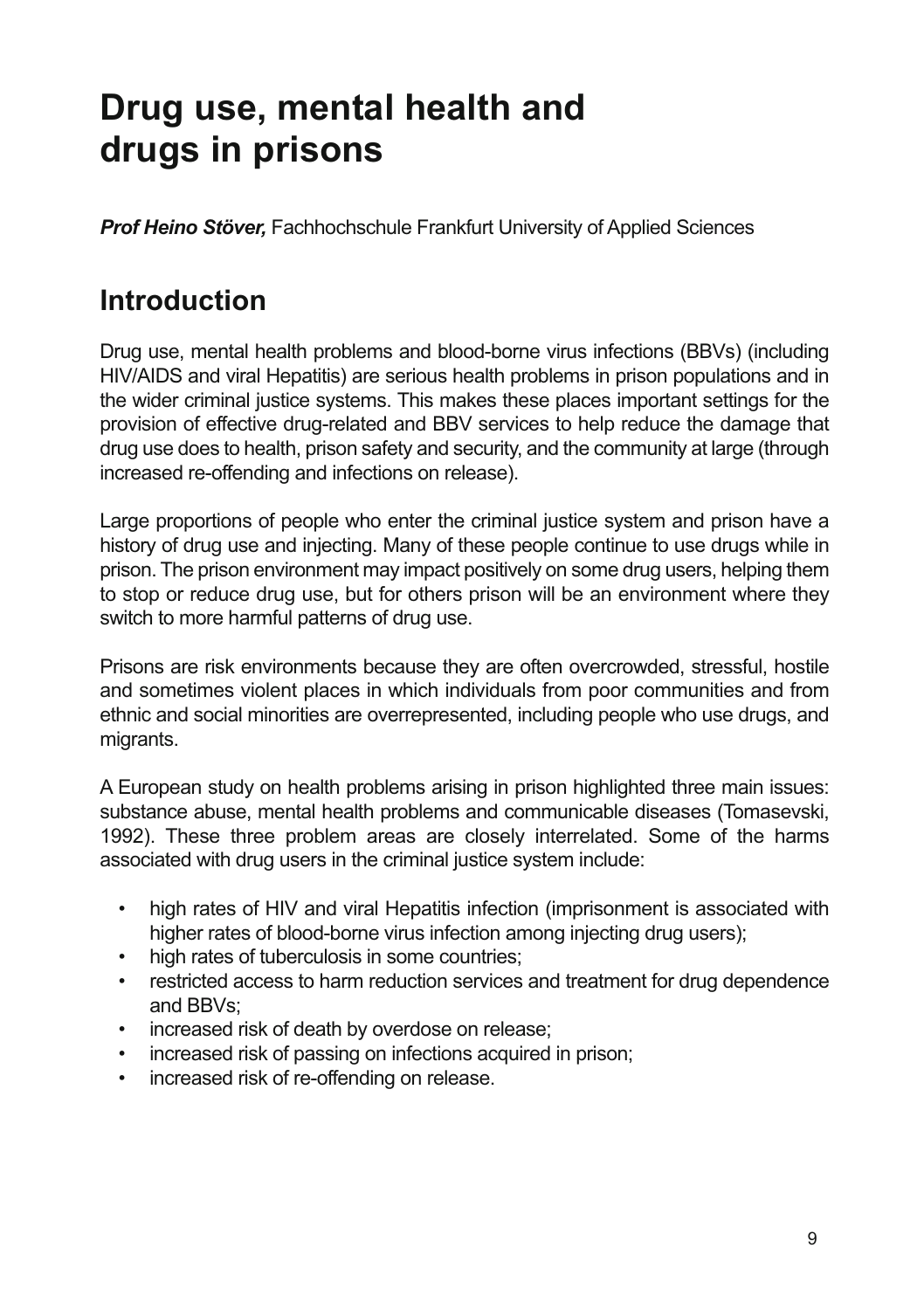# Drug use, mental health and drugs in prisons

***Prof Heino Stöver,*** Fachhochschule Frankfurt University of Applied Sciences

## Introduction

Drug use, mental health problems and blood-borne virus infections (BBVs) (including HIV/AIDS and viral Hepatitis) are serious health problems in prison populations and in the wider criminal justice systems. This makes these places important settings for the provision of effective drug-related and BBV services to help reduce the damage that drug use does to health, prison safety and security, and the community at large (through increased re-offending and infections on release).

Large proportions of people who enter the criminal justice system and prison have a history of drug use and injecting. Many of these people continue to use drugs while in prison. The prison environment may impact positively on some drug users, helping them to stop or reduce drug use, but for others prison will be an environment where they switch to more harmful patterns of drug use.

Prisons are risk environments because they are often overcrowded, stressful, hostile and sometimes violent places in which individuals from poor communities and from ethnic and social minorities are overrepresented, including people who use drugs, and migrants.

A European study on health problems arising in prison highlighted three main issues: substance abuse, mental health problems and communicable diseases (Tomasevski, 1992). These three problem areas are closely interrelated. Some of the harms associated with drug users in the criminal justice system include:

- high rates of HIV and viral Hepatitis infection (imprisonment is associated with higher rates of blood-borne virus infection among injecting drug users);
- high rates of tuberculosis in some countries;
- restricted access to harm reduction services and treatment for drug dependence and BBVs;
- increased risk of death by overdose on release;
- increased risk of passing on infections acquired in prison;
- increased risk of re-offending on release.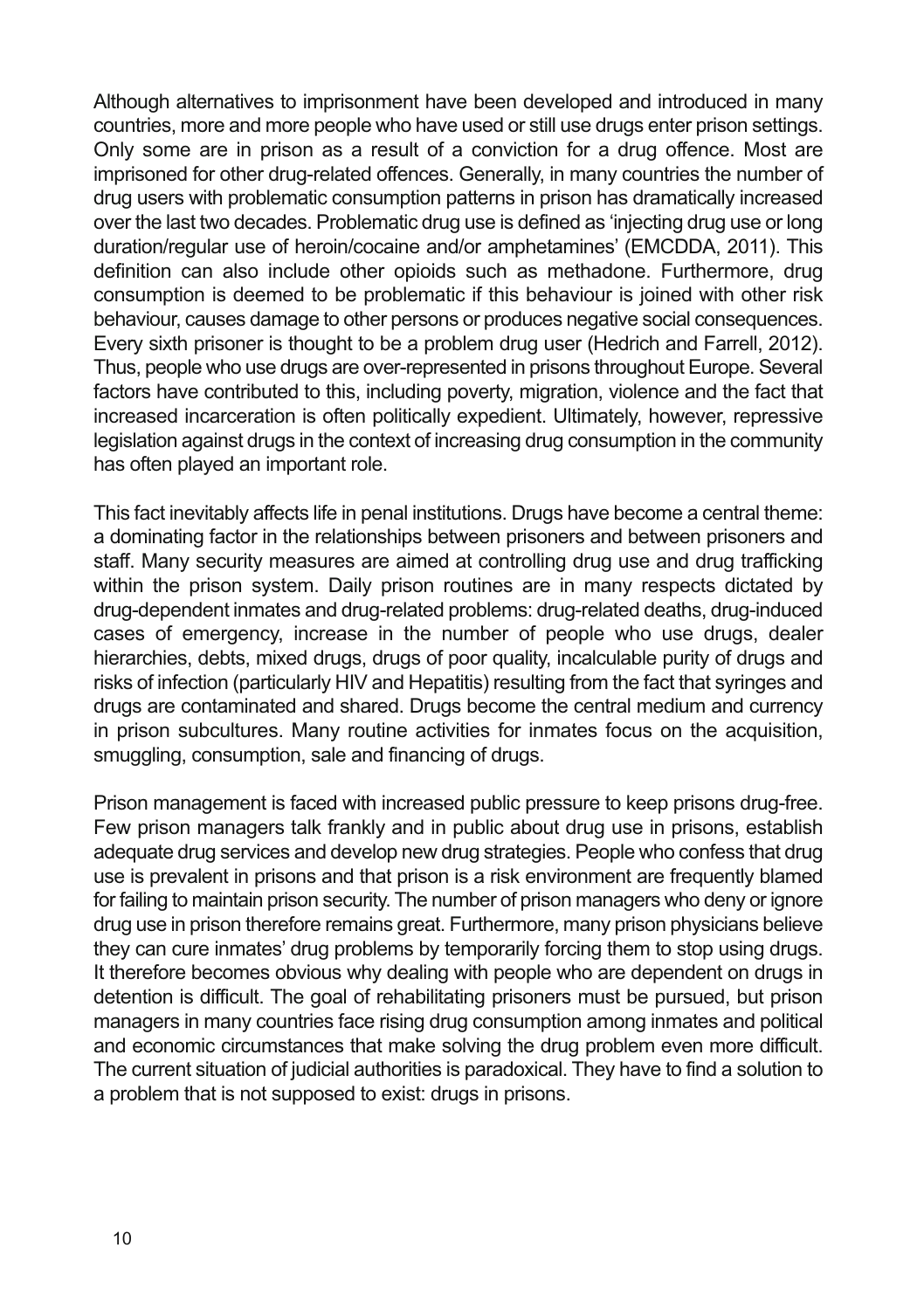Although alternatives to imprisonment have been developed and introduced in many countries, more and more people who have used or still use drugs enter prison settings. Only some are in prison as a result of a conviction for a drug offence. Most are imprisoned for other drug-related offences. Generally, in many countries the number of drug users with problematic consumption patterns in prison has dramatically increased over the last two decades. Problematic drug use is defined as 'injecting drug use or long duration/regular use of heroin/cocaine and/or amphetamines' (EMCDDA, 2011). This definition can also include other opioids such as methadone. Furthermore, drug consumption is deemed to be problematic if this behaviour is joined with other risk behaviour, causes damage to other persons or produces negative social consequences. Every sixth prisoner is thought to be a problem drug user (Hedrich and Farrell, 2012). Thus, people who use drugs are over-represented in prisons throughout Europe. Several factors have contributed to this, including poverty, migration, violence and the fact that increased incarceration is often politically expedient. Ultimately, however, repressive legislation against drugs in the context of increasing drug consumption in the community has often played an important role.

This fact inevitably affects life in penal institutions. Drugs have become a central theme: a dominating factor in the relationships between prisoners and between prisoners and staff. Many security measures are aimed at controlling drug use and drug trafficking within the prison system. Daily prison routines are in many respects dictated by drug-dependent inmates and drug-related problems: drug-related deaths, drug-induced cases of emergency, increase in the number of people who use drugs, dealer hierarchies, debts, mixed drugs, drugs of poor quality, incalculable purity of drugs and risks of infection (particularly HIV and Hepatitis) resulting from the fact that syringes and drugs are contaminated and shared. Drugs become the central medium and currency in prison subcultures. Many routine activities for inmates focus on the acquisition, smuggling, consumption, sale and financing of drugs.

Prison management is faced with increased public pressure to keep prisons drug-free. Few prison managers talk frankly and in public about drug use in prisons, establish adequate drug services and develop new drug strategies. People who confess that drug use is prevalent in prisons and that prison is a risk environment are frequently blamed for failing to maintain prison security. The number of prison managers who deny or ignore drug use in prison therefore remains great. Furthermore, many prison physicians believe they can cure inmates' drug problems by temporarily forcing them to stop using drugs. It therefore becomes obvious why dealing with people who are dependent on drugs in detention is difficult. The goal of rehabilitating prisoners must be pursued, but prison managers in many countries face rising drug consumption among inmates and political and economic circumstances that make solving the drug problem even more difficult. The current situation of judicial authorities is paradoxical. They have to find a solution to a problem that is not supposed to exist: drugs in prisons.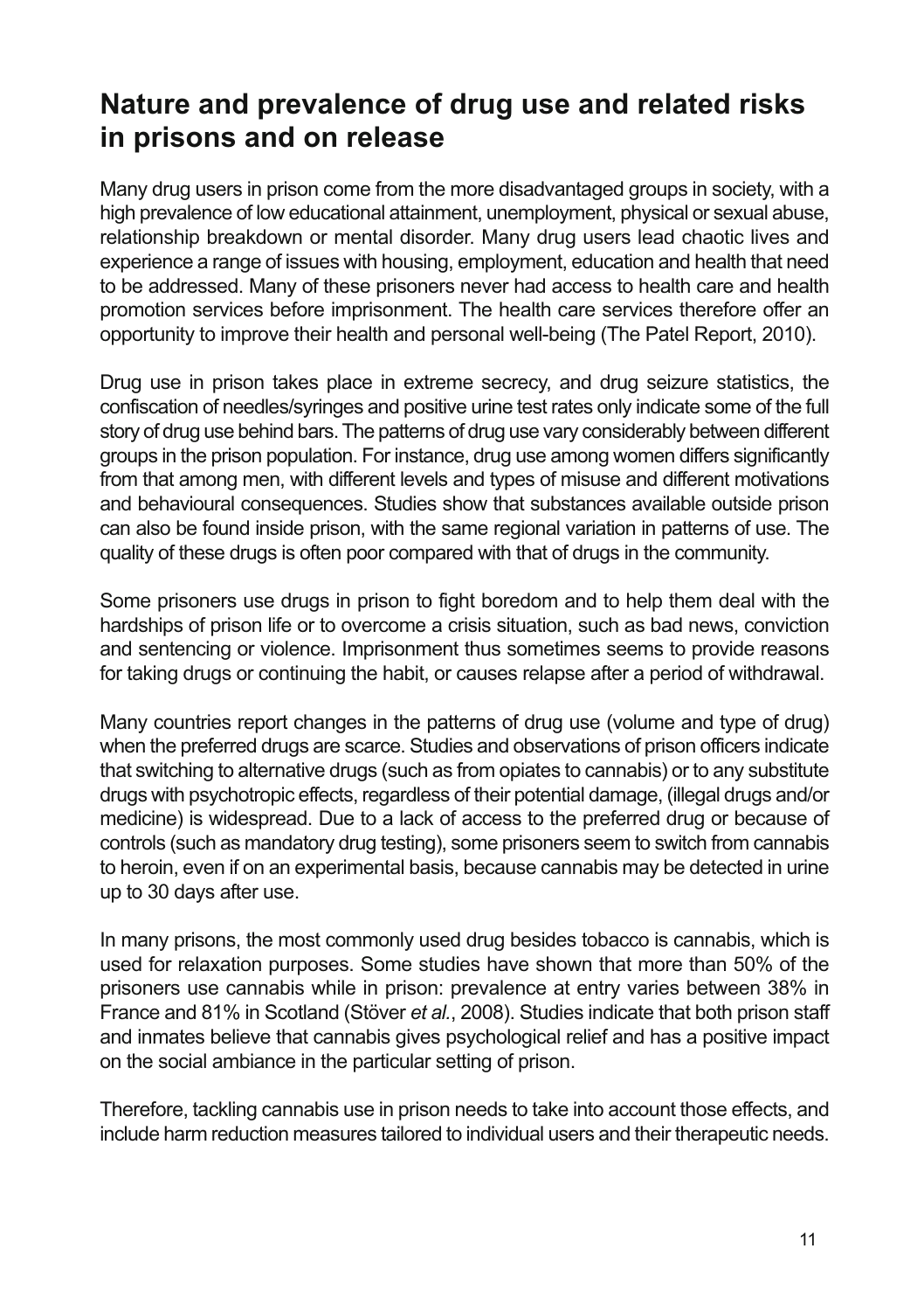## Nature and prevalence of drug use and related risks in prisons and on release

Many drug users in prison come from the more disadvantaged groups in society, with a high prevalence of low educational attainment, unemployment, physical or sexual abuse, relationship breakdown or mental disorder. Many drug users lead chaotic lives and experience a range of issues with housing, employment, education and health that need to be addressed. Many of these prisoners never had access to health care and health promotion services before imprisonment. The health care services therefore offer an opportunity to improve their health and personal well-being (The Patel Report, 2010).

Drug use in prison takes place in extreme secrecy, and drug seizure statistics, the confiscation of needles/syringes and positive urine test rates only indicate some of the full story of drug use behind bars. The patterns of drug use vary considerably between different groups in the prison population. For instance, drug use among women differs significantly from that among men, with different levels and types of misuse and different motivations and behavioural consequences. Studies show that substances available outside prison can also be found inside prison, with the same regional variation in patterns of use. The quality of these drugs is often poor compared with that of drugs in the community.

Some prisoners use drugs in prison to fight boredom and to help them deal with the hardships of prison life or to overcome a crisis situation, such as bad news, conviction and sentencing or violence. Imprisonment thus sometimes seems to provide reasons for taking drugs or continuing the habit, or causes relapse after a period of withdrawal.

Many countries report changes in the patterns of drug use (volume and type of drug) when the preferred drugs are scarce. Studies and observations of prison officers indicate that switching to alternative drugs (such as from opiates to cannabis) or to any substitute drugs with psychotropic effects, regardless of their potential damage, (illegal drugs and/or medicine) is widespread. Due to a lack of access to the preferred drug or because of controls (such as mandatory drug testing), some prisoners seem to switch from cannabis to heroin, even if on an experimental basis, because cannabis may be detected in urine up to 30 days after use.

In many prisons, the most commonly used drug besides tobacco is cannabis, which is used for relaxation purposes. Some studies have shown that more than 50% of the prisoners use cannabis while in prison: prevalence at entry varies between 38% in France and 81% in Scotland (Stöver *et al.*, 2008). Studies indicate that both prison staff and inmates believe that cannabis gives psychological relief and has a positive impact on the social ambiance in the particular setting of prison.

Therefore, tackling cannabis use in prison needs to take into account those effects, and include harm reduction measures tailored to individual users and their therapeutic needs.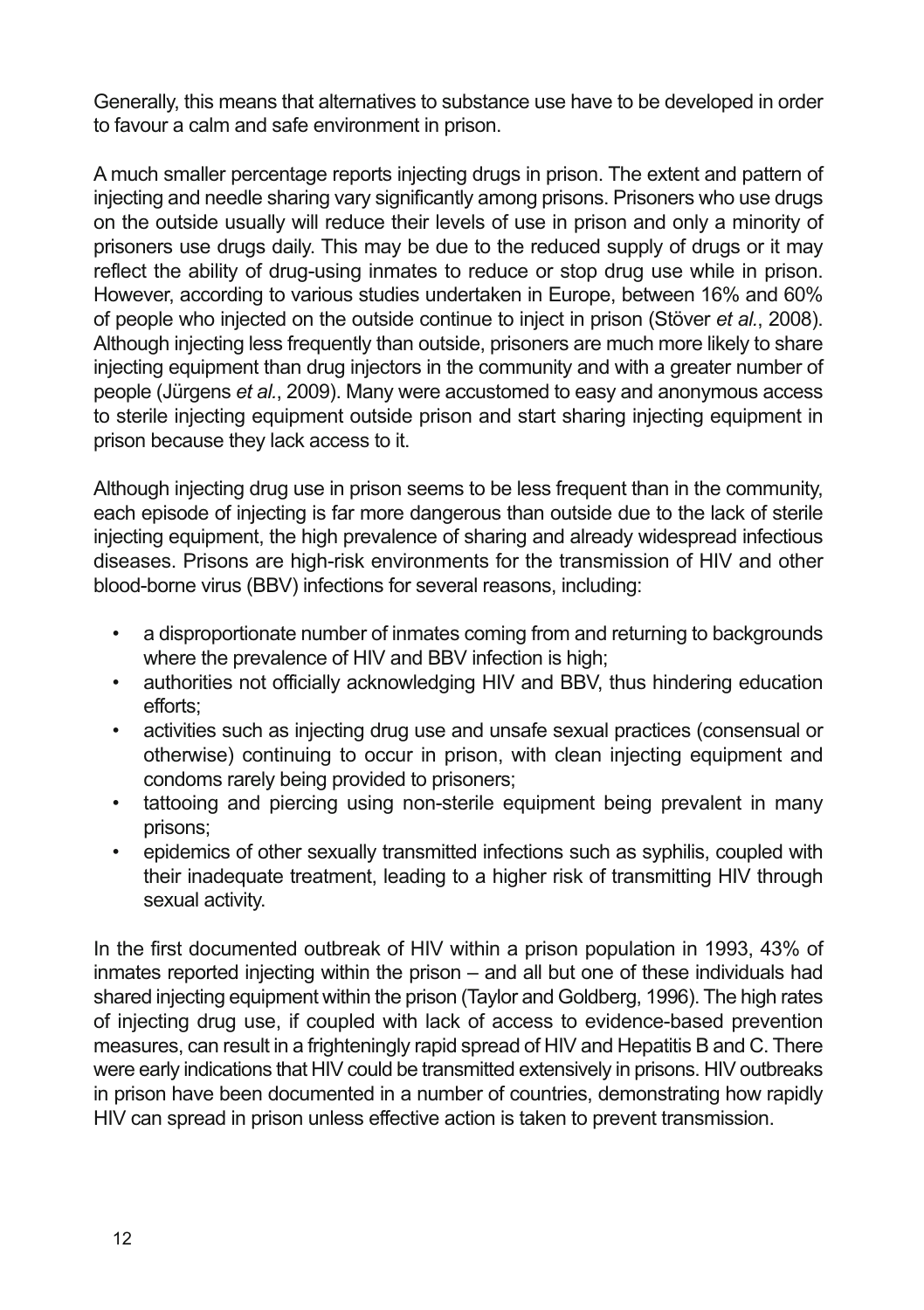Generally, this means that alternatives to substance use have to be developed in order to favour a calm and safe environment in prison.

A much smaller percentage reports injecting drugs in prison. The extent and pattern of injecting and needle sharing vary significantly among prisons. Prisoners who use drugs on the outside usually will reduce their levels of use in prison and only a minority of prisoners use drugs daily. This may be due to the reduced supply of drugs or it may reflect the ability of drug-using inmates to reduce or stop drug use while in prison. However, according to various studies undertaken in Europe, between 16% and 60% of people who injected on the outside continue to inject in prison (Stöver *et al.*, 2008). Although injecting less frequently than outside, prisoners are much more likely to share injecting equipment than drug injectors in the community and with a greater number of people (Jürgens *et al.*, 2009). Many were accustomed to easy and anonymous access to sterile injecting equipment outside prison and start sharing injecting equipment in prison because they lack access to it.

Although injecting drug use in prison seems to be less frequent than in the community, each episode of injecting is far more dangerous than outside due to the lack of sterile injecting equipment, the high prevalence of sharing and already widespread infectious diseases. Prisons are high-risk environments for the transmission of HIV and other blood-borne virus (BBV) infections for several reasons, including:

- a disproportionate number of inmates coming from and returning to backgrounds where the prevalence of HIV and BBV infection is high;
- authorities not officially acknowledging HIV and BBV, thus hindering education efforts;
- activities such as injecting drug use and unsafe sexual practices (consensual or otherwise) continuing to occur in prison, with clean injecting equipment and condoms rarely being provided to prisoners;
- tattooing and piercing using non-sterile equipment being prevalent in many prisons;
- epidemics of other sexually transmitted infections such as syphilis, coupled with their inadequate treatment, leading to a higher risk of transmitting HIV through sexual activity.

In the first documented outbreak of HIV within a prison population in 1993, 43% of inmates reported injecting within the prison – and all but one of these individuals had shared injecting equipment within the prison (Taylor and Goldberg, 1996). The high rates of injecting drug use, if coupled with lack of access to evidence-based prevention measures, can result in a frighteningly rapid spread of HIV and Hepatitis B and C. There were early indications that HIV could be transmitted extensively in prisons. HIV outbreaks in prison have been documented in a number of countries, demonstrating how rapidly HIV can spread in prison unless effective action is taken to prevent transmission.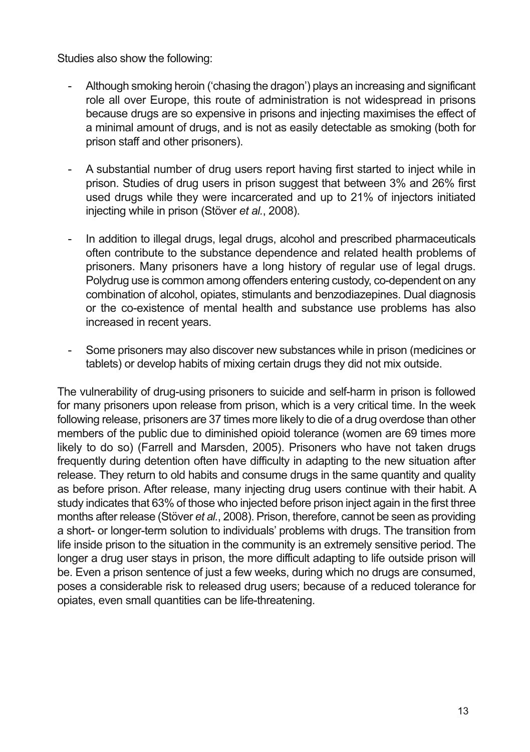Studies also show the following:

- Although smoking heroin ('chasing the dragon') plays an increasing and significant role all over Europe, this route of administration is not widespread in prisons because drugs are so expensive in prisons and injecting maximises the effect of a minimal amount of drugs, and is not as easily detectable as smoking (both for prison staff and other prisoners).

- A substantial number of drug users report having first started to inject while in prison. Studies of drug users in prison suggest that between 3% and 26% first used drugs while they were incarcerated and up to 21% of injectors initiated injecting while in prison (Stöver *et al.*, 2008).

- In addition to illegal drugs, legal drugs, alcohol and prescribed pharmaceuticals often contribute to the substance dependence and related health problems of prisoners. Many prisoners have a long history of regular use of legal drugs. Polydrug use is common among offenders entering custody, co-dependent on any combination of alcohol, opiates, stimulants and benzodiazepines. Dual diagnosis or the co-existence of mental health and substance use problems has also increased in recent years.

- Some prisoners may also discover new substances while in prison (medicines or tablets) or develop habits of mixing certain drugs they did not mix outside.

The vulnerability of drug-using prisoners to suicide and self-harm in prison is followed for many prisoners upon release from prison, which is a very critical time. In the week following release, prisoners are 37 times more likely to die of a drug overdose than other members of the public due to diminished opioid tolerance (women are 69 times more likely to do so) (Farrell and Marsden, 2005). Prisoners who have not taken drugs frequently during detention often have difficulty in adapting to the new situation after release. They return to old habits and consume drugs in the same quantity and quality as before prison. After release, many injecting drug users continue with their habit. A study indicates that 63% of those who injected before prison inject again in the first three months after release (Stöver *et al.*, 2008). Prison, therefore, cannot be seen as providing a short- or longer-term solution to individuals' problems with drugs. The transition from life inside prison to the situation in the community is an extremely sensitive period. The longer a drug user stays in prison, the more difficult adapting to life outside prison will be. Even a prison sentence of just a few weeks, during which no drugs are consumed, poses a considerable risk to released drug users; because of a reduced tolerance for opiates, even small quantities can be life-threatening.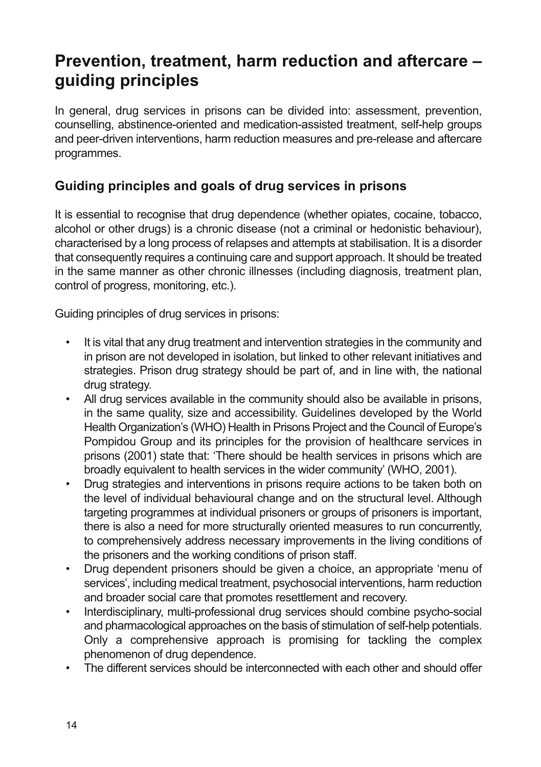# Prevention, treatment, harm reduction and aftercare – guiding principles

In general, drug services in prisons can be divided into: assessment, prevention, counselling, abstinence-oriented and medication-assisted treatment, self-help groups and peer-driven interventions, harm reduction measures and pre-release and aftercare programmes.

## Guiding principles and goals of drug services in prisons

It is essential to recognise that drug dependence (whether opiates, cocaine, tobacco, alcohol or other drugs) is a chronic disease (not a criminal or hedonistic behaviour), characterised by a long process of relapses and attempts at stabilisation. It is a disorder that consequently requires a continuing care and support approach. It should be treated in the same manner as other chronic illnesses (including diagnosis, treatment plan, control of progress, monitoring, etc.).

Guiding principles of drug services in prisons:

- It is vital that any drug treatment and intervention strategies in the community and in prison are not developed in isolation, but linked to other relevant initiatives and strategies. Prison drug strategy should be part of, and in line with, the national drug strategy.
- All drug services available in the community should also be available in prisons, in the same quality, size and accessibility. Guidelines developed by the World Health Organization's (WHO) Health in Prisons Project and the Council of Europe's Pompidou Group and its principles for the provision of healthcare services in prisons (2001) state that: 'There should be health services in prisons which are broadly equivalent to health services in the wider community' (WHO, 2001).
- Drug strategies and interventions in prisons require actions to be taken both on the level of individual behavioural change and on the structural level. Although targeting programmes at individual prisoners or groups of prisoners is important, there is also a need for more structurally oriented measures to run concurrently, to comprehensively address necessary improvements in the living conditions of the prisoners and the working conditions of prison staff.
- Drug dependent prisoners should be given a choice, an appropriate 'menu of services', including medical treatment, psychosocial interventions, harm reduction and broader social care that promotes resettlement and recovery.
- Interdisciplinary, multi-professional drug services should combine psycho-social and pharmacological approaches on the basis of stimulation of self-help potentials. Only a comprehensive approach is promising for tackling the complex phenomenon of drug dependence.
- The different services should be interconnected with each other and should offer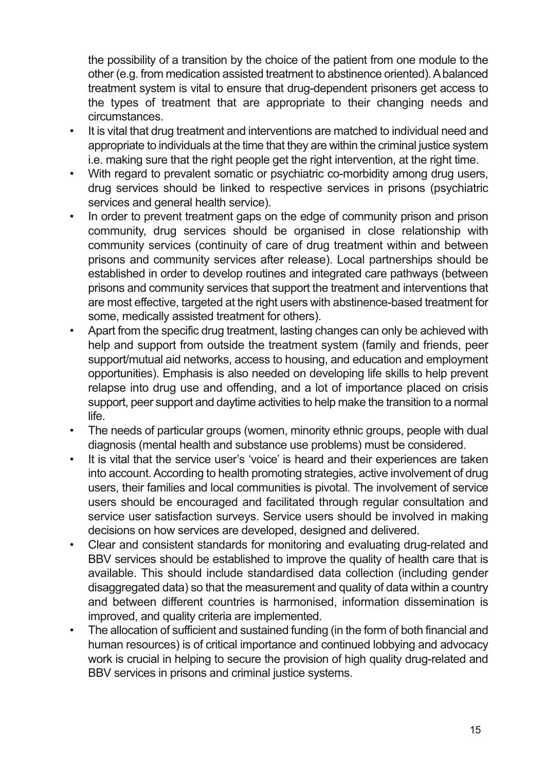the possibility of a transition by the choice of the patient from one module to the other (e.g. from medication assisted treatment to abstinence oriented). A balanced treatment system is vital to ensure that drug-dependent prisoners get access to the types of treatment that are appropriate to their changing needs and circumstances.

- It is vital that drug treatment and interventions are matched to individual need and appropriate to individuals at the time that they are within the criminal justice system i.e. making sure that the right people get the right intervention, at the right time.
- With regard to prevalent somatic or psychiatric co-morbidity among drug users, drug services should be linked to respective services in prisons (psychiatric services and general health service).
- In order to prevent treatment gaps on the edge of community prison and prison community, drug services should be organised in close relationship with community services (continuity of care of drug treatment within and between prisons and community services after release). Local partnerships should be established in order to develop routines and integrated care pathways (between prisons and community services that support the treatment and interventions that are most effective, targeted at the right users with abstinence-based treatment for some, medically assisted treatment for others).
- Apart from the specific drug treatment, lasting changes can only be achieved with help and support from outside the treatment system (family and friends, peer support/mutual aid networks, access to housing, and education and employment opportunities). Emphasis is also needed on developing life skills to help prevent relapse into drug use and offending, and a lot of importance placed on crisis support, peer support and daytime activities to help make the transition to a normal life.
- The needs of particular groups (women, minority ethnic groups, people with dual diagnosis (mental health and substance use problems) must be considered.
- It is vital that the service user's 'voice' is heard and their experiences are taken into account. According to health promoting strategies, active involvement of drug users, their families and local communities is pivotal. The involvement of service users should be encouraged and facilitated through regular consultation and service user satisfaction surveys. Service users should be involved in making decisions on how services are developed, designed and delivered.
- Clear and consistent standards for monitoring and evaluating drug-related and BBV services should be established to improve the quality of health care that is available. This should include standardised data collection (including gender disaggregated data) so that the measurement and quality of data within a country and between different countries is harmonised, information dissemination is improved, and quality criteria are implemented.
- The allocation of sufficient and sustained funding (in the form of both financial and human resources) is of critical importance and continued lobbying and advocacy work is crucial in helping to secure the provision of high quality drug-related and BBV services in prisons and criminal justice systems.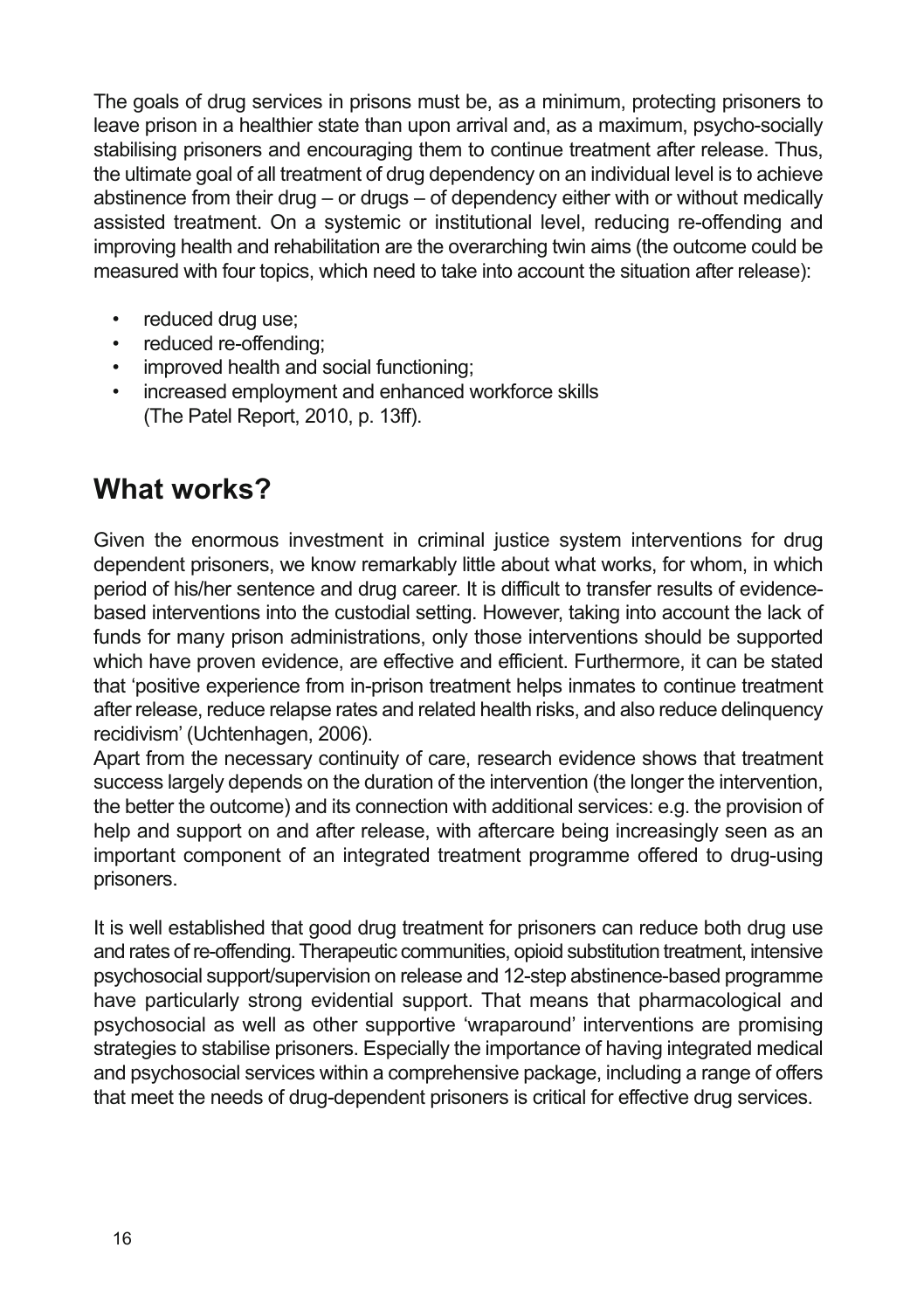The goals of drug services in prisons must be, as a minimum, protecting prisoners to leave prison in a healthier state than upon arrival and, as a maximum, psycho-socially stabilising prisoners and encouraging them to continue treatment after release. Thus, the ultimate goal of all treatment of drug dependency on an individual level is to achieve abstinence from their drug – or drugs – of dependency either with or without medically assisted treatment. On a systemic or institutional level, reducing re-offending and improving health and rehabilitation are the overarching twin aims (the outcome could be measured with four topics, which need to take into account the situation after release):

- reduced drug use;
- reduced re-offending;
- improved health and social functioning;
- increased employment and enhanced workforce skills (The Patel Report, 2010, p. 13ff).

## What works?

Given the enormous investment in criminal justice system interventions for drug dependent prisoners, we know remarkably little about what works, for whom, in which period of his/her sentence and drug career. It is difficult to transfer results of evidence-based interventions into the custodial setting. However, taking into account the lack of funds for many prison administrations, only those interventions should be supported which have proven evidence, are effective and efficient. Furthermore, it can be stated that 'positive experience from in-prison treatment helps inmates to continue treatment after release, reduce relapse rates and related health risks, and also reduce delinquency recidivism' (Uchtenhagen, 2006).

Apart from the necessary continuity of care, research evidence shows that treatment success largely depends on the duration of the intervention (the longer the intervention, the better the outcome) and its connection with additional services: e.g. the provision of help and support on and after release, with aftercare being increasingly seen as an important component of an integrated treatment programme offered to drug-using prisoners.

It is well established that good drug treatment for prisoners can reduce both drug use and rates of re-offending. Therapeutic communities, opioid substitution treatment, intensive psychosocial support/supervision on release and 12-step abstinence-based programme have particularly strong evidential support. That means that pharmacological and psychosocial as well as other supportive 'wraparound' interventions are promising strategies to stabilise prisoners. Especially the importance of having integrated medical and psychosocial services within a comprehensive package, including a range of offers that meet the needs of drug-dependent prisoners is critical for effective drug services.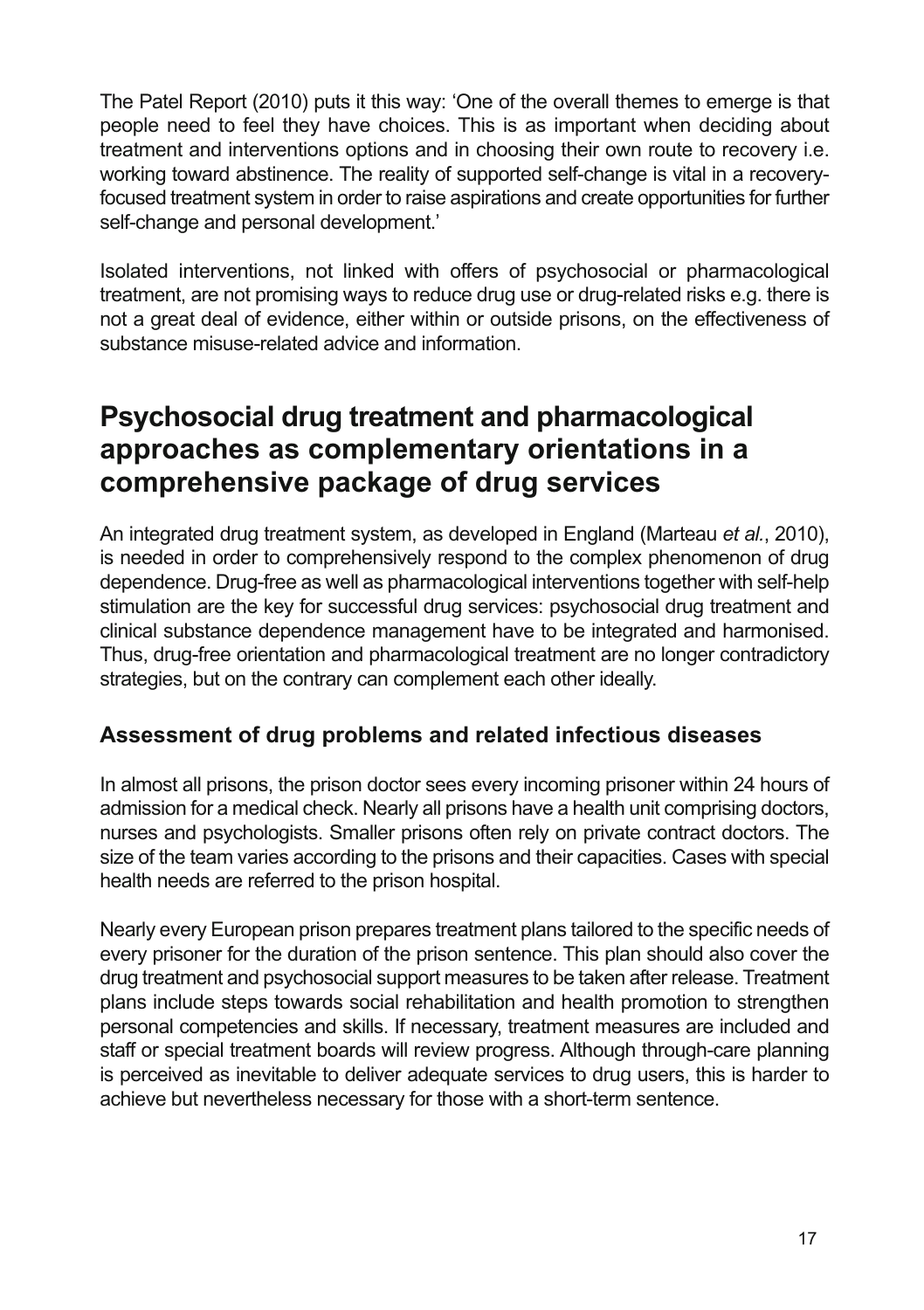The Patel Report (2010) puts it this way: 'One of the overall themes to emerge is that people need to feel they have choices. This is as important when deciding about treatment and interventions options and in choosing their own route to recovery i.e. working toward abstinence. The reality of supported self-change is vital in a recovery-focused treatment system in order to raise aspirations and create opportunities for further self-change and personal development.'

Isolated interventions, not linked with offers of psychosocial or pharmacological treatment, are not promising ways to reduce drug use or drug-related risks e.g. there is not a great deal of evidence, either within or outside prisons, on the effectiveness of substance misuse-related advice and information.

## Psychosocial drug treatment and pharmacological approaches as complementary orientations in a comprehensive package of drug services

An integrated drug treatment system, as developed in England (Marteau *et al.*, 2010), is needed in order to comprehensively respond to the complex phenomenon of drug dependence. Drug-free as well as pharmacological interventions together with self-help stimulation are the key for successful drug services: psychosocial drug treatment and clinical substance dependence management have to be integrated and harmonised. Thus, drug-free orientation and pharmacological treatment are no longer contradictory strategies, but on the contrary can complement each other ideally.

### Assessment of drug problems and related infectious diseases

In almost all prisons, the prison doctor sees every incoming prisoner within 24 hours of admission for a medical check. Nearly all prisons have a health unit comprising doctors, nurses and psychologists. Smaller prisons often rely on private contract doctors. The size of the team varies according to the prisons and their capacities. Cases with special health needs are referred to the prison hospital.

Nearly every European prison prepares treatment plans tailored to the specific needs of every prisoner for the duration of the prison sentence. This plan should also cover the drug treatment and psychosocial support measures to be taken after release. Treatment plans include steps towards social rehabilitation and health promotion to strengthen personal competencies and skills. If necessary, treatment measures are included and staff or special treatment boards will review progress. Although through-care planning is perceived as inevitable to deliver adequate services to drug users, this is harder to achieve but nevertheless necessary for those with a short-term sentence.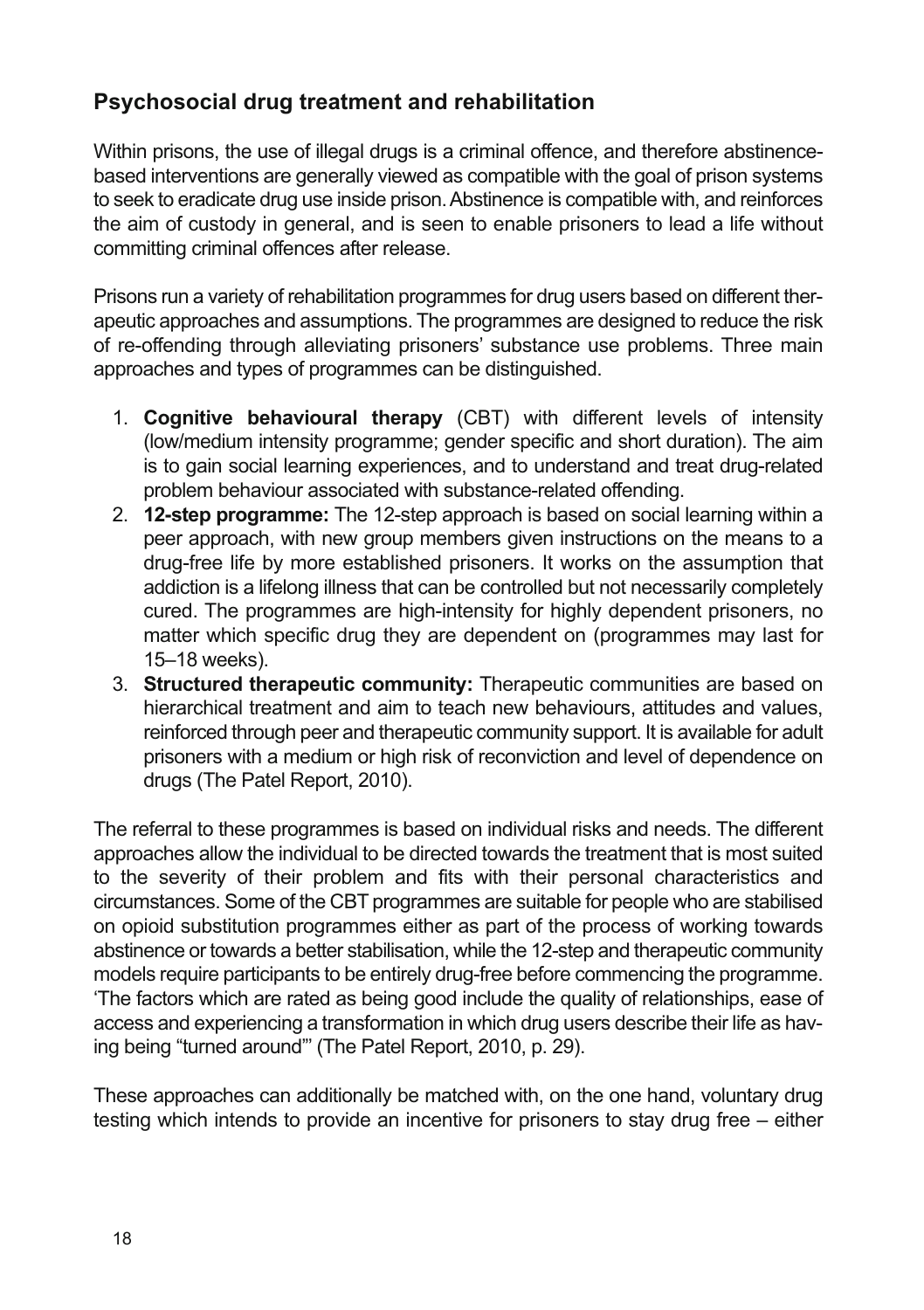## Psychosocial drug treatment and rehabilitation

Within prisons, the use of illegal drugs is a criminal offence, and therefore abstinence-based interventions are generally viewed as compatible with the goal of prison systems to seek to eradicate drug use inside prison. Abstinence is compatible with, and reinforces the aim of custody in general, and is seen to enable prisoners to lead a life without committing criminal offences after release.

Prisons run a variety of rehabilitation programmes for drug users based on different therapeutic approaches and assumptions. The programmes are designed to reduce the risk of re-offending through alleviating prisoners' substance use problems. Three main approaches and types of programmes can be distinguished.

1. **Cognitive behavioural therapy** (CBT) with different levels of intensity (low/medium intensity programme; gender specific and short duration). The aim is to gain social learning experiences, and to understand and treat drug-related problem behaviour associated with substance-related offending.
2. **12-step programme:** The 12-step approach is based on social learning within a peer approach, with new group members given instructions on the means to a drug-free life by more established prisoners. It works on the assumption that addiction is a lifelong illness that can be controlled but not necessarily completely cured. The programmes are high-intensity for highly dependent prisoners, no matter which specific drug they are dependent on (programmes may last for 15–18 weeks).
3. **Structured therapeutic community:** Therapeutic communities are based on hierarchical treatment and aim to teach new behaviours, attitudes and values, reinforced through peer and therapeutic community support. It is available for adult prisoners with a medium or high risk of reconviction and level of dependence on drugs (The Patel Report, 2010).

The referral to these programmes is based on individual risks and needs. The different approaches allow the individual to be directed towards the treatment that is most suited to the severity of their problem and fits with their personal characteristics and circumstances. Some of the CBT programmes are suitable for people who are stabilised on opioid substitution programmes either as part of the process of working towards abstinence or towards a better stabilisation, while the 12-step and therapeutic community models require participants to be entirely drug-free before commencing the programme. 'The factors which are rated as being good include the quality of relationships, ease of access and experiencing a transformation in which drug users describe their life as having being "turned around"' (The Patel Report, 2010, p. 29).

These approaches can additionally be matched with, on the one hand, voluntary drug testing which intends to provide an incentive for prisoners to stay drug free – either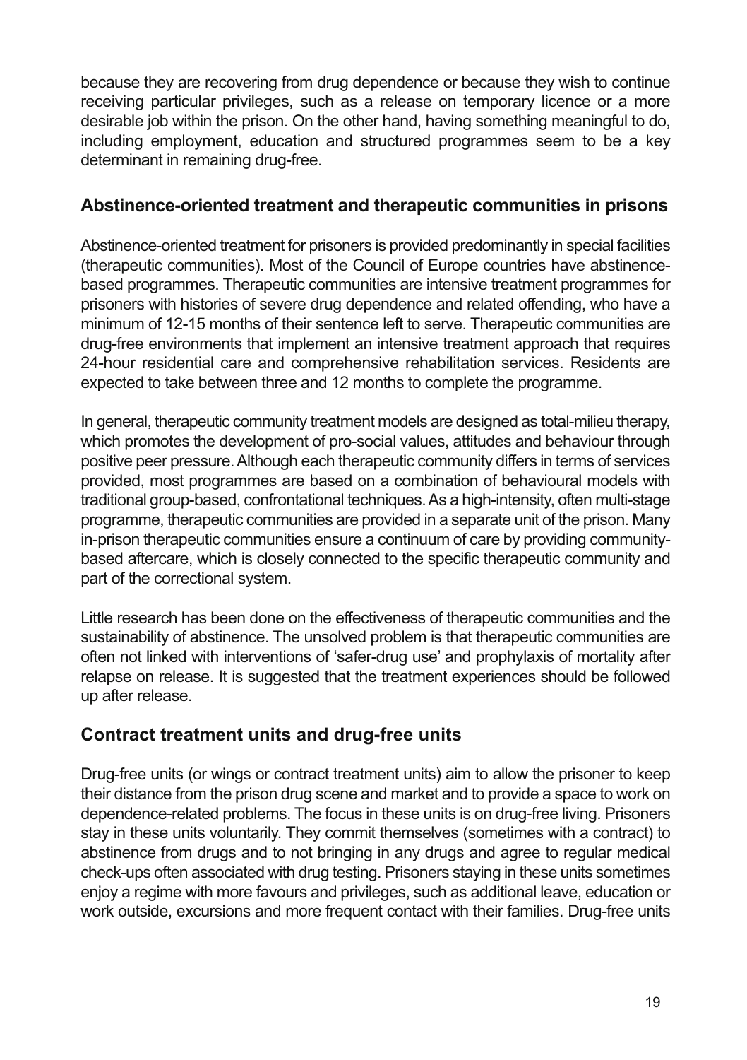because they are recovering from drug dependence or because they wish to continue receiving particular privileges, such as a release on temporary licence or a more desirable job within the prison. On the other hand, having something meaningful to do, including employment, education and structured programmes seem to be a key determinant in remaining drug-free.

## Abstinence-oriented treatment and therapeutic communities in prisons

Abstinence-oriented treatment for prisoners is provided predominantly in special facilities (therapeutic communities). Most of the Council of Europe countries have abstinence-based programmes. Therapeutic communities are intensive treatment programmes for prisoners with histories of severe drug dependence and related offending, who have a minimum of 12-15 months of their sentence left to serve. Therapeutic communities are drug-free environments that implement an intensive treatment approach that requires 24-hour residential care and comprehensive rehabilitation services. Residents are expected to take between three and 12 months to complete the programme.

In general, therapeutic community treatment models are designed as total-milieu therapy, which promotes the development of pro-social values, attitudes and behaviour through positive peer pressure. Although each therapeutic community differs in terms of services provided, most programmes are based on a combination of behavioural models with traditional group-based, confrontational techniques. As a high-intensity, often multi-stage programme, therapeutic communities are provided in a separate unit of the prison. Many in-prison therapeutic communities ensure a continuum of care by providing community-based aftercare, which is closely connected to the specific therapeutic community and part of the correctional system.

Little research has been done on the effectiveness of therapeutic communities and the sustainability of abstinence. The unsolved problem is that therapeutic communities are often not linked with interventions of 'safer-drug use' and prophylaxis of mortality after relapse on release. It is suggested that the treatment experiences should be followed up after release.

## Contract treatment units and drug-free units

Drug-free units (or wings or contract treatment units) aim to allow the prisoner to keep their distance from the prison drug scene and market and to provide a space to work on dependence-related problems. The focus in these units is on drug-free living. Prisoners stay in these units voluntarily. They commit themselves (sometimes with a contract) to abstinence from drugs and to not bringing in any drugs and agree to regular medical check-ups often associated with drug testing. Prisoners staying in these units sometimes enjoy a regime with more favours and privileges, such as additional leave, education or work outside, excursions and more frequent contact with their families. Drug-free units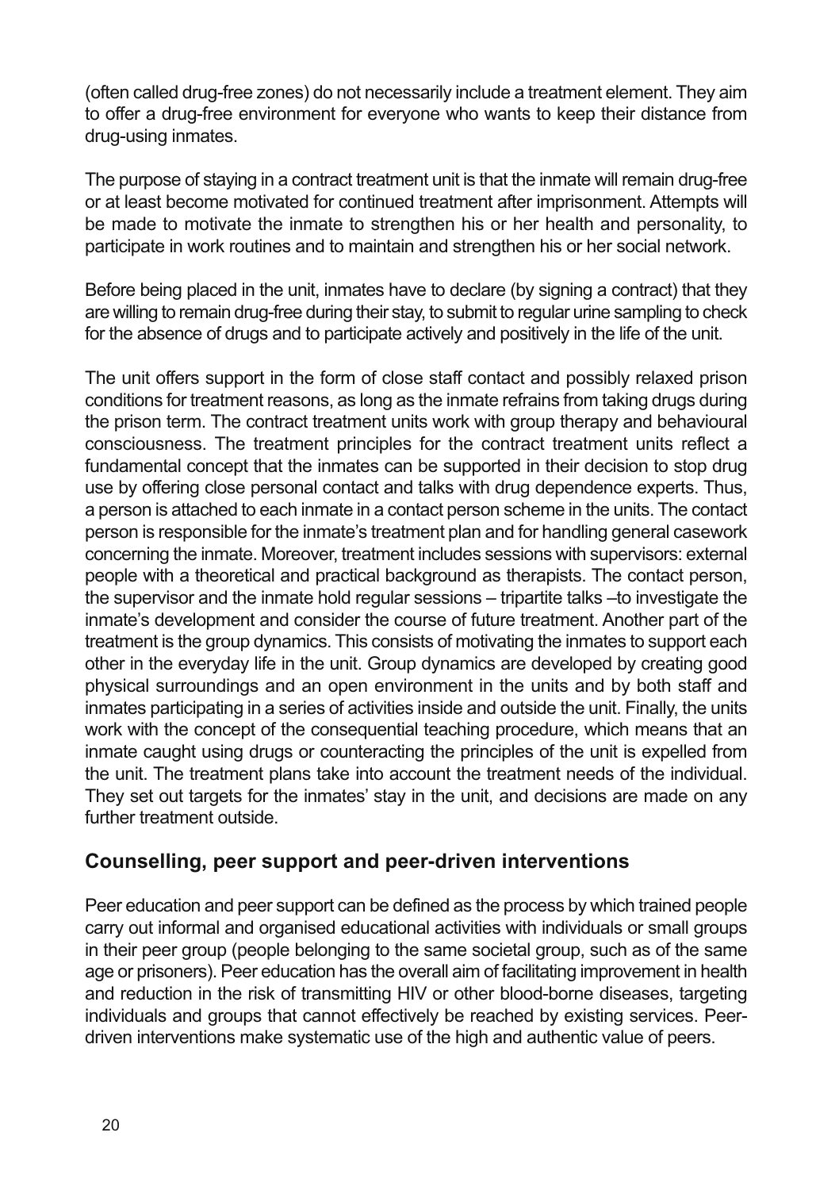(often called drug-free zones) do not necessarily include a treatment element. They aim to offer a drug-free environment for everyone who wants to keep their distance from drug-using inmates.

The purpose of staying in a contract treatment unit is that the inmate will remain drug-free or at least become motivated for continued treatment after imprisonment. Attempts will be made to motivate the inmate to strengthen his or her health and personality, to participate in work routines and to maintain and strengthen his or her social network.

Before being placed in the unit, inmates have to declare (by signing a contract) that they are willing to remain drug-free during their stay, to submit to regular urine sampling to check for the absence of drugs and to participate actively and positively in the life of the unit.

The unit offers support in the form of close staff contact and possibly relaxed prison conditions for treatment reasons, as long as the inmate refrains from taking drugs during the prison term. The contract treatment units work with group therapy and behavioural consciousness. The treatment principles for the contract treatment units reflect a fundamental concept that the inmates can be supported in their decision to stop drug use by offering close personal contact and talks with drug dependence experts. Thus, a person is attached to each inmate in a contact person scheme in the units. The contact person is responsible for the inmate's treatment plan and for handling general casework concerning the inmate. Moreover, treatment includes sessions with supervisors: external people with a theoretical and practical background as therapists. The contact person, the supervisor and the inmate hold regular sessions – tripartite talks –to investigate the inmate's development and consider the course of future treatment. Another part of the treatment is the group dynamics. This consists of motivating the inmates to support each other in the everyday life in the unit. Group dynamics are developed by creating good physical surroundings and an open environment in the units and by both staff and inmates participating in a series of activities inside and outside the unit. Finally, the units work with the concept of the consequential teaching procedure, which means that an inmate caught using drugs or counteracting the principles of the unit is expelled from the unit. The treatment plans take into account the treatment needs of the individual. They set out targets for the inmates' stay in the unit, and decisions are made on any further treatment outside.

## Counselling, peer support and peer-driven interventions

Peer education and peer support can be defined as the process by which trained people carry out informal and organised educational activities with individuals or small groups in their peer group (people belonging to the same societal group, such as of the same age or prisoners). Peer education has the overall aim of facilitating improvement in health and reduction in the risk of transmitting HIV or other blood-borne diseases, targeting individuals and groups that cannot effectively be reached by existing services. Peer-driven interventions make systematic use of the high and authentic value of peers.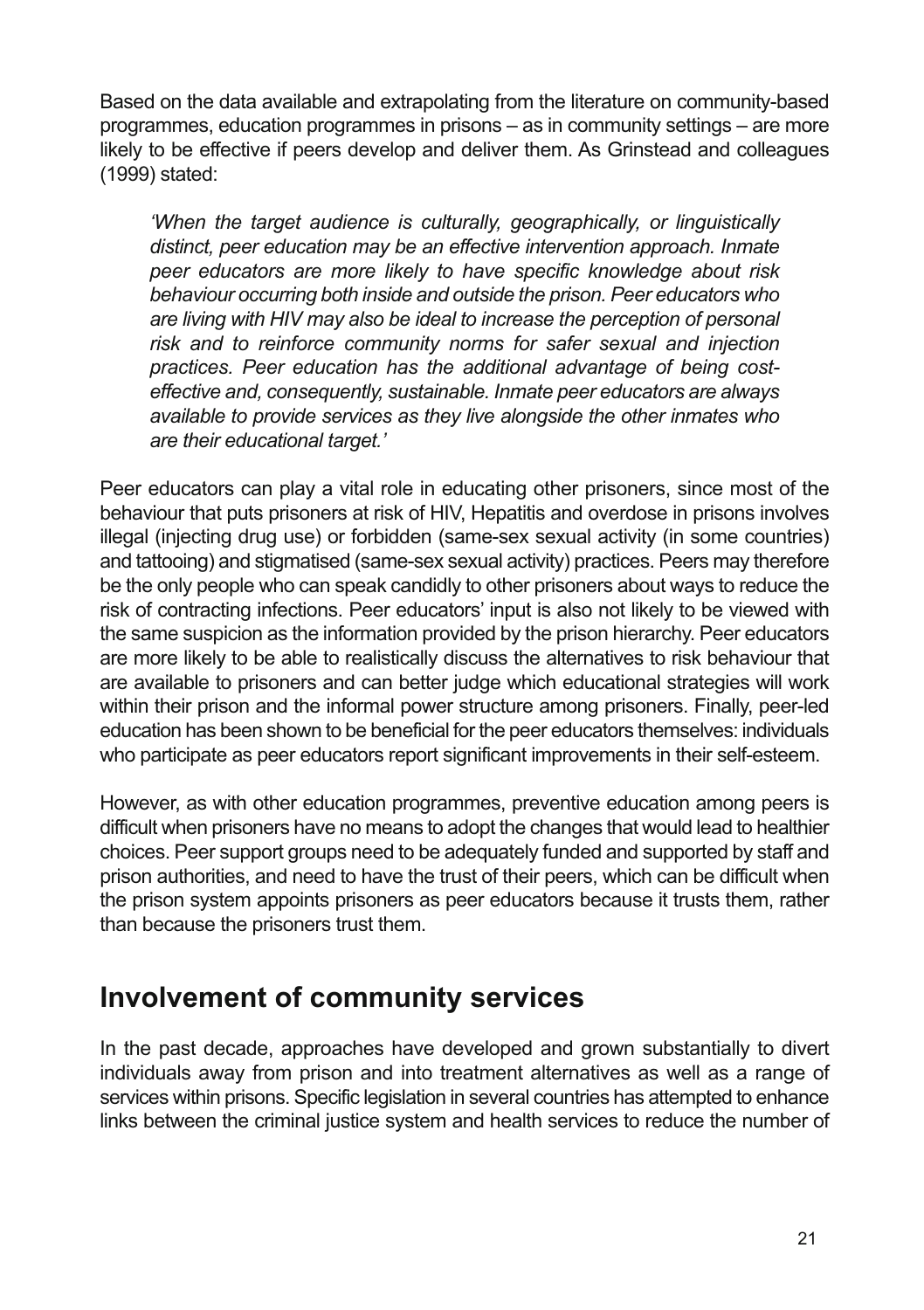Based on the data available and extrapolating from the literature on community-based programmes, education programmes in prisons – as in community settings – are more likely to be effective if peers develop and deliver them. As Grinstead and colleagues (1999) stated:

> *'When the target audience is culturally, geographically, or linguistically distinct, peer education may be an effective intervention approach. Inmate peer educators are more likely to have specific knowledge about risk behaviour occurring both inside and outside the prison. Peer educators who are living with HIV may also be ideal to increase the perception of personal risk and to reinforce community norms for safer sexual and injection practices. Peer education has the additional advantage of being cost-effective and, consequently, sustainable. Inmate peer educators are always available to provide services as they live alongside the other inmates who are their educational target.'*

Peer educators can play a vital role in educating other prisoners, since most of the behaviour that puts prisoners at risk of HIV, Hepatitis and overdose in prisons involves illegal (injecting drug use) or forbidden (same-sex sexual activity (in some countries) and tattooing) and stigmatised (same-sex sexual activity) practices. Peers may therefore be the only people who can speak candidly to other prisoners about ways to reduce the risk of contracting infections. Peer educators' input is also not likely to be viewed with the same suspicion as the information provided by the prison hierarchy. Peer educators are more likely to be able to realistically discuss the alternatives to risk behaviour that are available to prisoners and can better judge which educational strategies will work within their prison and the informal power structure among prisoners. Finally, peer-led education has been shown to be beneficial for the peer educators themselves: individuals who participate as peer educators report significant improvements in their self-esteem.

However, as with other education programmes, preventive education among peers is difficult when prisoners have no means to adopt the changes that would lead to healthier choices. Peer support groups need to be adequately funded and supported by staff and prison authorities, and need to have the trust of their peers, which can be difficult when the prison system appoints prisoners as peer educators because it trusts them, rather than because the prisoners trust them.

## Involvement of community services

In the past decade, approaches have developed and grown substantially to divert individuals away from prison and into treatment alternatives as well as a range of services within prisons. Specific legislation in several countries has attempted to enhance links between the criminal justice system and health services to reduce the number of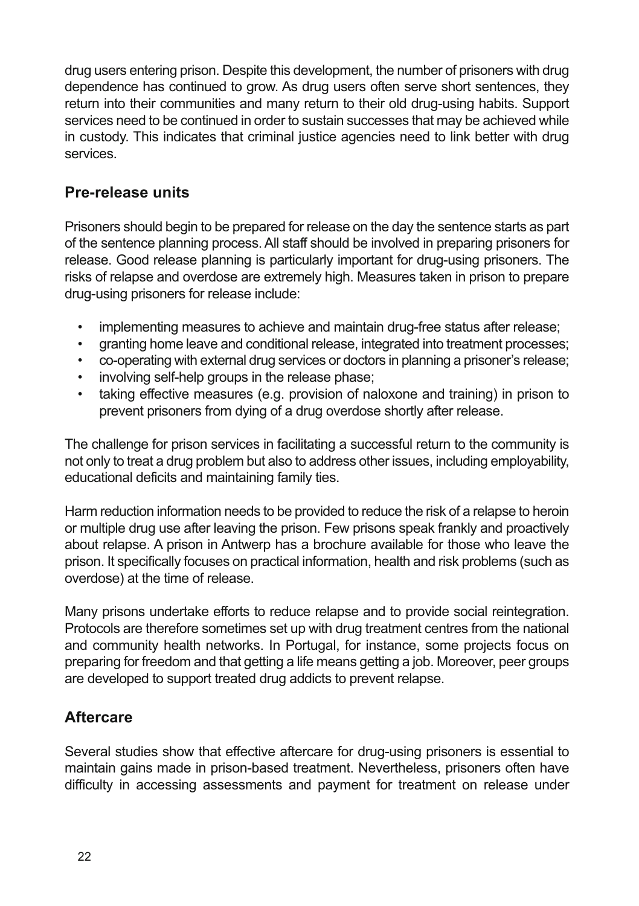drug users entering prison. Despite this development, the number of prisoners with drug dependence has continued to grow. As drug users often serve short sentences, they return into their communities and many return to their old drug-using habits. Support services need to be continued in order to sustain successes that may be achieved while in custody. This indicates that criminal justice agencies need to link better with drug services.

## Pre-release units

Prisoners should begin to be prepared for release on the day the sentence starts as part of the sentence planning process. All staff should be involved in preparing prisoners for release. Good release planning is particularly important for drug-using prisoners. The risks of relapse and overdose are extremely high. Measures taken in prison to prepare drug-using prisoners for release include:

- implementing measures to achieve and maintain drug-free status after release;
- granting home leave and conditional release, integrated into treatment processes;
- co-operating with external drug services or doctors in planning a prisoner's release;
- involving self-help groups in the release phase;
- taking effective measures (e.g. provision of naloxone and training) in prison to prevent prisoners from dying of a drug overdose shortly after release.

The challenge for prison services in facilitating a successful return to the community is not only to treat a drug problem but also to address other issues, including employability, educational deficits and maintaining family ties.

Harm reduction information needs to be provided to reduce the risk of a relapse to heroin or multiple drug use after leaving the prison. Few prisons speak frankly and proactively about relapse. A prison in Antwerp has a brochure available for those who leave the prison. It specifically focuses on practical information, health and risk problems (such as overdose) at the time of release.

Many prisons undertake efforts to reduce relapse and to provide social reintegration. Protocols are therefore sometimes set up with drug treatment centres from the national and community health networks. In Portugal, for instance, some projects focus on preparing for freedom and that getting a life means getting a job. Moreover, peer groups are developed to support treated drug addicts to prevent relapse.

## Aftercare

Several studies show that effective aftercare for drug-using prisoners is essential to maintain gains made in prison-based treatment. Nevertheless, prisoners often have difficulty in accessing assessments and payment for treatment on release under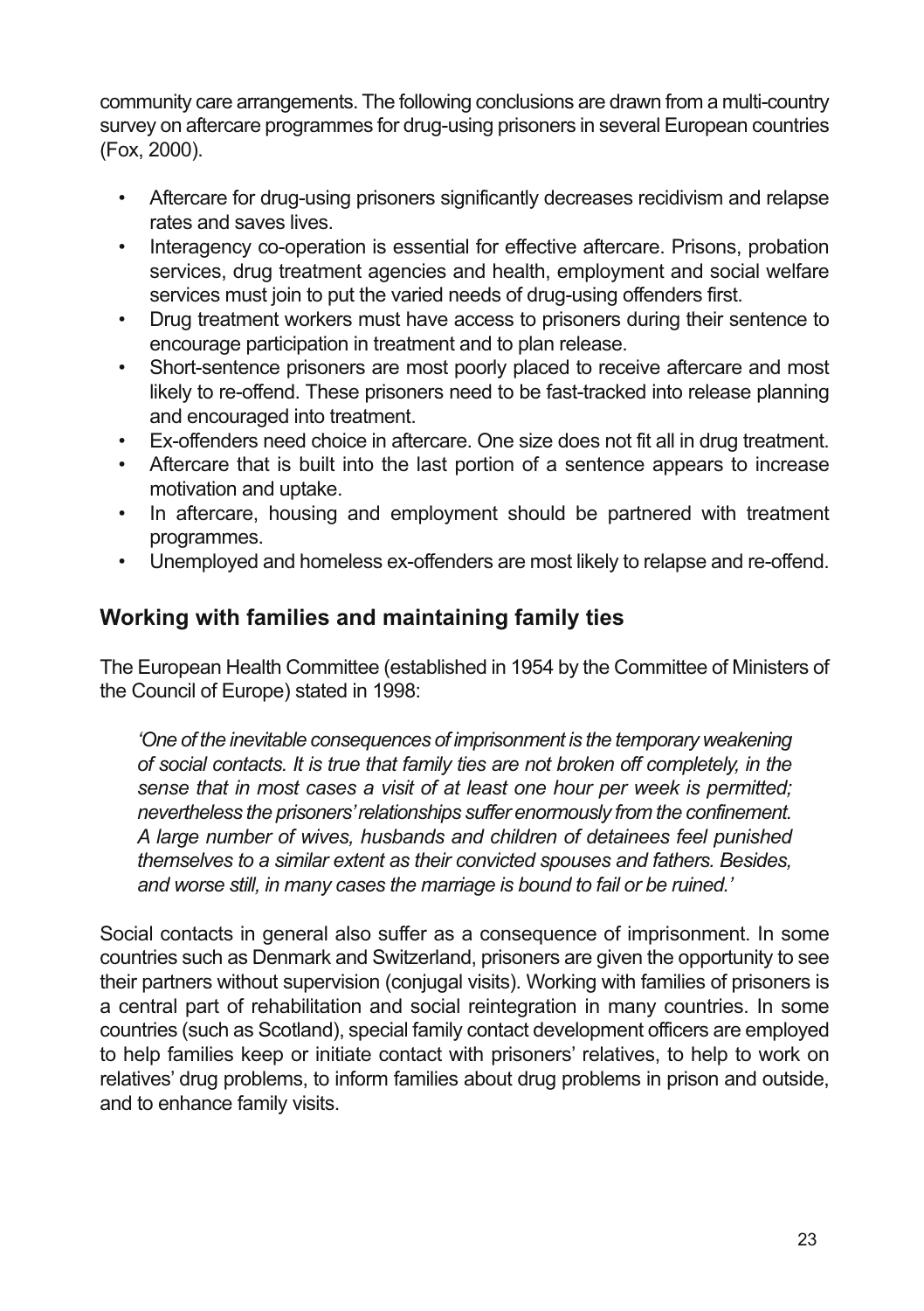community care arrangements. The following conclusions are drawn from a multi-country survey on aftercare programmes for drug-using prisoners in several European countries (Fox, 2000).

- Aftercare for drug-using prisoners significantly decreases recidivism and relapse rates and saves lives.
- Interagency co-operation is essential for effective aftercare. Prisons, probation services, drug treatment agencies and health, employment and social welfare services must join to put the varied needs of drug-using offenders first.
- Drug treatment workers must have access to prisoners during their sentence to encourage participation in treatment and to plan release.
- Short-sentence prisoners are most poorly placed to receive aftercare and most likely to re-offend. These prisoners need to be fast-tracked into release planning and encouraged into treatment.
- Ex-offenders need choice in aftercare. One size does not fit all in drug treatment.
- Aftercare that is built into the last portion of a sentence appears to increase motivation and uptake.
- In aftercare, housing and employment should be partnered with treatment programmes.
- Unemployed and homeless ex-offenders are most likely to relapse and re-offend.

## Working with families and maintaining family ties

The European Health Committee (established in 1954 by the Committee of Ministers of the Council of Europe) stated in 1998:

> *'One of the inevitable consequences of imprisonment is the temporary weakening of social contacts. It is true that family ties are not broken off completely, in the sense that in most cases a visit of at least one hour per week is permitted; nevertheless the prisoners' relationships suffer enormously from the confinement. A large number of wives, husbands and children of detainees feel punished themselves to a similar extent as their convicted spouses and fathers. Besides, and worse still, in many cases the marriage is bound to fail or be ruined.'*

Social contacts in general also suffer as a consequence of imprisonment. In some countries such as Denmark and Switzerland, prisoners are given the opportunity to see their partners without supervision (conjugal visits). Working with families of prisoners is a central part of rehabilitation and social reintegration in many countries. In some countries (such as Scotland), special family contact development officers are employed to help families keep or initiate contact with prisoners' relatives, to help to work on relatives' drug problems, to inform families about drug problems in prison and outside, and to enhance family visits.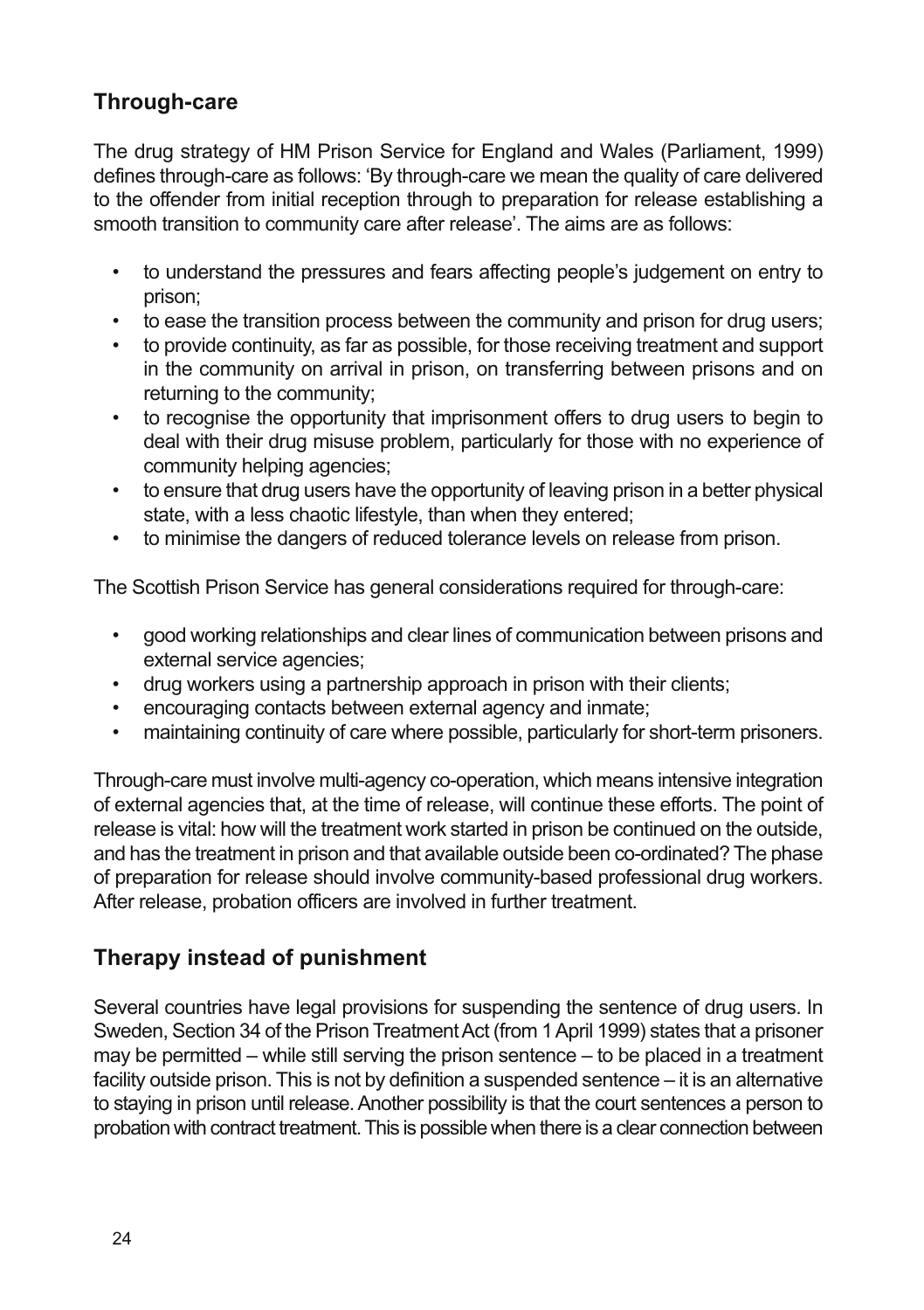## Through-care

The drug strategy of HM Prison Service for England and Wales (Parliament, 1999) defines through-care as follows: 'By through-care we mean the quality of care delivered to the offender from initial reception through to preparation for release establishing a smooth transition to community care after release'. The aims are as follows:

- to understand the pressures and fears affecting people's judgement on entry to prison;
- to ease the transition process between the community and prison for drug users;
- to provide continuity, as far as possible, for those receiving treatment and support in the community on arrival in prison, on transferring between prisons and on returning to the community;
- to recognise the opportunity that imprisonment offers to drug users to begin to deal with their drug misuse problem, particularly for those with no experience of community helping agencies;
- to ensure that drug users have the opportunity of leaving prison in a better physical state, with a less chaotic lifestyle, than when they entered;
- to minimise the dangers of reduced tolerance levels on release from prison.

The Scottish Prison Service has general considerations required for through-care:

- good working relationships and clear lines of communication between prisons and external service agencies;
- drug workers using a partnership approach in prison with their clients;
- encouraging contacts between external agency and inmate;
- maintaining continuity of care where possible, particularly for short-term prisoners.

Through-care must involve multi-agency co-operation, which means intensive integration of external agencies that, at the time of release, will continue these efforts. The point of release is vital: how will the treatment work started in prison be continued on the outside, and has the treatment in prison and that available outside been co-ordinated? The phase of preparation for release should involve community-based professional drug workers. After release, probation officers are involved in further treatment.

## Therapy instead of punishment

Several countries have legal provisions for suspending the sentence of drug users. In Sweden, Section 34 of the Prison Treatment Act (from 1 April 1999) states that a prisoner may be permitted – while still serving the prison sentence – to be placed in a treatment facility outside prison. This is not by definition a suspended sentence – it is an alternative to staying in prison until release. Another possibility is that the court sentences a person to probation with contract treatment. This is possible when there is a clear connection between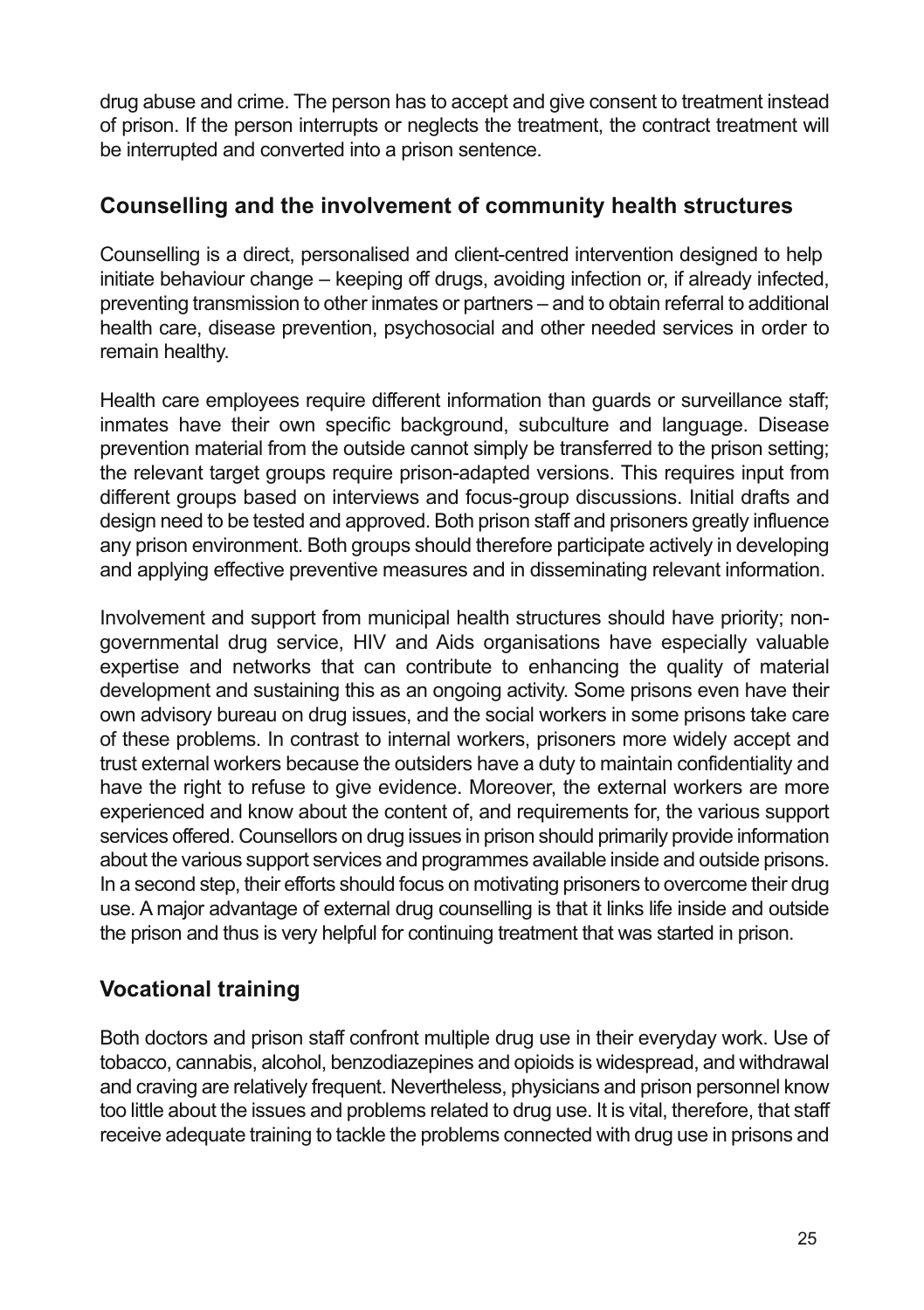drug abuse and crime. The person has to accept and give consent to treatment instead of prison. If the person interrupts or neglects the treatment, the contract treatment will be interrupted and converted into a prison sentence.

## Counselling and the involvement of community health structures

Counselling is a direct, personalised and client-centred intervention designed to help initiate behaviour change – keeping off drugs, avoiding infection or, if already infected, preventing transmission to other inmates or partners – and to obtain referral to additional health care, disease prevention, psychosocial and other needed services in order to remain healthy.

Health care employees require different information than guards or surveillance staff; inmates have their own specific background, subculture and language. Disease prevention material from the outside cannot simply be transferred to the prison setting; the relevant target groups require prison-adapted versions. This requires input from different groups based on interviews and focus-group discussions. Initial drafts and design need to be tested and approved. Both prison staff and prisoners greatly influence any prison environment. Both groups should therefore participate actively in developing and applying effective preventive measures and in disseminating relevant information.

Involvement and support from municipal health structures should have priority; non-governmental drug service, HIV and Aids organisations have especially valuable expertise and networks that can contribute to enhancing the quality of material development and sustaining this as an ongoing activity. Some prisons even have their own advisory bureau on drug issues, and the social workers in some prisons take care of these problems. In contrast to internal workers, prisoners more widely accept and trust external workers because the outsiders have a duty to maintain confidentiality and have the right to refuse to give evidence. Moreover, the external workers are more experienced and know about the content of, and requirements for, the various support services offered. Counsellors on drug issues in prison should primarily provide information about the various support services and programmes available inside and outside prisons. In a second step, their efforts should focus on motivating prisoners to overcome their drug use. A major advantage of external drug counselling is that it links life inside and outside the prison and thus is very helpful for continuing treatment that was started in prison.

## Vocational training

Both doctors and prison staff confront multiple drug use in their everyday work. Use of tobacco, cannabis, alcohol, benzodiazepines and opioids is widespread, and withdrawal and craving are relatively frequent. Nevertheless, physicians and prison personnel know too little about the issues and problems related to drug use. It is vital, therefore, that staff receive adequate training to tackle the problems connected with drug use in prisons and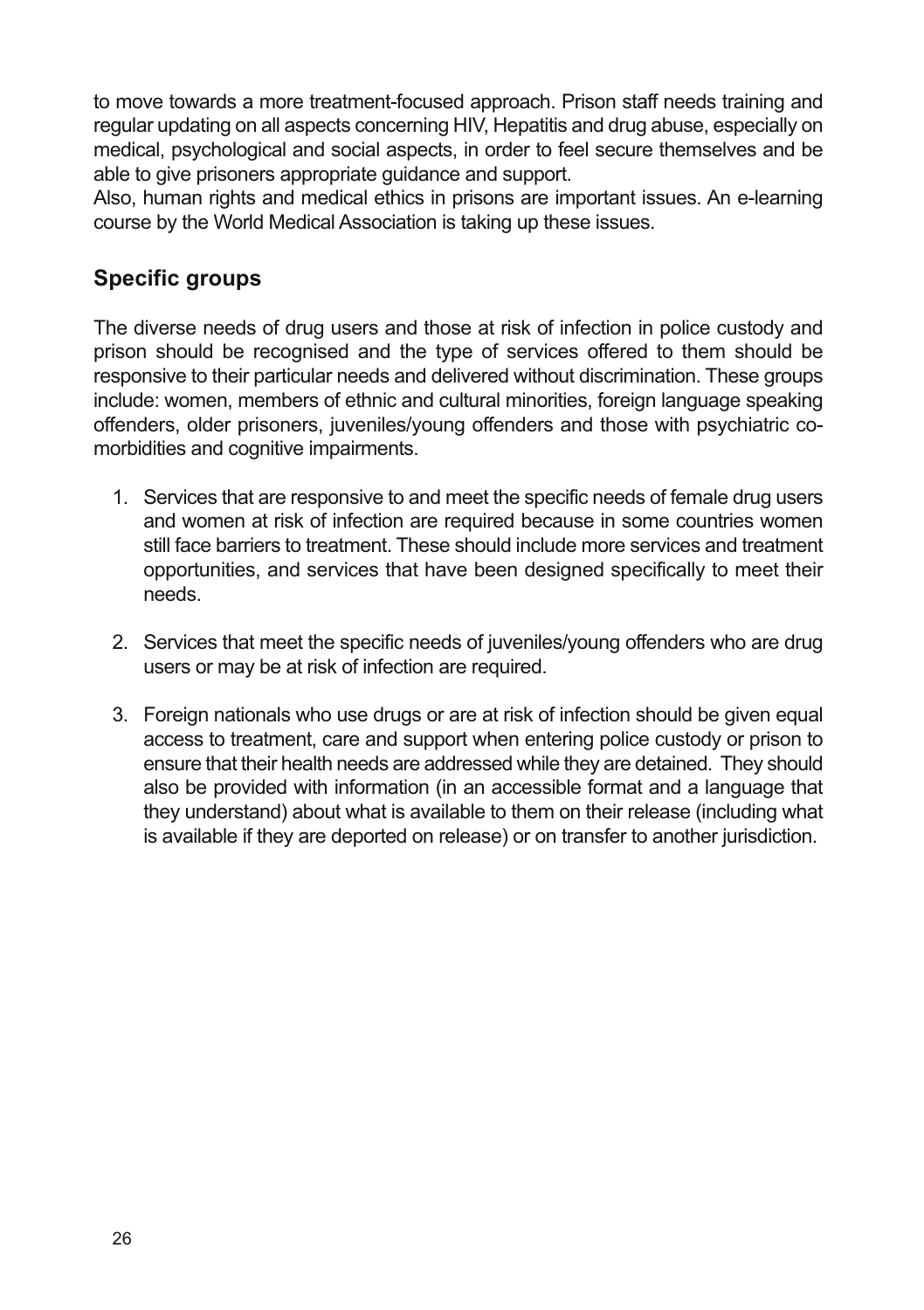to move towards a more treatment-focused approach. Prison staff needs training and regular updating on all aspects concerning HIV, Hepatitis and drug abuse, especially on medical, psychological and social aspects, in order to feel secure themselves and be able to give prisoners appropriate guidance and support.

Also, human rights and medical ethics in prisons are important issues. An e-learning course by the World Medical Association is taking up these issues.

## Specific groups

The diverse needs of drug users and those at risk of infection in police custody and prison should be recognised and the type of services offered to them should be responsive to their particular needs and delivered without discrimination. These groups include: women, members of ethnic and cultural minorities, foreign language speaking offenders, older prisoners, juveniles/young offenders and those with psychiatric co-morbidities and cognitive impairments.

1. Services that are responsive to and meet the specific needs of female drug users and women at risk of infection are required because in some countries women still face barriers to treatment. These should include more services and treatment opportunities, and services that have been designed specifically to meet their needs.

2. Services that meet the specific needs of juveniles/young offenders who are drug users or may be at risk of infection are required.

3. Foreign nationals who use drugs or are at risk of infection should be given equal access to treatment, care and support when entering police custody or prison to ensure that their health needs are addressed while they are detained. They should also be provided with information (in an accessible format and a language that they understand) about what is available to them on their release (including what is available if they are deported on release) or on transfer to another jurisdiction.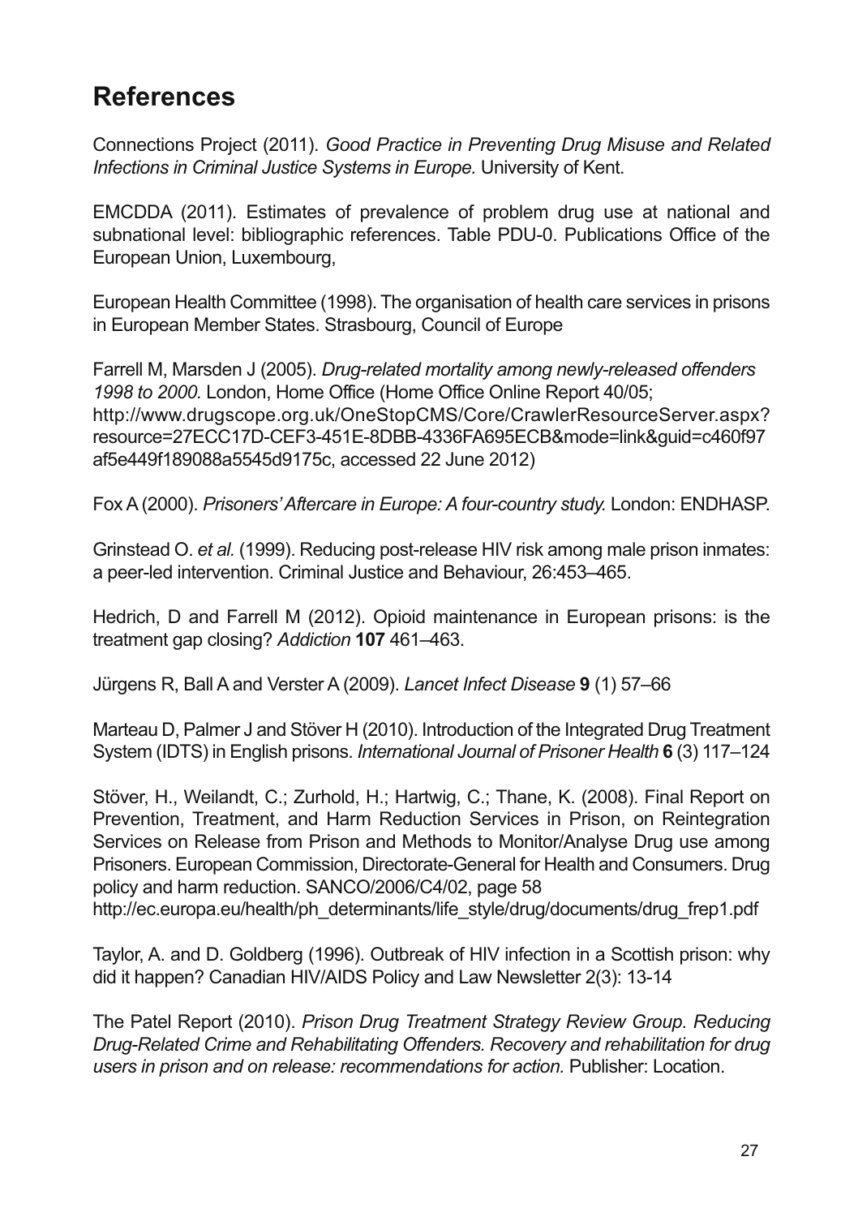## References

Connections Project (2011). *Good Practice in Preventing Drug Misuse and Related Infections in Criminal Justice Systems in Europe.* University of Kent.

EMCDDA (2011). Estimates of prevalence of problem drug use at national and subnational level: bibliographic references. Table PDU-0. Publications Office of the European Union, Luxembourg,

European Health Committee (1998). The organisation of health care services in prisons in European Member States. Strasbourg, Council of Europe

Farrell M, Marsden J (2005). *Drug-related mortality among newly-released offenders 1998 to 2000.* London, Home Office (Home Office Online Report 40/05; http://www.drugscope.org.uk/OneStopCMS/Core/CrawlerResourceServer.aspx?resource=27ECC17D-CEF3-451E-8DBB-4336FA695ECB&mode=link&guid=c460f97af5e449f189088a5545d9175c, accessed 22 June 2012)

Fox A (2000). *Prisoners' Aftercare in Europe: A four-country study.* London: ENDHASP.

Grinstead O. *et al.* (1999). Reducing post-release HIV risk among male prison inmates: a peer-led intervention. Criminal Justice and Behaviour, 26:453–465.

Hedrich, D and Farrell M (2012). Opioid maintenance in European prisons: is the treatment gap closing? *Addiction* **107** 461–463.

Jürgens R, Ball A and Verster A (2009). *Lancet Infect Disease* **9** (1) 57–66

Marteau D, Palmer J and Stöver H (2010). Introduction of the Integrated Drug Treatment System (IDTS) in English prisons. *International Journal of Prisoner Health* **6** (3) 117–124

Stöver, H., Weilandt, C.; Zurhold, H.; Hartwig, C.; Thane, K. (2008). Final Report on Prevention, Treatment, and Harm Reduction Services in Prison, on Reintegration Services on Release from Prison and Methods to Monitor/Analyse Drug use among Prisoners. European Commission, Directorate-General for Health and Consumers. Drug policy and harm reduction. SANCO/2006/C4/02, page 58
http://ec.europa.eu/health/ph_determinants/life_style/drug/documents/drug_frep1.pdf

Taylor, A. and D. Goldberg (1996). Outbreak of HIV infection in a Scottish prison: why did it happen? Canadian HIV/AIDS Policy and Law Newsletter 2(3): 13-14

The Patel Report (2010). *Prison Drug Treatment Strategy Review Group. Reducing Drug-Related Crime and Rehabilitating Offenders. Recovery and rehabilitation for drug users in prison and on release: recommendations for action.* Publisher: Location.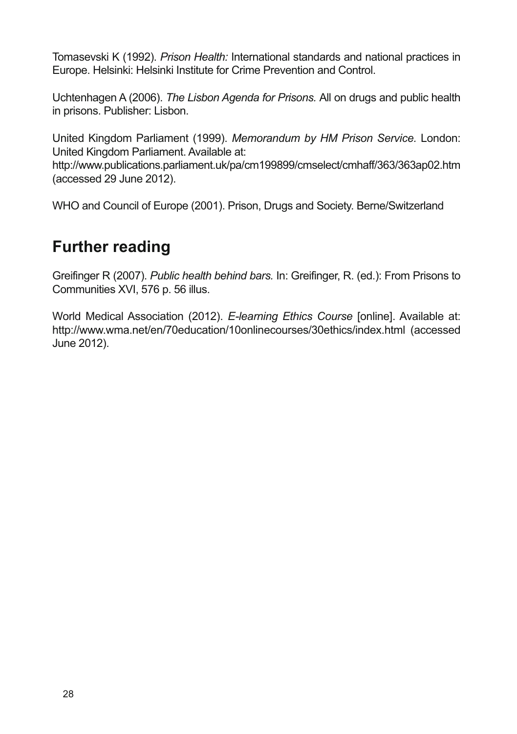Tomasevski K (1992). *Prison Health:* International standards and national practices in Europe. Helsinki: Helsinki Institute for Crime Prevention and Control.

Uchtenhagen A (2006). *The Lisbon Agenda for Prisons.* All on drugs and public health in prisons. Publisher: Lisbon.

United Kingdom Parliament (1999). *Memorandum by HM Prison Service.* London: United Kingdom Parliament. Available at: http://www.publications.parliament.uk/pa/cm199899/cmselect/cmhaff/363/363ap02.htm (accessed 29 June 2012).

WHO and Council of Europe (2001). Prison, Drugs and Society. Berne/Switzerland

## Further reading

Greifinger R (2007). *Public health behind bars.* In: Greifinger, R. (ed.): From Prisons to Communities XVI, 576 p. 56 illus.

World Medical Association (2012). *E-learning Ethics Course* [online]. Available at: http://www.wma.net/en/70education/10onlinecourses/30ethics/index.html (accessed June 2012).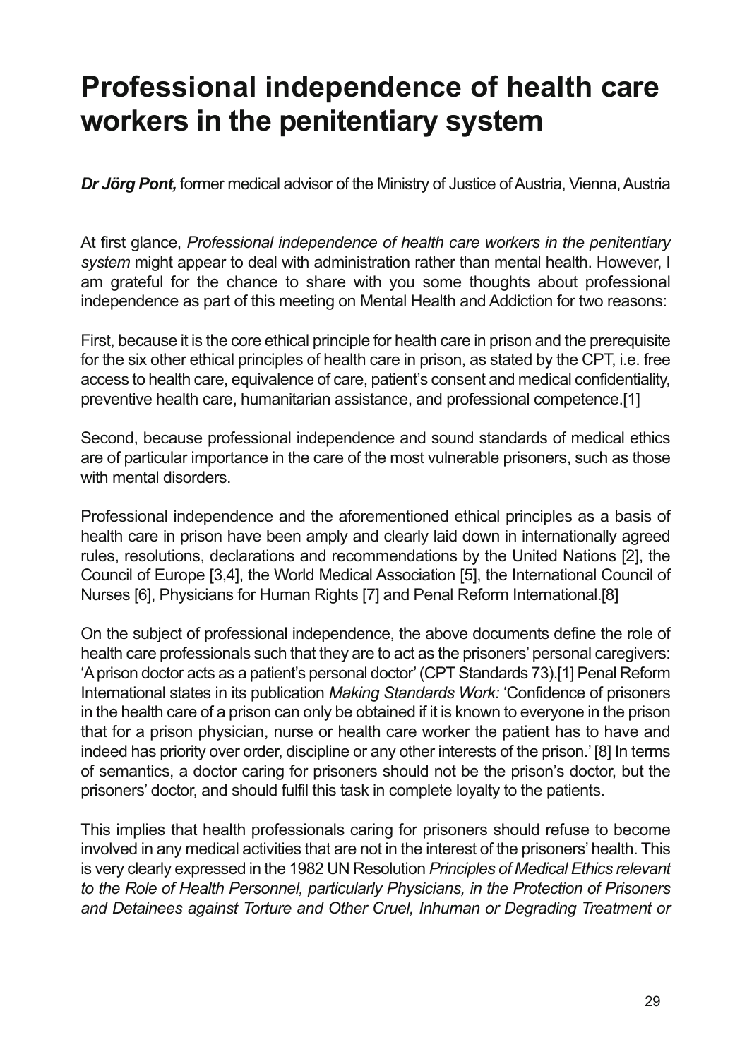# Professional independence of health care workers in the penitentiary system

***Dr Jörg Pont,*** former medical advisor of the Ministry of Justice of Austria, Vienna, Austria

At first glance, *Professional independence of health care workers in the penitentiary system* might appear to deal with administration rather than mental health. However, I am grateful for the chance to share with you some thoughts about professional independence as part of this meeting on Mental Health and Addiction for two reasons:

First, because it is the core ethical principle for health care in prison and the prerequisite for the six other ethical principles of health care in prison, as stated by the CPT, i.e. free access to health care, equivalence of care, patient's consent and medical confidentiality, preventive health care, humanitarian assistance, and professional competence.[1]

Second, because professional independence and sound standards of medical ethics are of particular importance in the care of the most vulnerable prisoners, such as those with mental disorders.

Professional independence and the aforementioned ethical principles as a basis of health care in prison have been amply and clearly laid down in internationally agreed rules, resolutions, declarations and recommendations by the United Nations [2], the Council of Europe [3,4], the World Medical Association [5], the International Council of Nurses [6], Physicians for Human Rights [7] and Penal Reform International.[8]

On the subject of professional independence, the above documents define the role of health care professionals such that they are to act as the prisoners' personal caregivers: 'A prison doctor acts as a patient's personal doctor' (CPT Standards 73).[1] Penal Reform International states in its publication *Making Standards Work:* 'Confidence of prisoners in the health care of a prison can only be obtained if it is known to everyone in the prison that for a prison physician, nurse or health care worker the patient has to have and indeed has priority over order, discipline or any other interests of the prison.' [8] In terms of semantics, a doctor caring for prisoners should not be the prison's doctor, but the prisoners' doctor, and should fulfil this task in complete loyalty to the patients.

This implies that health professionals caring for prisoners should refuse to become involved in any medical activities that are not in the interest of the prisoners' health. This is very clearly expressed in the 1982 UN Resolution *Principles of Medical Ethics relevant to the Role of Health Personnel, particularly Physicians, in the Protection of Prisoners and Detainees against Torture and Other Cruel, Inhuman or Degrading Treatment or*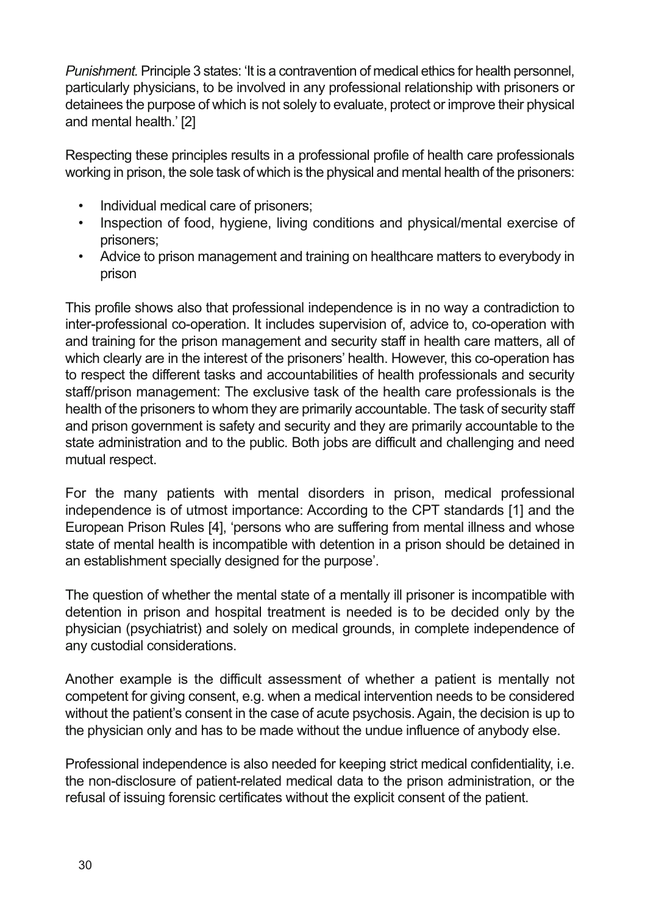*Punishment.* Principle 3 states: 'It is a contravention of medical ethics for health personnel, particularly physicians, to be involved in any professional relationship with prisoners or detainees the purpose of which is not solely to evaluate, protect or improve their physical and mental health.' [2]

Respecting these principles results in a professional profile of health care professionals working in prison, the sole task of which is the physical and mental health of the prisoners:

- Individual medical care of prisoners;
- Inspection of food, hygiene, living conditions and physical/mental exercise of prisoners;
- Advice to prison management and training on healthcare matters to everybody in prison

This profile shows also that professional independence is in no way a contradiction to inter-professional co-operation. It includes supervision of, advice to, co-operation with and training for the prison management and security staff in health care matters, all of which clearly are in the interest of the prisoners' health. However, this co-operation has to respect the different tasks and accountabilities of health professionals and security staff/prison management: The exclusive task of the health care professionals is the health of the prisoners to whom they are primarily accountable. The task of security staff and prison government is safety and security and they are primarily accountable to the state administration and to the public. Both jobs are difficult and challenging and need mutual respect.

For the many patients with mental disorders in prison, medical professional independence is of utmost importance: According to the CPT standards [1] and the European Prison Rules [4], 'persons who are suffering from mental illness and whose state of mental health is incompatible with detention in a prison should be detained in an establishment specially designed for the purpose'.

The question of whether the mental state of a mentally ill prisoner is incompatible with detention in prison and hospital treatment is needed is to be decided only by the physician (psychiatrist) and solely on medical grounds, in complete independence of any custodial considerations.

Another example is the difficult assessment of whether a patient is mentally not competent for giving consent, e.g. when a medical intervention needs to be considered without the patient's consent in the case of acute psychosis. Again, the decision is up to the physician only and has to be made without the undue influence of anybody else.

Professional independence is also needed for keeping strict medical confidentiality, i.e. the non-disclosure of patient-related medical data to the prison administration, or the refusal of issuing forensic certificates without the explicit consent of the patient.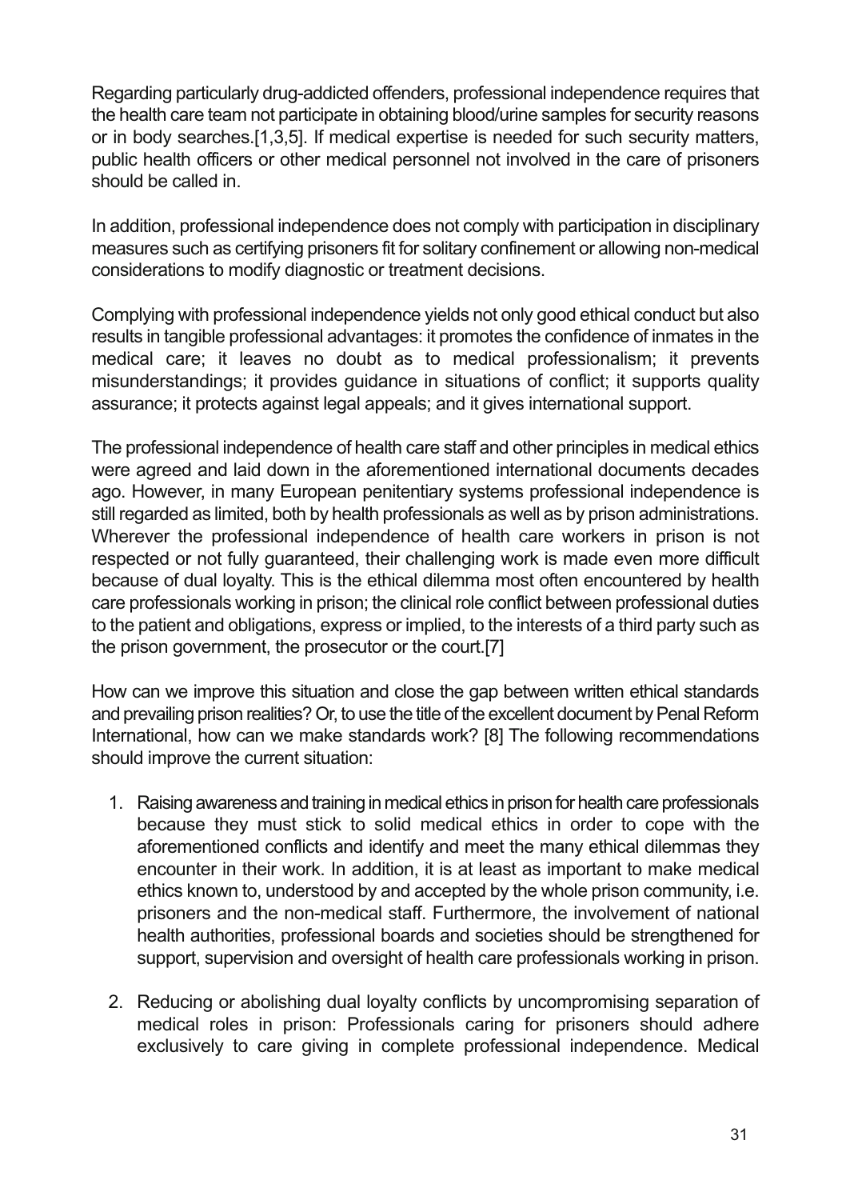Regarding particularly drug-addicted offenders, professional independence requires that the health care team not participate in obtaining blood/urine samples for security reasons or in body searches.[1,3,5]. If medical expertise is needed for such security matters, public health officers or other medical personnel not involved in the care of prisoners should be called in.

In addition, professional independence does not comply with participation in disciplinary measures such as certifying prisoners fit for solitary confinement or allowing non-medical considerations to modify diagnostic or treatment decisions.

Complying with professional independence yields not only good ethical conduct but also results in tangible professional advantages: it promotes the confidence of inmates in the medical care; it leaves no doubt as to medical professionalism; it prevents misunderstandings; it provides guidance in situations of conflict; it supports quality assurance; it protects against legal appeals; and it gives international support.

The professional independence of health care staff and other principles in medical ethics were agreed and laid down in the aforementioned international documents decades ago. However, in many European penitentiary systems professional independence is still regarded as limited, both by health professionals as well as by prison administrations. Wherever the professional independence of health care workers in prison is not respected or not fully guaranteed, their challenging work is made even more difficult because of dual loyalty. This is the ethical dilemma most often encountered by health care professionals working in prison; the clinical role conflict between professional duties to the patient and obligations, express or implied, to the interests of a third party such as the prison government, the prosecutor or the court.[7]

How can we improve this situation and close the gap between written ethical standards and prevailing prison realities? Or, to use the title of the excellent document by Penal Reform International, how can we make standards work? [8] The following recommendations should improve the current situation:

1. Raising awareness and training in medical ethics in prison for health care professionals because they must stick to solid medical ethics in order to cope with the aforementioned conflicts and identify and meet the many ethical dilemmas they encounter in their work. In addition, it is at least as important to make medical ethics known to, understood by and accepted by the whole prison community, i.e. prisoners and the non-medical staff. Furthermore, the involvement of national health authorities, professional boards and societies should be strengthened for support, supervision and oversight of health care professionals working in prison.

2. Reducing or abolishing dual loyalty conflicts by uncompromising separation of medical roles in prison: Professionals caring for prisoners should adhere exclusively to care giving in complete professional independence. Medical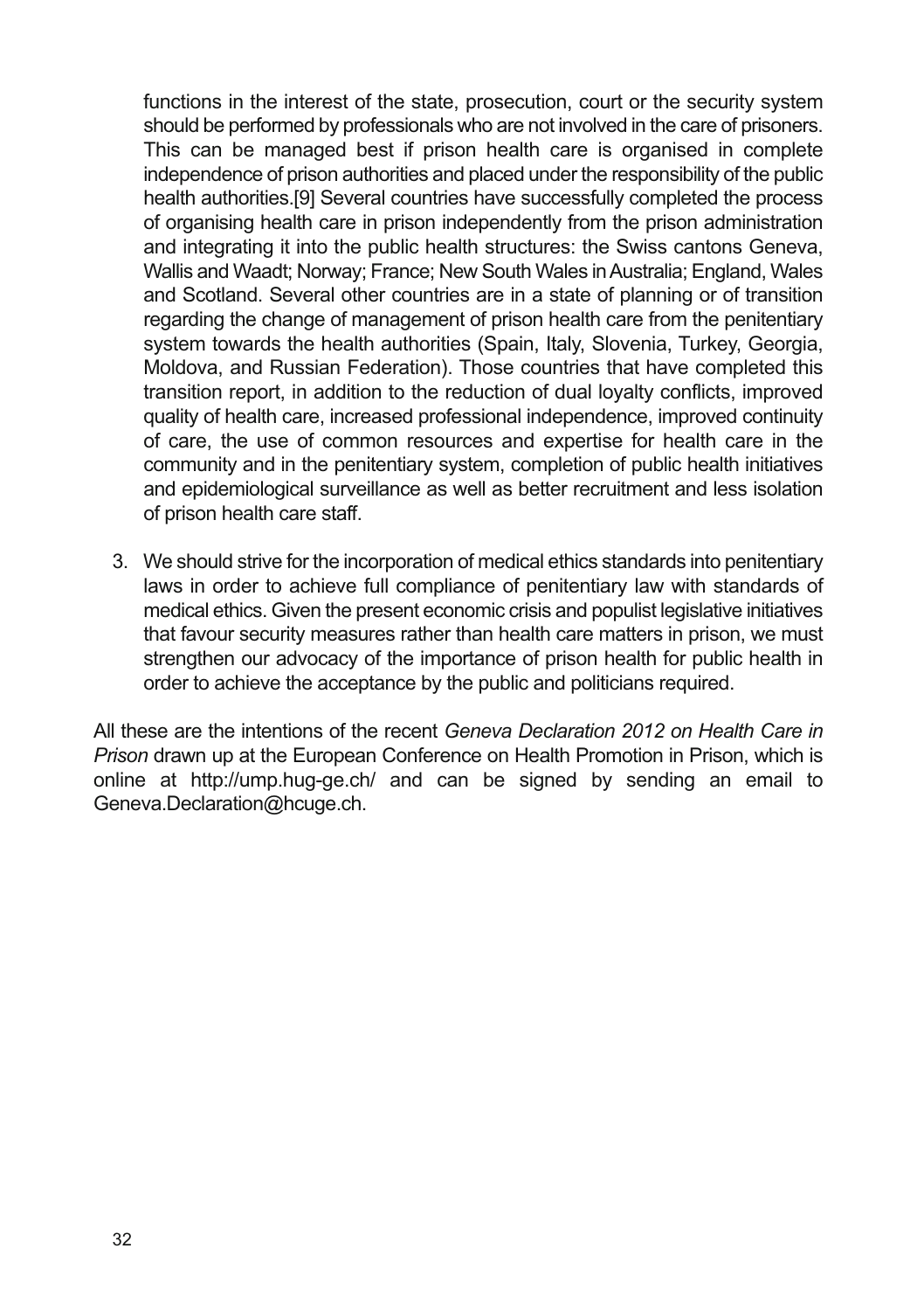functions in the interest of the state, prosecution, court or the security system should be performed by professionals who are not involved in the care of prisoners. This can be managed best if prison health care is organised in complete independence of prison authorities and placed under the responsibility of the public health authorities.[9] Several countries have successfully completed the process of organising health care in prison independently from the prison administration and integrating it into the public health structures: the Swiss cantons Geneva, Wallis and Waadt; Norway; France; New South Wales in Australia; England, Wales and Scotland. Several other countries are in a state of planning or of transition regarding the change of management of prison health care from the penitentiary system towards the health authorities (Spain, Italy, Slovenia, Turkey, Georgia, Moldova, and Russian Federation). Those countries that have completed this transition report, in addition to the reduction of dual loyalty conflicts, improved quality of health care, increased professional independence, improved continuity of care, the use of common resources and expertise for health care in the community and in the penitentiary system, completion of public health initiatives and epidemiological surveillance as well as better recruitment and less isolation of prison health care staff.

3. We should strive for the incorporation of medical ethics standards into penitentiary laws in order to achieve full compliance of penitentiary law with standards of medical ethics. Given the present economic crisis and populist legislative initiatives that favour security measures rather than health care matters in prison, we must strengthen our advocacy of the importance of prison health for public health in order to achieve the acceptance by the public and politicians required.

All these are the intentions of the recent *Geneva Declaration 2012 on Health Care in Prison* drawn up at the European Conference on Health Promotion in Prison, which is online at http://ump.hug-ge.ch/ and can be signed by sending an email to Geneva.Declaration@hcuge.ch.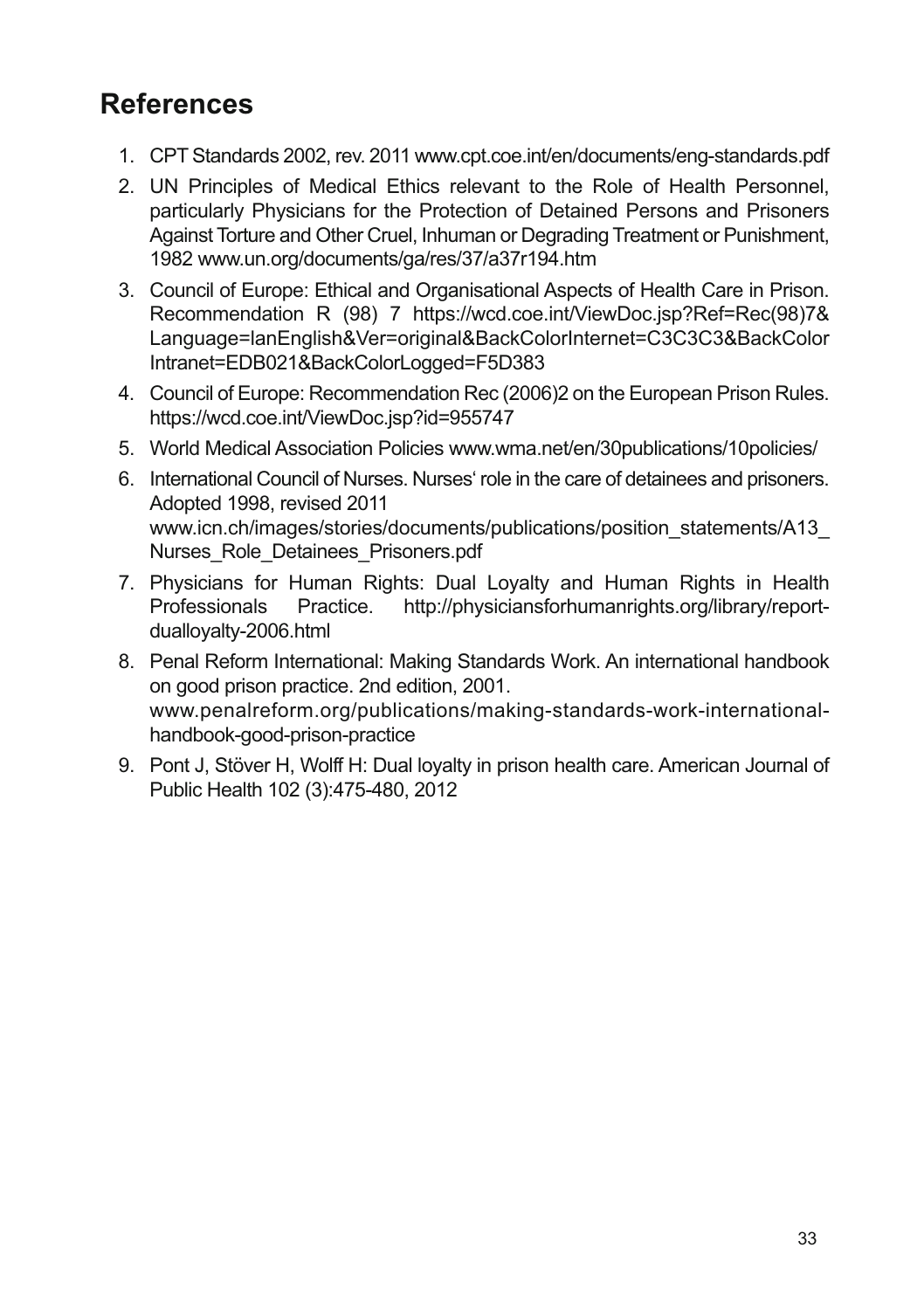## References

1. CPT Standards 2002, rev. 2011 www.cpt.coe.int/en/documents/eng-standards.pdf
2. UN Principles of Medical Ethics relevant to the Role of Health Personnel, particularly Physicians for the Protection of Detained Persons and Prisoners Against Torture and Other Cruel, Inhuman or Degrading Treatment or Punishment, 1982 www.un.org/documents/ga/res/37/a37r194.htm
3. Council of Europe: Ethical and Organisational Aspects of Health Care in Prison. Recommendation R (98) 7 https://wcd.coe.int/ViewDoc.jsp?Ref=Rec(98)7&Language=lanEnglish&Ver=original&BackColorInternet=C3C3C3&BackColorIntranet=EDB021&BackColorLogged=F5D383
4. Council of Europe: Recommendation Rec (2006)2 on the European Prison Rules. https://wcd.coe.int/ViewDoc.jsp?id=955747
5. World Medical Association Policies www.wma.net/en/30publications/10policies/
6. International Council of Nurses. Nurses' role in the care of detainees and prisoners. Adopted 1998, revised 2011 www.icn.ch/images/stories/documents/publications/position_statements/A13_Nurses_Role_Detainees_Prisoners.pdf
7. Physicians for Human Rights: Dual Loyalty and Human Rights in Health Professionals Practice. http://physiciansforhumanrights.org/library/report-dualloyalty-2006.html
8. Penal Reform International: Making Standards Work. An international handbook on good prison practice. 2nd edition, 2001. www.penalreform.org/publications/making-standards-work-international-handbook-good-prison-practice
9. Pont J, Stöver H, Wolff H: Dual loyalty in prison health care. American Journal of Public Health 102 (3):475-480, 2012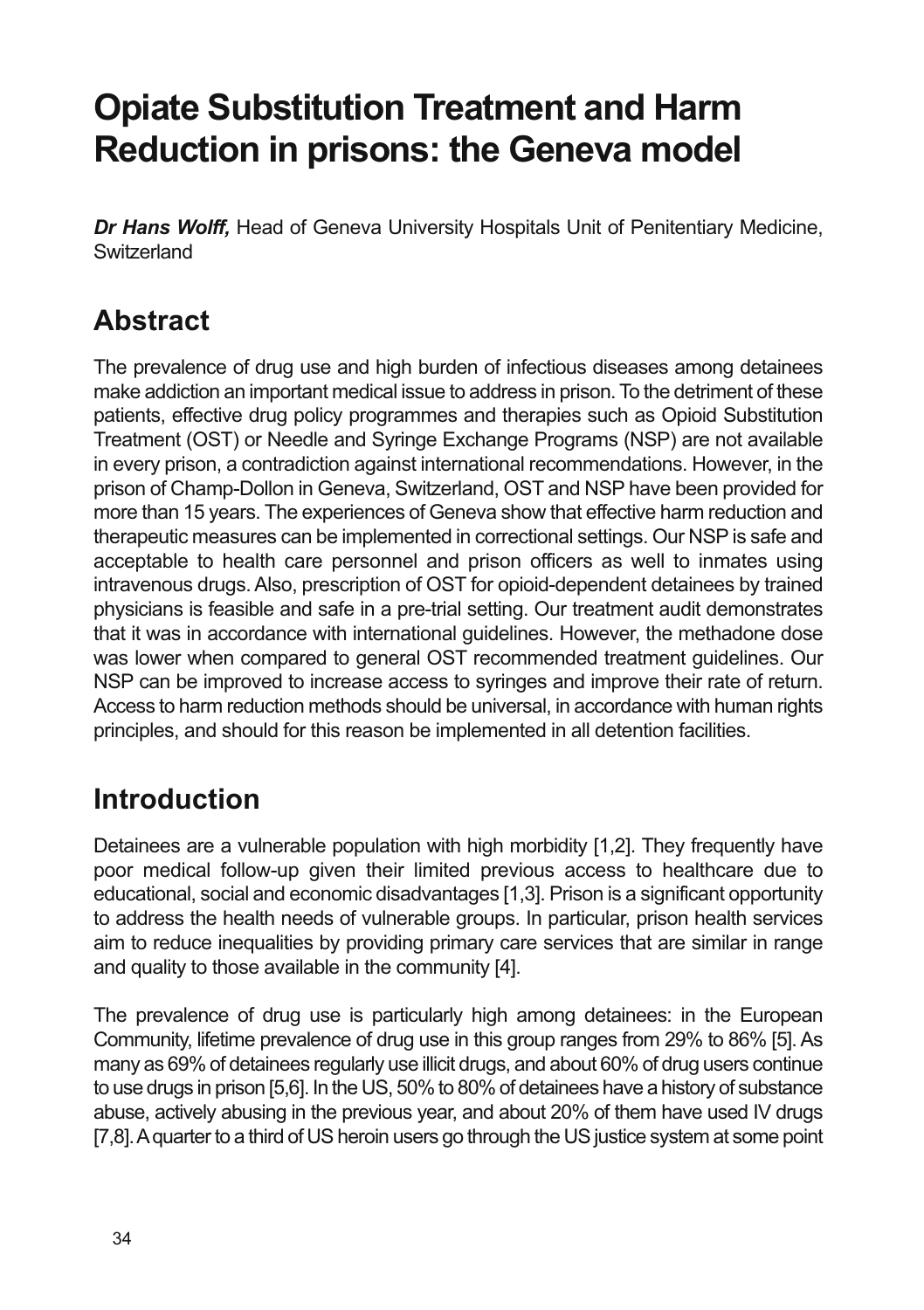# Opiate Substitution Treatment and Harm Reduction in prisons: the Geneva model

***Dr Hans Wolff,*** Head of Geneva University Hospitals Unit of Penitentiary Medicine, Switzerland

## Abstract

The prevalence of drug use and high burden of infectious diseases among detainees make addiction an important medical issue to address in prison. To the detriment of these patients, effective drug policy programmes and therapies such as Opioid Substitution Treatment (OST) or Needle and Syringe Exchange Programs (NSP) are not available in every prison, a contradiction against international recommendations. However, in the prison of Champ-Dollon in Geneva, Switzerland, OST and NSP have been provided for more than 15 years. The experiences of Geneva show that effective harm reduction and therapeutic measures can be implemented in correctional settings. Our NSP is safe and acceptable to health care personnel and prison officers as well to inmates using intravenous drugs. Also, prescription of OST for opioid-dependent detainees by trained physicians is feasible and safe in a pre-trial setting. Our treatment audit demonstrates that it was in accordance with international guidelines. However, the methadone dose was lower when compared to general OST recommended treatment guidelines. Our NSP can be improved to increase access to syringes and improve their rate of return. Access to harm reduction methods should be universal, in accordance with human rights principles, and should for this reason be implemented in all detention facilities.

## Introduction

Detainees are a vulnerable population with high morbidity [1,2]. They frequently have poor medical follow-up given their limited previous access to healthcare due to educational, social and economic disadvantages [1,3]. Prison is a significant opportunity to address the health needs of vulnerable groups. In particular, prison health services aim to reduce inequalities by providing primary care services that are similar in range and quality to those available in the community [4].

The prevalence of drug use is particularly high among detainees: in the European Community, lifetime prevalence of drug use in this group ranges from 29% to 86% [5]. As many as 69% of detainees regularly use illicit drugs, and about 60% of drug users continue to use drugs in prison [5,6]. In the US, 50% to 80% of detainees have a history of substance abuse, actively abusing in the previous year, and about 20% of them have used IV drugs [7,8]. A quarter to a third of US heroin users go through the US justice system at some point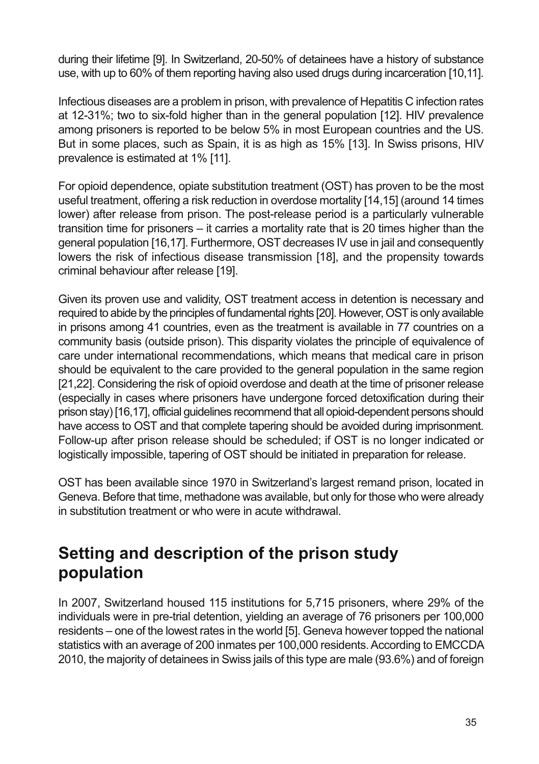during their lifetime [9]. In Switzerland, 20-50% of detainees have a history of substance use, with up to 60% of them reporting having also used drugs during incarceration [10,11].

Infectious diseases are a problem in prison, with prevalence of Hepatitis C infection rates at 12-31%; two to six-fold higher than in the general population [12]. HIV prevalence among prisoners is reported to be below 5% in most European countries and the US. But in some places, such as Spain, it is as high as 15% [13]. In Swiss prisons, HIV prevalence is estimated at 1% [11].

For opioid dependence, opiate substitution treatment (OST) has proven to be the most useful treatment, offering a risk reduction in overdose mortality [14,15] (around 14 times lower) after release from prison. The post-release period is a particularly vulnerable transition time for prisoners – it carries a mortality rate that is 20 times higher than the general population [16,17]. Furthermore, OST decreases IV use in jail and consequently lowers the risk of infectious disease transmission [18], and the propensity towards criminal behaviour after release [19].

Given its proven use and validity, OST treatment access in detention is necessary and required to abide by the principles of fundamental rights [20]. However, OST is only available in prisons among 41 countries, even as the treatment is available in 77 countries on a community basis (outside prison). This disparity violates the principle of equivalence of care under international recommendations, which means that medical care in prison should be equivalent to the care provided to the general population in the same region [21,22]. Considering the risk of opioid overdose and death at the time of prisoner release (especially in cases where prisoners have undergone forced detoxification during their prison stay) [16,17], official guidelines recommend that all opioid-dependent persons should have access to OST and that complete tapering should be avoided during imprisonment. Follow-up after prison release should be scheduled; if OST is no longer indicated or logistically impossible, tapering of OST should be initiated in preparation for release.

OST has been available since 1970 in Switzerland's largest remand prison, located in Geneva. Before that time, methadone was available, but only for those who were already in substitution treatment or who were in acute withdrawal.

## Setting and description of the prison study population

In 2007, Switzerland housed 115 institutions for 5,715 prisoners, where 29% of the individuals were in pre-trial detention, yielding an average of 76 prisoners per 100,000 residents – one of the lowest rates in the world [5]. Geneva however topped the national statistics with an average of 200 inmates per 100,000 residents. According to EMCCDA 2010, the majority of detainees in Swiss jails of this type are male (93.6%) and of foreign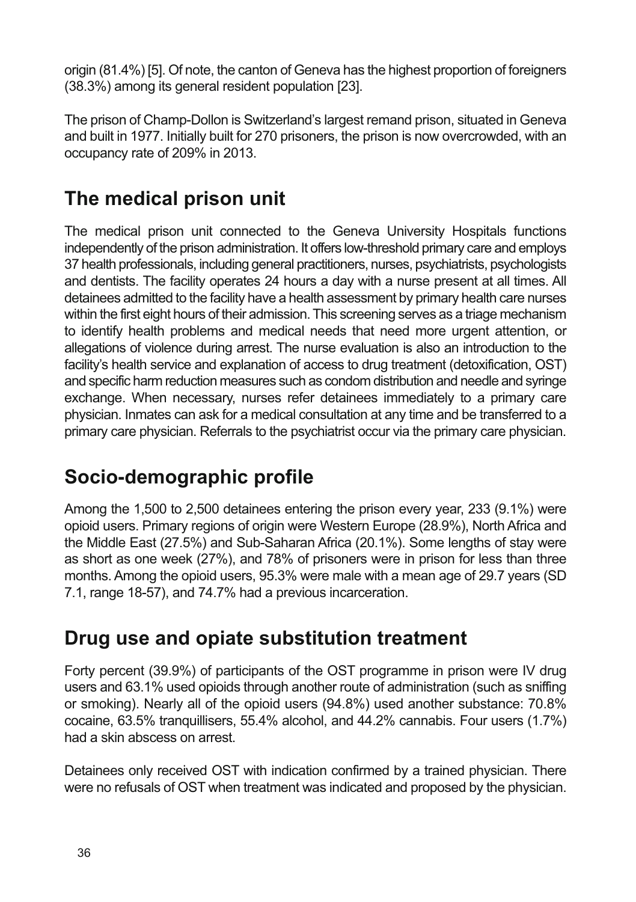origin (81.4%) [5]. Of note, the canton of Geneva has the highest proportion of foreigners (38.3%) among its general resident population [23].

The prison of Champ-Dollon is Switzerland's largest remand prison, situated in Geneva and built in 1977. Initially built for 270 prisoners, the prison is now overcrowded, with an occupancy rate of 209% in 2013.

## The medical prison unit

The medical prison unit connected to the Geneva University Hospitals functions independently of the prison administration. It offers low-threshold primary care and employs 37 health professionals, including general practitioners, nurses, psychiatrists, psychologists and dentists. The facility operates 24 hours a day with a nurse present at all times. All detainees admitted to the facility have a health assessment by primary health care nurses within the first eight hours of their admission. This screening serves as a triage mechanism to identify health problems and medical needs that need more urgent attention, or allegations of violence during arrest. The nurse evaluation is also an introduction to the facility's health service and explanation of access to drug treatment (detoxification, OST) and specific harm reduction measures such as condom distribution and needle and syringe exchange. When necessary, nurses refer detainees immediately to a primary care physician. Inmates can ask for a medical consultation at any time and be transferred to a primary care physician. Referrals to the psychiatrist occur via the primary care physician.

## Socio-demographic profile

Among the 1,500 to 2,500 detainees entering the prison every year, 233 (9.1%) were opioid users. Primary regions of origin were Western Europe (28.9%), North Africa and the Middle East (27.5%) and Sub-Saharan Africa (20.1%). Some lengths of stay were as short as one week (27%), and 78% of prisoners were in prison for less than three months. Among the opioid users, 95.3% were male with a mean age of 29.7 years (SD 7.1, range 18-57), and 74.7% had a previous incarceration.

## Drug use and opiate substitution treatment

Forty percent (39.9%) of participants of the OST programme in prison were IV drug users and 63.1% used opioids through another route of administration (such as sniffing or smoking). Nearly all of the opioid users (94.8%) used another substance: 70.8% cocaine, 63.5% tranquillisers, 55.4% alcohol, and 44.2% cannabis. Four users (1.7%) had a skin abscess on arrest.

Detainees only received OST with indication confirmed by a trained physician. There were no refusals of OST when treatment was indicated and proposed by the physician.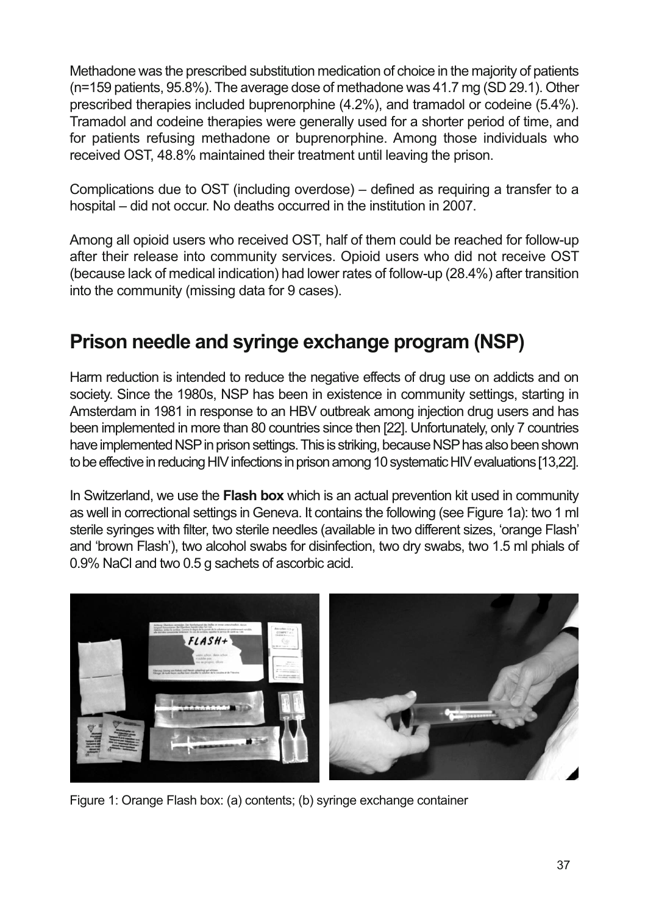Methadone was the prescribed substitution medication of choice in the majority of patients (n=159 patients, 95.8%). The average dose of methadone was 41.7 mg (SD 29.1). Other prescribed therapies included buprenorphine (4.2%), and tramadol or codeine (5.4%). Tramadol and codeine therapies were generally used for a shorter period of time, and for patients refusing methadone or buprenorphine. Among those individuals who received OST, 48.8% maintained their treatment until leaving the prison.

Complications due to OST (including overdose) – defined as requiring a transfer to a hospital – did not occur. No deaths occurred in the institution in 2007.

Among all opioid users who received OST, half of them could be reached for follow-up after their release into community services. Opioid users who did not receive OST (because lack of medical indication) had lower rates of follow-up (28.4%) after transition into the community (missing data for 9 cases).

## Prison needle and syringe exchange program (NSP)

Harm reduction is intended to reduce the negative effects of drug use on addicts and on society. Since the 1980s, NSP has been in existence in community settings, starting in Amsterdam in 1981 in response to an HBV outbreak among injection drug users and has been implemented in more than 80 countries since then [22]. Unfortunately, only 7 countries have implemented NSP in prison settings. This is striking, because NSP has also been shown to be effective in reducing HIV infections in prison among 10 systematic HIV evaluations [13,22].

In Switzerland, we use the **Flash box** which is an actual prevention kit used in community as well in correctional settings in Geneva. It contains the following (see Figure 1a): two 1 ml sterile syringes with filter, two sterile needles (available in two different sizes, 'orange Flash' and 'brown Flash'), two alcohol swabs for disinfection, two dry swabs, two 1.5 ml phials of 0.9% NaCl and two 0.5 g sachets of ascorbic acid.

Figure 1: Orange Flash box: (a) contents; (b) syringe exchange container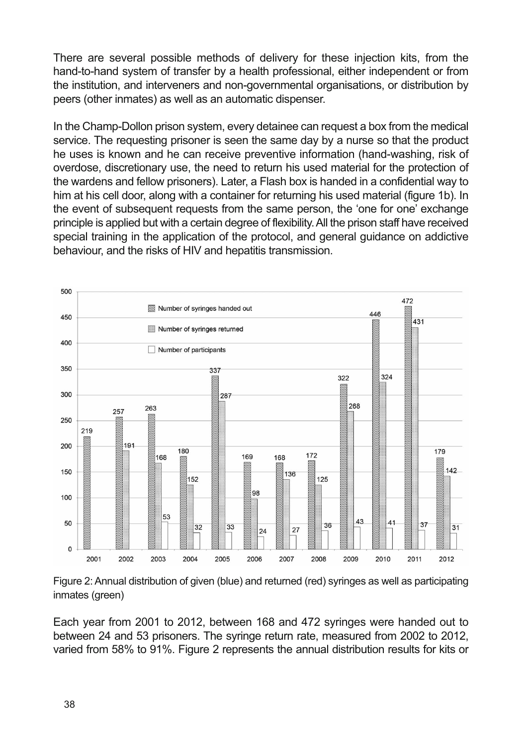There are several possible methods of delivery for these injection kits, from the hand-to-hand system of transfer by a health professional, either independent or from the institution, and interveners and non-governmental organisations, or distribution by peers (other inmates) as well as an automatic dispenser.

In the Champ-Dollon prison system, every detainee can request a box from the medical service. The requesting prisoner is seen the same day by a nurse so that the product he uses is known and he can receive preventive information (hand-washing, risk of overdose, discretionary use, the need to return his used material for the protection of the wardens and fellow prisoners). Later, a Flash box is handed in a confidential way to him at his cell door, along with a container for returning his used material (figure 1b). In the event of subsequent requests from the same person, the 'one for one' exchange principle is applied but with a certain degree of flexibility. All the prison staff have received special training in the application of the protocol, and general guidance on addictive behaviour, and the risks of HIV and hepatitis transmission.

| Year | Number of syringes handed out | Number of syringes returned | Number of participants |
|---|---|---|---|
| 2001 | 219 | | |
| 2002 | 257 | 191 | |
| 2003 | 263 | 168 | 53 |
| 2004 | 180 | 152 | 32 |
| 2005 | 337 | 287 | 33 |
| 2006 | 169 | 98 | 24 |
| 2007 | 168 | 136 | 27 |
| 2008 | 172 | 125 | 36 |
| 2009 | 322 | 268 | 43 |
| 2010 | 446 | 324 | 41 |
| 2011 | 472 | 431 | 37 |
| 2012 | 179 | 142 | 31 |

Figure 2: Annual distribution of given (blue) and returned (red) syringes as well as participating inmates (green)

Each year from 2001 to 2012, between 168 and 472 syringes were handed out to between 24 and 53 prisoners. The syringe return rate, measured from 2002 to 2012, varied from 58% to 91%. Figure 2 represents the annual distribution results for kits or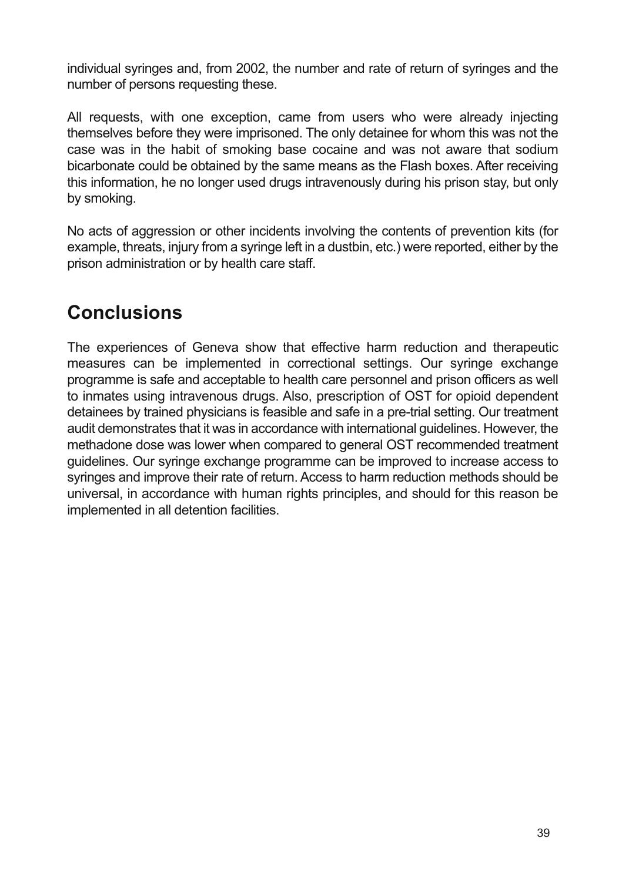individual syringes and, from 2002, the number and rate of return of syringes and the number of persons requesting these.

All requests, with one exception, came from users who were already injecting themselves before they were imprisoned. The only detainee for whom this was not the case was in the habit of smoking base cocaine and was not aware that sodium bicarbonate could be obtained by the same means as the Flash boxes. After receiving this information, he no longer used drugs intravenously during his prison stay, but only by smoking.

No acts of aggression or other incidents involving the contents of prevention kits (for example, threats, injury from a syringe left in a dustbin, etc.) were reported, either by the prison administration or by health care staff.

## Conclusions

The experiences of Geneva show that effective harm reduction and therapeutic measures can be implemented in correctional settings. Our syringe exchange programme is safe and acceptable to health care personnel and prison officers as well to inmates using intravenous drugs. Also, prescription of OST for opioid dependent detainees by trained physicians is feasible and safe in a pre-trial setting. Our treatment audit demonstrates that it was in accordance with international guidelines. However, the methadone dose was lower when compared to general OST recommended treatment guidelines. Our syringe exchange programme can be improved to increase access to syringes and improve their rate of return. Access to harm reduction methods should be universal, in accordance with human rights principles, and should for this reason be implemented in all detention facilities.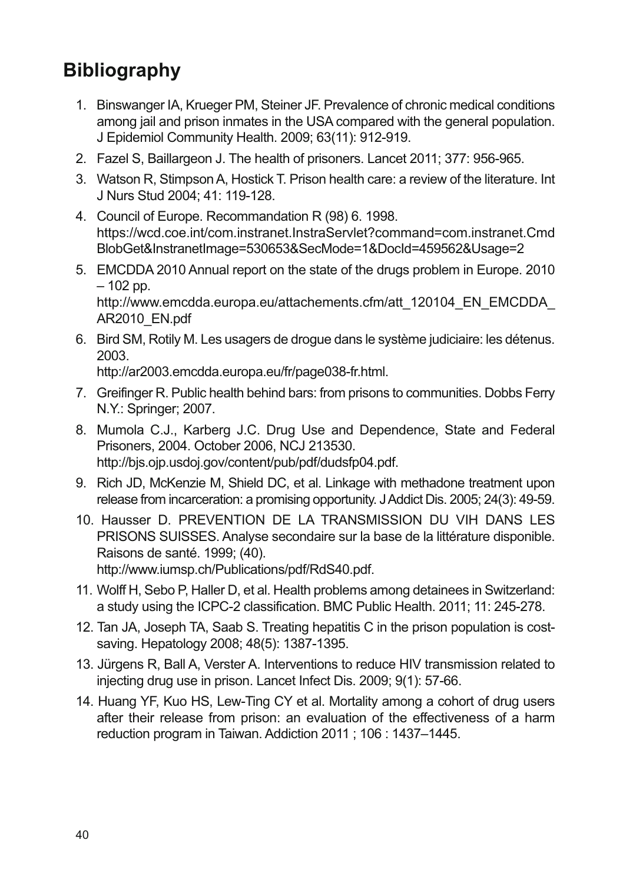## Bibliography

1. Binswanger IA, Krueger PM, Steiner JF. Prevalence of chronic medical conditions among jail and prison inmates in the USA compared with the general population. J Epidemiol Community Health. 2009; 63(11): 912-919.
2. Fazel S, Baillargeon J. The health of prisoners. Lancet 2011; 377: 956-965.
3. Watson R, Stimpson A, Hostick T. Prison health care: a review of the literature. Int J Nurs Stud 2004; 41: 119-128.
4. Council of Europe. Recommandation R (98) 6. 1998. https://wcd.coe.int/com.instranet.InstraServlet?command=com.instranet.CmdBlobGet&InstranetImage=530653&SecMode=1&DocId=459562&Usage=2
5. EMCDDA 2010 Annual report on the state of the drugs problem in Europe. 2010 – 102 pp. http://www.emcdda.europa.eu/attachements.cfm/att_120104_EN_EMCDDA_AR2010_EN.pdf
6. Bird SM, Rotily M. Les usagers de drogue dans le système judiciaire: les détenus. 2003. http://ar2003.emcdda.europa.eu/fr/page038-fr.html.
7. Greifinger R. Public health behind bars: from prisons to communities. Dobbs Ferry N.Y.: Springer; 2007.
8. Mumola C.J., Karberg J.C. Drug Use and Dependence, State and Federal Prisoners, 2004. October 2006, NCJ 213530. http://bjs.ojp.usdoj.gov/content/pub/pdf/dudsfp04.pdf.
9. Rich JD, McKenzie M, Shield DC, et al. Linkage with methadone treatment upon release from incarceration: a promising opportunity. J Addict Dis. 2005; 24(3): 49-59.
10. Hausser D. PREVENTION DE LA TRANSMISSION DU VIH DANS LES PRISONS SUISSES. Analyse secondaire sur la base de la littérature disponible. Raisons de santé. 1999; (40). http://www.iumsp.ch/Publications/pdf/RdS40.pdf.
11. Wolff H, Sebo P, Haller D, et al. Health problems among detainees in Switzerland: a study using the ICPC-2 classification. BMC Public Health. 2011; 11: 245-278.
12. Tan JA, Joseph TA, Saab S. Treating hepatitis C in the prison population is cost-saving. Hepatology 2008; 48(5): 1387-1395.
13. Jürgens R, Ball A, Verster A. Interventions to reduce HIV transmission related to injecting drug use in prison. Lancet Infect Dis. 2009; 9(1): 57-66.
14. Huang YF, Kuo HS, Lew-Ting CY et al. Mortality among a cohort of drug users after their release from prison: an evaluation of the effectiveness of a harm reduction program in Taiwan. Addiction 2011 ; 106 : 1437–1445.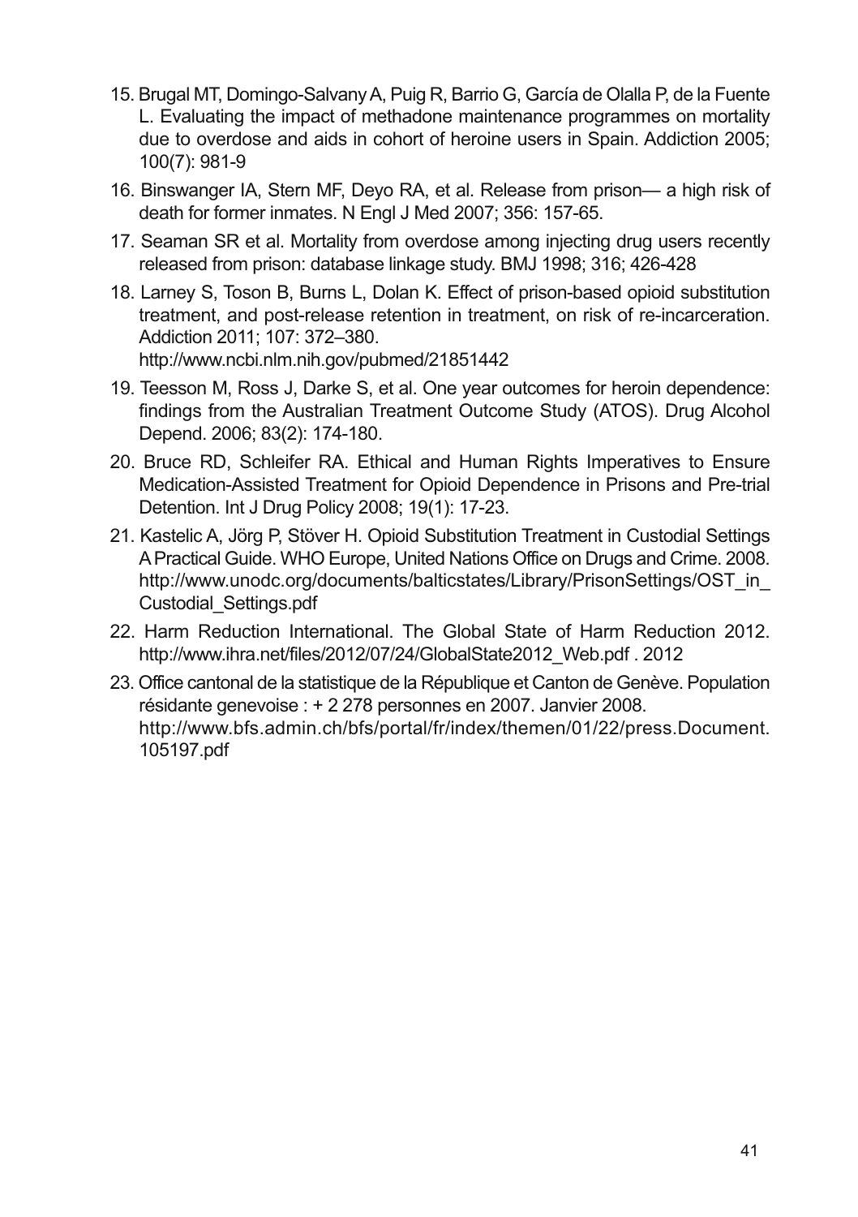15. Brugal MT, Domingo-Salvany A, Puig R, Barrio G, García de Olalla P, de la Fuente L. Evaluating the impact of methadone maintenance programmes on mortality due to overdose and aids in cohort of heroine users in Spain. Addiction 2005; 100(7): 981-9

16. Binswanger IA, Stern MF, Deyo RA, et al. Release from prison— a high risk of death for former inmates. N Engl J Med 2007; 356: 157-65.

17. Seaman SR et al. Mortality from overdose among injecting drug users recently released from prison: database linkage study. BMJ 1998; 316; 426-428

18. Larney S, Toson B, Burns L, Dolan K. Effect of prison-based opioid substitution treatment, and post-release retention in treatment, on risk of re-incarceration. Addiction 2011; 107: 372–380.
    http://www.ncbi.nlm.nih.gov/pubmed/21851442

19. Teesson M, Ross J, Darke S, et al. One year outcomes for heroin dependence: findings from the Australian Treatment Outcome Study (ATOS). Drug Alcohol Depend. 2006; 83(2): 174-180.

20. Bruce RD, Schleifer RA. Ethical and Human Rights Imperatives to Ensure Medication-Assisted Treatment for Opioid Dependence in Prisons and Pre-trial Detention. Int J Drug Policy 2008; 19(1): 17-23.

21. Kastelic A, Jörg P, Stöver H. Opioid Substitution Treatment in Custodial Settings A Practical Guide. WHO Europe, United Nations Office on Drugs and Crime. 2008. http://www.unodc.org/documents/balticstates/Library/PrisonSettings/OST_in_Custodial_Settings.pdf

22. Harm Reduction International. The Global State of Harm Reduction 2012. http://www.ihra.net/files/2012/07/24/GlobalState2012_Web.pdf . 2012

23. Office cantonal de la statistique de la République et Canton de Genève. Population résidante genevoise : + 2 278 personnes en 2007. Janvier 2008.
    http://www.bfs.admin.ch/bfs/portal/fr/index/themen/01/22/press.Document.105197.pdf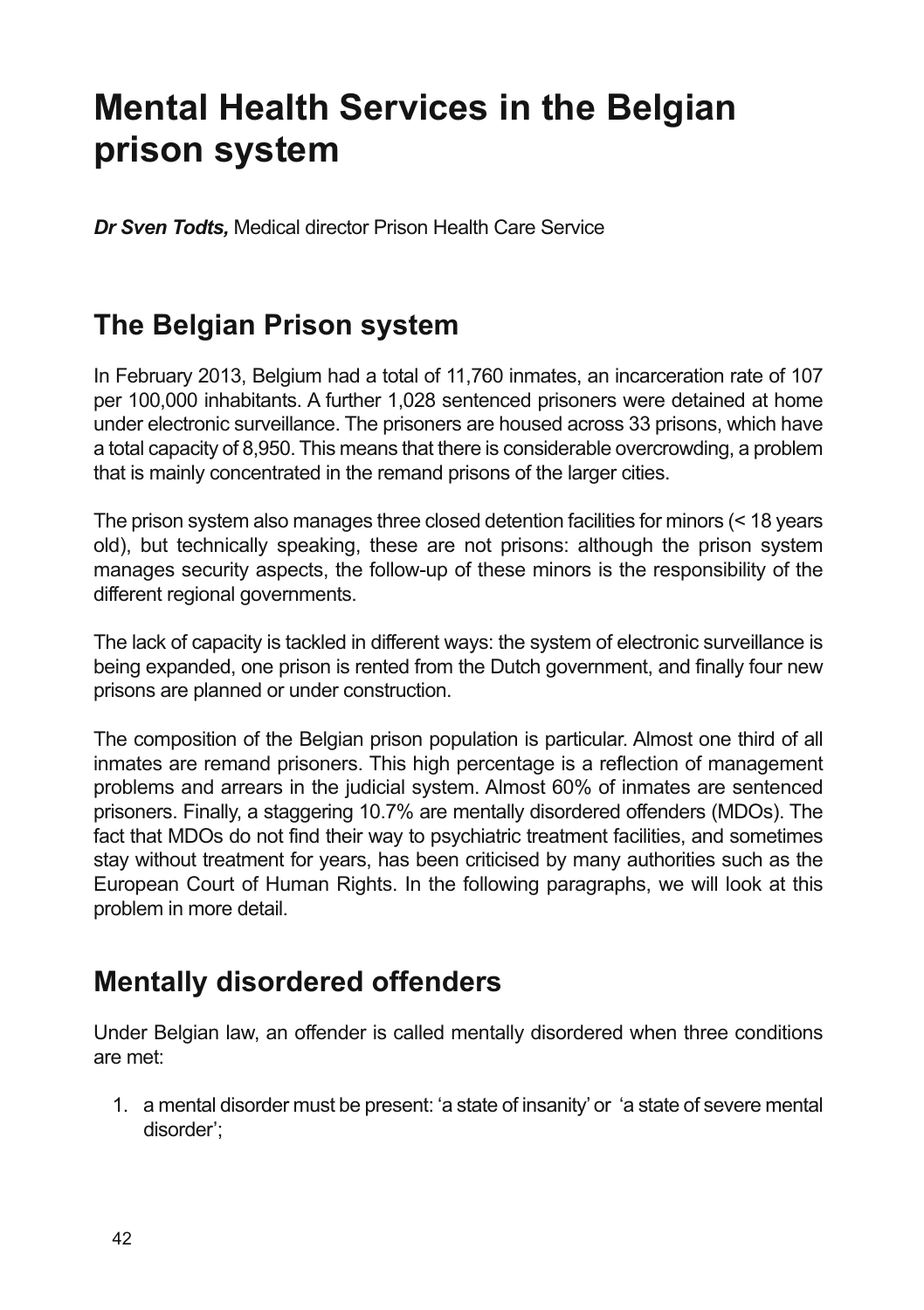# Mental Health Services in the Belgian prison system

***Dr Sven Todts,*** Medical director Prison Health Care Service

## The Belgian Prison system

In February 2013, Belgium had a total of 11,760 inmates, an incarceration rate of 107 per 100,000 inhabitants. A further 1,028 sentenced prisoners were detained at home under electronic surveillance. The prisoners are housed across 33 prisons, which have a total capacity of 8,950. This means that there is considerable overcrowding, a problem that is mainly concentrated in the remand prisons of the larger cities.

The prison system also manages three closed detention facilities for minors (< 18 years old), but technically speaking, these are not prisons: although the prison system manages security aspects, the follow-up of these minors is the responsibility of the different regional governments.

The lack of capacity is tackled in different ways: the system of electronic surveillance is being expanded, one prison is rented from the Dutch government, and finally four new prisons are planned or under construction.

The composition of the Belgian prison population is particular. Almost one third of all inmates are remand prisoners. This high percentage is a reflection of management problems and arrears in the judicial system. Almost 60% of inmates are sentenced prisoners. Finally, a staggering 10.7% are mentally disordered offenders (MDOs). The fact that MDOs do not find their way to psychiatric treatment facilities, and sometimes stay without treatment for years, has been criticised by many authorities such as the European Court of Human Rights. In the following paragraphs, we will look at this problem in more detail.

## Mentally disordered offenders

Under Belgian law, an offender is called mentally disordered when three conditions are met:

1. a mental disorder must be present: 'a state of insanity' or 'a state of severe mental disorder';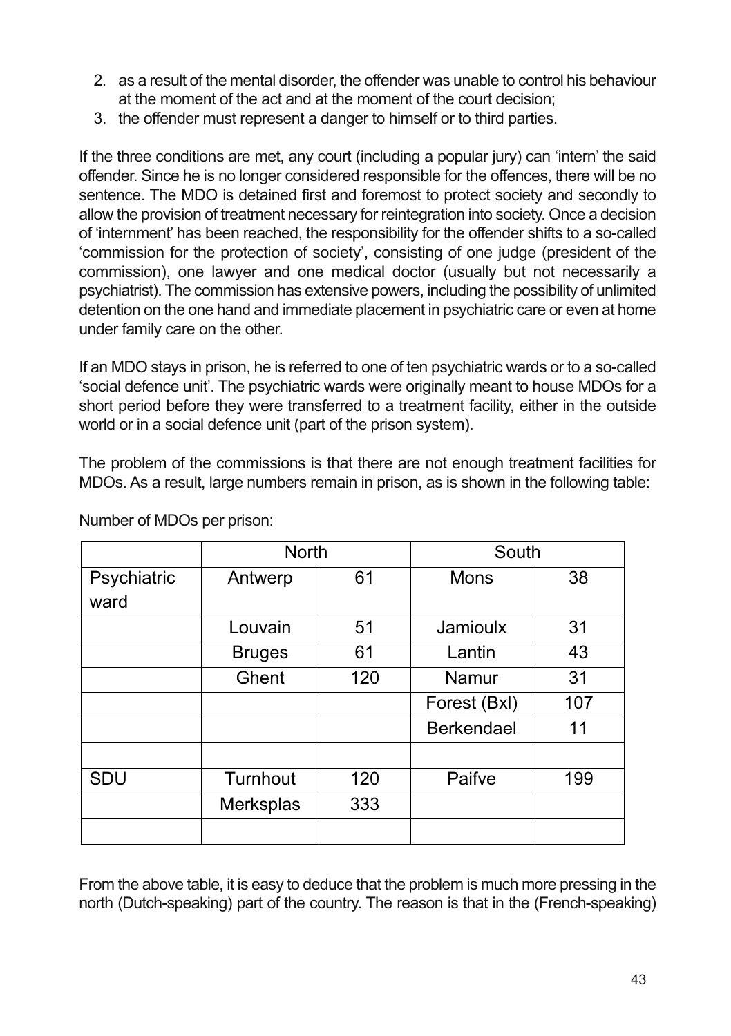2. as a result of the mental disorder, the offender was unable to control his behaviour at the moment of the act and at the moment of the court decision;
3. the offender must represent a danger to himself or to third parties.

If the three conditions are met, any court (including a popular jury) can 'intern' the said offender. Since he is no longer considered responsible for the offences, there will be no sentence. The MDO is detained first and foremost to protect society and secondly to allow the provision of treatment necessary for reintegration into society. Once a decision of 'internment' has been reached, the responsibility for the offender shifts to a so-called 'commission for the protection of society', consisting of one judge (president of the commission), one lawyer and one medical doctor (usually but not necessarily a psychiatrist). The commission has extensive powers, including the possibility of unlimited detention on the one hand and immediate placement in psychiatric care or even at home under family care on the other.

If an MDO stays in prison, he is referred to one of ten psychiatric wards or to a so-called 'social defence unit'. The psychiatric wards were originally meant to house MDOs for a short period before they were transferred to a treatment facility, either in the outside world or in a social defence unit (part of the prison system).

The problem of the commissions is that there are not enough treatment facilities for MDOs. As a result, large numbers remain in prison, as is shown in the following table:

Number of MDOs per prison:

| | North | | South | |
|---|---|---|---|---|
| Psychiatric ward | Antwerp | 61 | Mons | 38 |
| | Louvain | 51 | Jamioulx | 31 |
| | Bruges | 61 | Lantin | 43 |
| | Ghent | 120 | Namur | 31 |
| | | | Forest (Bxl) | 107 |
| | | | Berkendael | 11 |
| | | | | |
| SDU | Turnhout | 120 | Paifve | 199 |
| | Merksplas | 333 | | |
| | | | | |

From the above table, it is easy to deduce that the problem is much more pressing in the north (Dutch-speaking) part of the country. The reason is that in the (French-speaking)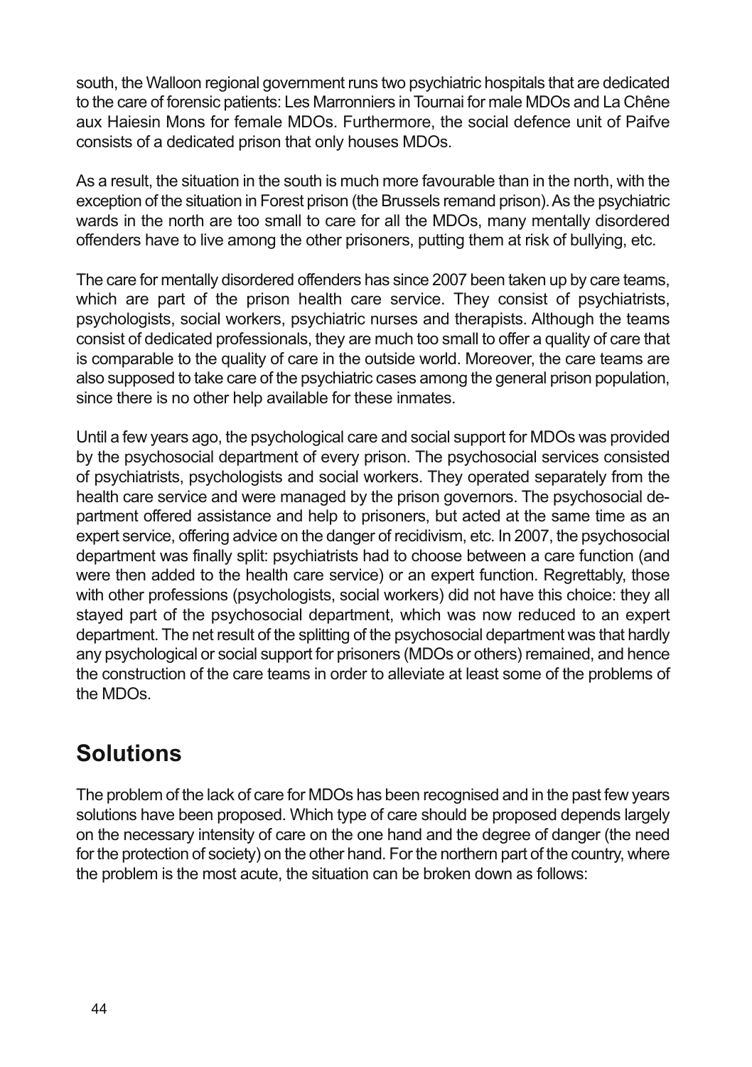south, the Walloon regional government runs two psychiatric hospitals that are dedicated to the care of forensic patients: Les Marronniers in Tournai for male MDOs and La Chêne aux Haiesin Mons for female MDOs. Furthermore, the social defence unit of Paifve consists of a dedicated prison that only houses MDOs.

As a result, the situation in the south is much more favourable than in the north, with the exception of the situation in Forest prison (the Brussels remand prison). As the psychiatric wards in the north are too small to care for all the MDOs, many mentally disordered offenders have to live among the other prisoners, putting them at risk of bullying, etc.

The care for mentally disordered offenders has since 2007 been taken up by care teams, which are part of the prison health care service. They consist of psychiatrists, psychologists, social workers, psychiatric nurses and therapists. Although the teams consist of dedicated professionals, they are much too small to offer a quality of care that is comparable to the quality of care in the outside world. Moreover, the care teams are also supposed to take care of the psychiatric cases among the general prison population, since there is no other help available for these inmates.

Until a few years ago, the psychological care and social support for MDOs was provided by the psychosocial department of every prison. The psychosocial services consisted of psychiatrists, psychologists and social workers. They operated separately from the health care service and were managed by the prison governors. The psychosocial department offered assistance and help to prisoners, but acted at the same time as an expert service, offering advice on the danger of recidivism, etc. In 2007, the psychosocial department was finally split: psychiatrists had to choose between a care function (and were then added to the health care service) or an expert function. Regrettably, those with other professions (psychologists, social workers) did not have this choice: they all stayed part of the psychosocial department, which was now reduced to an expert department. The net result of the splitting of the psychosocial department was that hardly any psychological or social support for prisoners (MDOs or others) remained, and hence the construction of the care teams in order to alleviate at least some of the problems of the MDOs.

## Solutions

The problem of the lack of care for MDOs has been recognised and in the past few years solutions have been proposed. Which type of care should be proposed depends largely on the necessary intensity of care on the one hand and the degree of danger (the need for the protection of society) on the other hand. For the northern part of the country, where the problem is the most acute, the situation can be broken down as follows: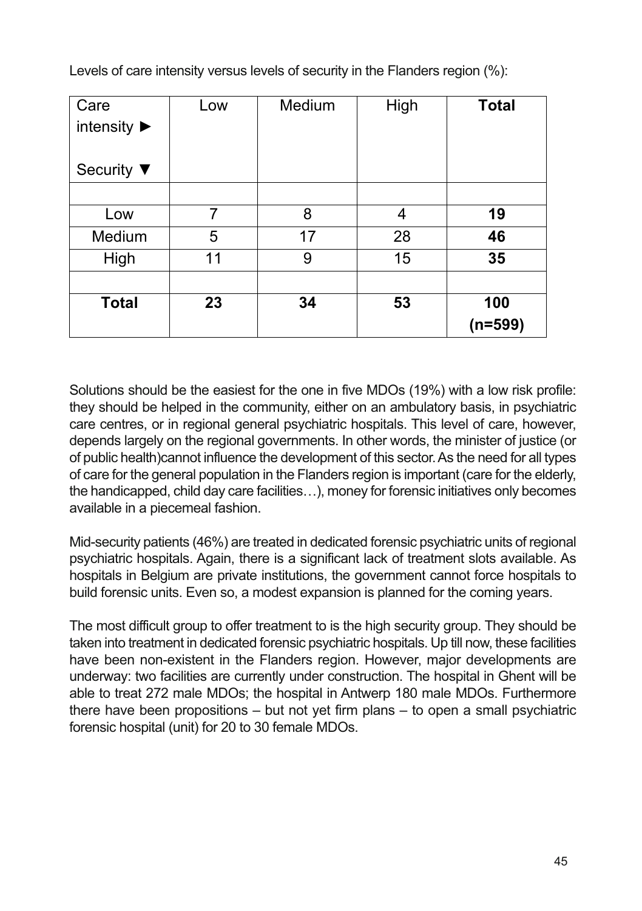Levels of care intensity versus levels of security in the Flanders region (%):

| Care intensity ► <br><br> Security ▼ | Low | Medium | High | **Total** |
|---|---|---|---|---|
| | | | | |
| Low | 7 | 8 | 4 | **19** |
| Medium | 5 | 17 | 28 | **46** |
| High | 11 | 9 | 15 | **35** |
| | | | | |
| **Total** | **23** | **34** | **53** | **100 (n=599)** |

Solutions should be the easiest for the one in five MDOs (19%) with a low risk profile: they should be helped in the community, either on an ambulatory basis, in psychiatric care centres, or in regional general psychiatric hospitals. This level of care, however, depends largely on the regional governments. In other words, the minister of justice (or of public health)cannot influence the development of this sector. As the need for all types of care for the general population in the Flanders region is important (care for the elderly, the handicapped, child day care facilities…), money for forensic initiatives only becomes available in a piecemeal fashion.

Mid-security patients (46%) are treated in dedicated forensic psychiatric units of regional psychiatric hospitals. Again, there is a significant lack of treatment slots available. As hospitals in Belgium are private institutions, the government cannot force hospitals to build forensic units. Even so, a modest expansion is planned for the coming years.

The most difficult group to offer treatment to is the high security group. They should be taken into treatment in dedicated forensic psychiatric hospitals. Up till now, these facilities have been non-existent in the Flanders region. However, major developments are underway: two facilities are currently under construction. The hospital in Ghent will be able to treat 272 male MDOs; the hospital in Antwerp 180 male MDOs. Furthermore there have been propositions – but not yet firm plans – to open a small psychiatric forensic hospital (unit) for 20 to 30 female MDOs.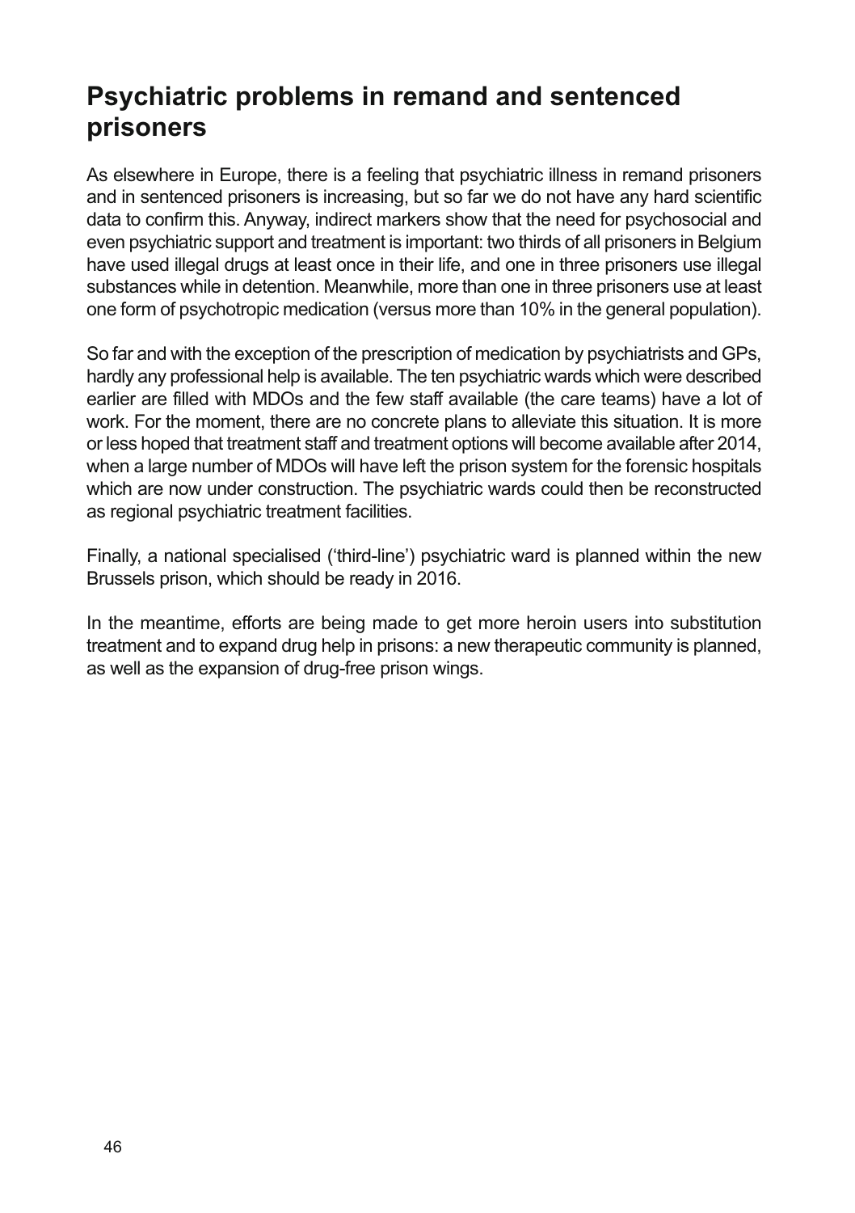## Psychiatric problems in remand and sentenced prisoners

As elsewhere in Europe, there is a feeling that psychiatric illness in remand prisoners and in sentenced prisoners is increasing, but so far we do not have any hard scientific data to confirm this. Anyway, indirect markers show that the need for psychosocial and even psychiatric support and treatment is important: two thirds of all prisoners in Belgium have used illegal drugs at least once in their life, and one in three prisoners use illegal substances while in detention. Meanwhile, more than one in three prisoners use at least one form of psychotropic medication (versus more than 10% in the general population).

So far and with the exception of the prescription of medication by psychiatrists and GPs, hardly any professional help is available. The ten psychiatric wards which were described earlier are filled with MDOs and the few staff available (the care teams) have a lot of work. For the moment, there are no concrete plans to alleviate this situation. It is more or less hoped that treatment staff and treatment options will become available after 2014, when a large number of MDOs will have left the prison system for the forensic hospitals which are now under construction. The psychiatric wards could then be reconstructed as regional psychiatric treatment facilities.

Finally, a national specialised ('third-line') psychiatric ward is planned within the new Brussels prison, which should be ready in 2016.

In the meantime, efforts are being made to get more heroin users into substitution treatment and to expand drug help in prisons: a new therapeutic community is planned, as well as the expansion of drug-free prison wings.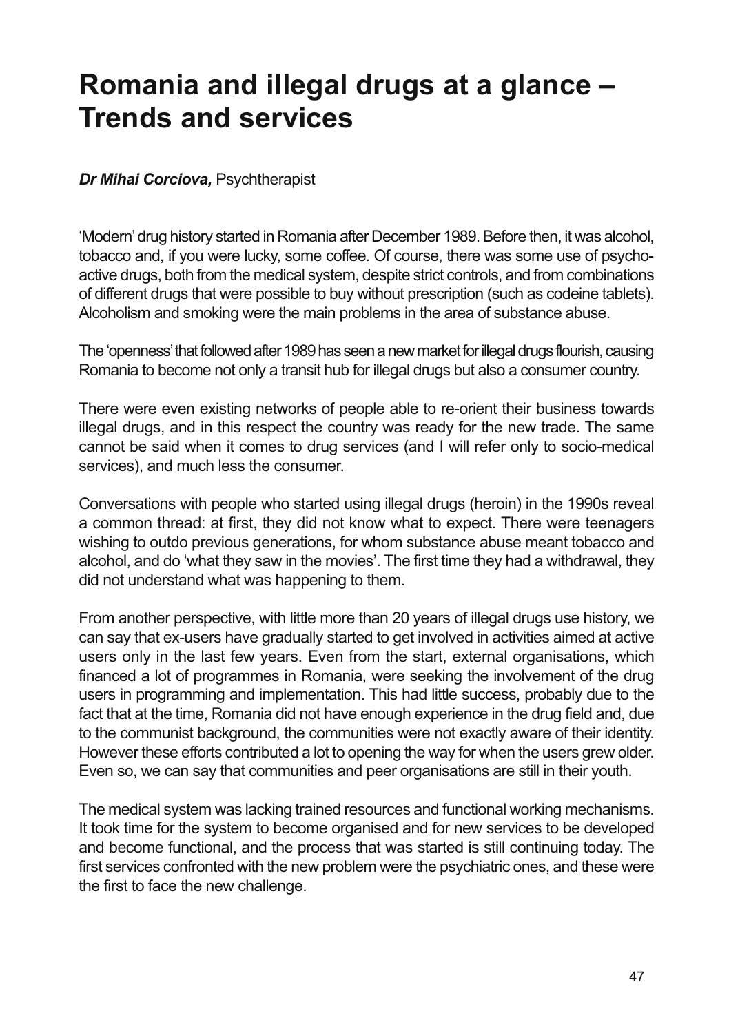# Romania and illegal drugs at a glance – Trends and services

***Dr Mihai Corciova,*** Psychtherapist

'Modern' drug history started in Romania after December 1989. Before then, it was alcohol, tobacco and, if you were lucky, some coffee. Of course, there was some use of psycho-active drugs, both from the medical system, despite strict controls, and from combinations of different drugs that were possible to buy without prescription (such as codeine tablets). Alcoholism and smoking were the main problems in the area of substance abuse.

The 'openness' that followed after 1989 has seen a new market for illegal drugs flourish, causing Romania to become not only a transit hub for illegal drugs but also a consumer country.

There were even existing networks of people able to re-orient their business towards illegal drugs, and in this respect the country was ready for the new trade. The same cannot be said when it comes to drug services (and I will refer only to socio-medical services), and much less the consumer.

Conversations with people who started using illegal drugs (heroin) in the 1990s reveal a common thread: at first, they did not know what to expect. There were teenagers wishing to outdo previous generations, for whom substance abuse meant tobacco and alcohol, and do 'what they saw in the movies'. The first time they had a withdrawal, they did not understand what was happening to them.

From another perspective, with little more than 20 years of illegal drugs use history, we can say that ex-users have gradually started to get involved in activities aimed at active users only in the last few years. Even from the start, external organisations, which financed a lot of programmes in Romania, were seeking the involvement of the drug users in programming and implementation. This had little success, probably due to the fact that at the time, Romania did not have enough experience in the drug field and, due to the communist background, the communities were not exactly aware of their identity. However these efforts contributed a lot to opening the way for when the users grew older. Even so, we can say that communities and peer organisations are still in their youth.

The medical system was lacking trained resources and functional working mechanisms. It took time for the system to become organised and for new services to be developed and become functional, and the process that was started is still continuing today. The first services confronted with the new problem were the psychiatric ones, and these were the first to face the new challenge.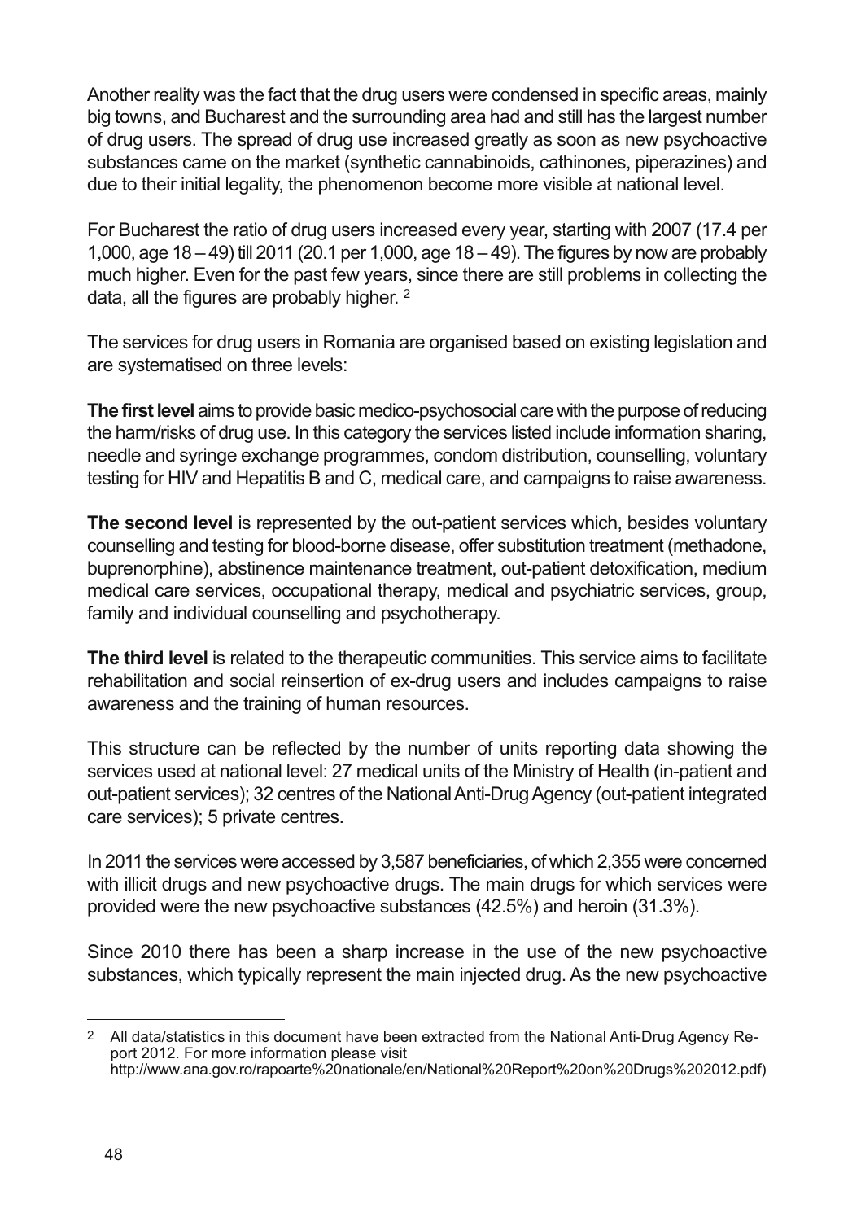Another reality was the fact that the drug users were condensed in specific areas, mainly big towns, and Bucharest and the surrounding area had and still has the largest number of drug users. The spread of drug use increased greatly as soon as new psychoactive substances came on the market (synthetic cannabinoids, cathinones, piperazines) and due to their initial legality, the phenomenon become more visible at national level.

For Bucharest the ratio of drug users increased every year, starting with 2007 (17.4 per 1,000, age 18 – 49) till 2011 (20.1 per 1,000, age 18 – 49). The figures by now are probably much higher. Even for the past few years, since there are still problems in collecting the data, all the figures are probably higher. [2]

The services for drug users in Romania are organised based on existing legislation and are systematised on three levels:

**The first level** aims to provide basic medico-psychosocial care with the purpose of reducing the harm/risks of drug use. In this category the services listed include information sharing, needle and syringe exchange programmes, condom distribution, counselling, voluntary testing for HIV and Hepatitis B and C, medical care, and campaigns to raise awareness.

**The second level** is represented by the out-patient services which, besides voluntary counselling and testing for blood-borne disease, offer substitution treatment (methadone, buprenorphine), abstinence maintenance treatment, out-patient detoxification, medium medical care services, occupational therapy, medical and psychiatric services, group, family and individual counselling and psychotherapy.

**The third level** is related to the therapeutic communities. This service aims to facilitate rehabilitation and social reinsertion of ex-drug users and includes campaigns to raise awareness and the training of human resources.

This structure can be reflected by the number of units reporting data showing the services used at national level: 27 medical units of the Ministry of Health (in-patient and out-patient services); 32 centres of the National Anti-Drug Agency (out-patient integrated care services); 5 private centres.

In 2011 the services were accessed by 3,587 beneficiaries, of which 2,355 were concerned with illicit drugs and new psychoactive drugs. The main drugs for which services were provided were the new psychoactive substances (42.5%) and heroin (31.3%).

Since 2010 there has been a sharp increase in the use of the new psychoactive substances, which typically represent the main injected drug. As the new psychoactive

---

[2] All data/statistics in this document have been extracted from the National Anti-Drug Agency Report 2012. For more information please visit http://www.ana.gov.ro/rapoarte%20nationale/en/National%20Report%20on%20Drugs%202012.pdf)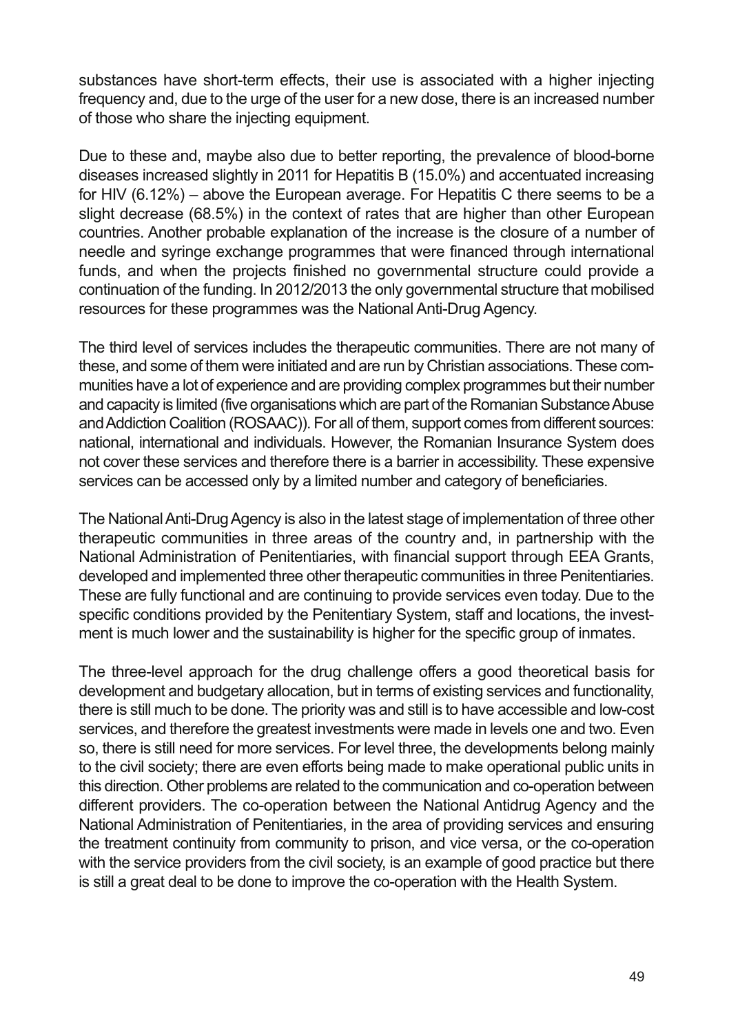substances have short-term effects, their use is associated with a higher injecting frequency and, due to the urge of the user for a new dose, there is an increased number of those who share the injecting equipment.

Due to these and, maybe also due to better reporting, the prevalence of blood-borne diseases increased slightly in 2011 for Hepatitis B (15.0%) and accentuated increasing for HIV (6.12%) – above the European average. For Hepatitis C there seems to be a slight decrease (68.5%) in the context of rates that are higher than other European countries. Another probable explanation of the increase is the closure of a number of needle and syringe exchange programmes that were financed through international funds, and when the projects finished no governmental structure could provide a continuation of the funding. In 2012/2013 the only governmental structure that mobilised resources for these programmes was the National Anti-Drug Agency.

The third level of services includes the therapeutic communities. There are not many of these, and some of them were initiated and are run by Christian associations. These communities have a lot of experience and are providing complex programmes but their number and capacity is limited (five organisations which are part of the Romanian Substance Abuse and Addiction Coalition (ROSAAC)). For all of them, support comes from different sources: national, international and individuals. However, the Romanian Insurance System does not cover these services and therefore there is a barrier in accessibility. These expensive services can be accessed only by a limited number and category of beneficiaries.

The National Anti-Drug Agency is also in the latest stage of implementation of three other therapeutic communities in three areas of the country and, in partnership with the National Administration of Penitentiaries, with financial support through EEA Grants, developed and implemented three other therapeutic communities in three Penitentiaries. These are fully functional and are continuing to provide services even today. Due to the specific conditions provided by the Penitentiary System, staff and locations, the investment is much lower and the sustainability is higher for the specific group of inmates.

The three-level approach for the drug challenge offers a good theoretical basis for development and budgetary allocation, but in terms of existing services and functionality, there is still much to be done. The priority was and still is to have accessible and low-cost services, and therefore the greatest investments were made in levels one and two. Even so, there is still need for more services. For level three, the developments belong mainly to the civil society; there are even efforts being made to make operational public units in this direction. Other problems are related to the communication and co-operation between different providers. The co-operation between the National Antidrug Agency and the National Administration of Penitentiaries, in the area of providing services and ensuring the treatment continuity from community to prison, and vice versa, or the co-operation with the service providers from the civil society, is an example of good practice but there is still a great deal to be done to improve the co-operation with the Health System.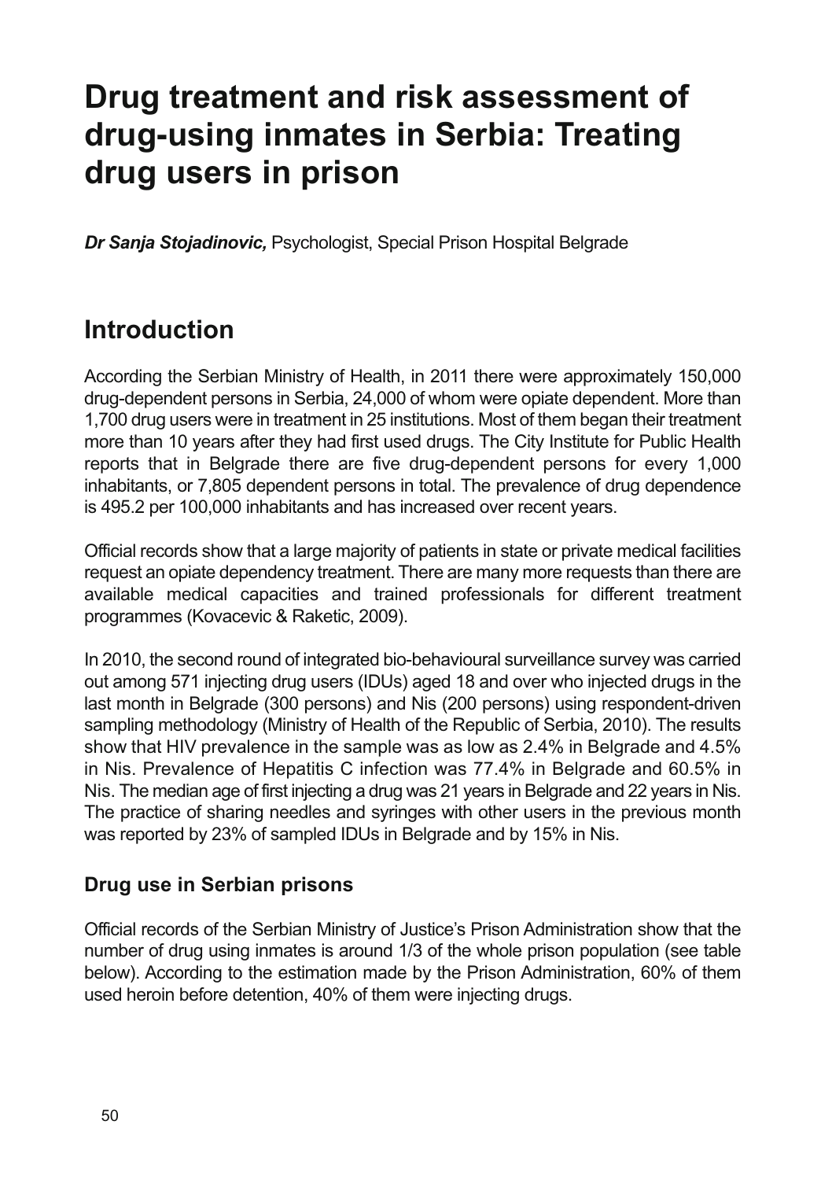# Drug treatment and risk assessment of drug-using inmates in Serbia: Treating drug users in prison

***Dr Sanja Stojadinovic,*** Psychologist, Special Prison Hospital Belgrade

## Introduction

According the Serbian Ministry of Health, in 2011 there were approximately 150,000 drug-dependent persons in Serbia, 24,000 of whom were opiate dependent. More than 1,700 drug users were in treatment in 25 institutions. Most of them began their treatment more than 10 years after they had first used drugs. The City Institute for Public Health reports that in Belgrade there are five drug-dependent persons for every 1,000 inhabitants, or 7,805 dependent persons in total. The prevalence of drug dependence is 495.2 per 100,000 inhabitants and has increased over recent years.

Official records show that a large majority of patients in state or private medical facilities request an opiate dependency treatment. There are many more requests than there are available medical capacities and trained professionals for different treatment programmes (Kovacevic & Raketic, 2009).

In 2010, the second round of integrated bio-behavioural surveillance survey was carried out among 571 injecting drug users (IDUs) aged 18 and over who injected drugs in the last month in Belgrade (300 persons) and Nis (200 persons) using respondent-driven sampling methodology (Ministry of Health of the Republic of Serbia, 2010). The results show that HIV prevalence in the sample was as low as 2.4% in Belgrade and 4.5% in Nis. Prevalence of Hepatitis C infection was 77.4% in Belgrade and 60.5% in Nis. The median age of first injecting a drug was 21 years in Belgrade and 22 years in Nis. The practice of sharing needles and syringes with other users in the previous month was reported by 23% of sampled IDUs in Belgrade and by 15% in Nis.

### Drug use in Serbian prisons

Official records of the Serbian Ministry of Justice's Prison Administration show that the number of drug using inmates is around 1/3 of the whole prison population (see table below). According to the estimation made by the Prison Administration, 60% of them used heroin before detention, 40% of them were injecting drugs.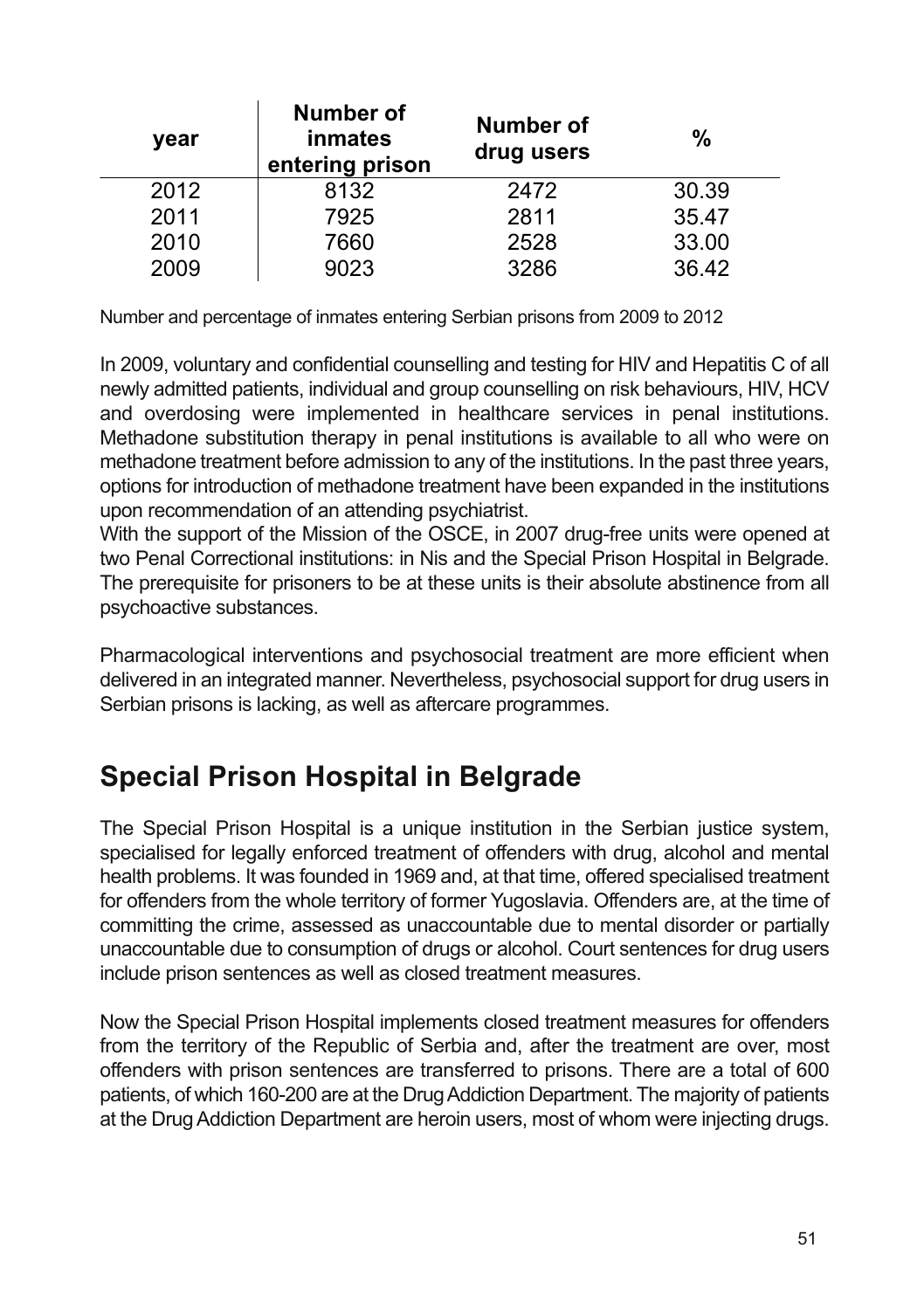| year | Number of inmates entering prison | Number of drug users | % |
|---|---|---|---|
| 2012 | 8132 | 2472 | 30.39 |
| 2011 | 7925 | 2811 | 35.47 |
| 2010 | 7660 | 2528 | 33.00 |
| 2009 | 9023 | 3286 | 36.42 |

Number and percentage of inmates entering Serbian prisons from 2009 to 2012

In 2009, voluntary and confidential counselling and testing for HIV and Hepatitis C of all newly admitted patients, individual and group counselling on risk behaviours, HIV, HCV and overdosing were implemented in healthcare services in penal institutions. Methadone substitution therapy in penal institutions is available to all who were on methadone treatment before admission to any of the institutions. In the past three years, options for introduction of methadone treatment have been expanded in the institutions upon recommendation of an attending psychiatrist.
With the support of the Mission of the OSCE, in 2007 drug-free units were opened at two Penal Correctional institutions: in Nis and the Special Prison Hospital in Belgrade. The prerequisite for prisoners to be at these units is their absolute abstinence from all psychoactive substances.

Pharmacological interventions and psychosocial treatment are more efficient when delivered in an integrated manner. Nevertheless, psychosocial support for drug users in Serbian prisons is lacking, as well as aftercare programmes.

## Special Prison Hospital in Belgrade

The Special Prison Hospital is a unique institution in the Serbian justice system, specialised for legally enforced treatment of offenders with drug, alcohol and mental health problems. It was founded in 1969 and, at that time, offered specialised treatment for offenders from the whole territory of former Yugoslavia. Offenders are, at the time of committing the crime, assessed as unaccountable due to mental disorder or partially unaccountable due to consumption of drugs or alcohol. Court sentences for drug users include prison sentences as well as closed treatment measures.

Now the Special Prison Hospital implements closed treatment measures for offenders from the territory of the Republic of Serbia and, after the treatment are over, most offenders with prison sentences are transferred to prisons. There are a total of 600 patients, of which 160-200 are at the Drug Addiction Department. The majority of patients at the Drug Addiction Department are heroin users, most of whom were injecting drugs.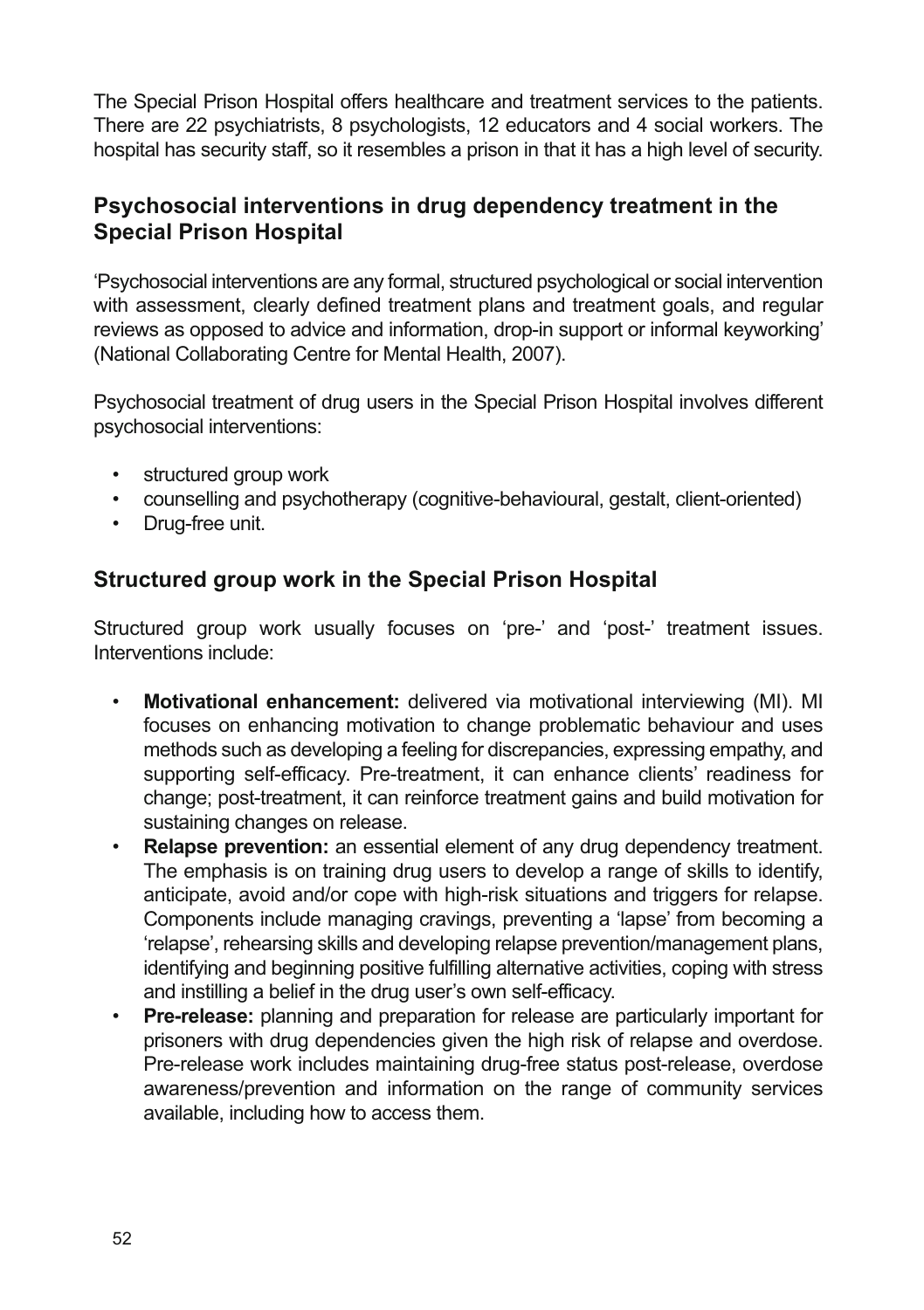The Special Prison Hospital offers healthcare and treatment services to the patients. There are 22 psychiatrists, 8 psychologists, 12 educators and 4 social workers. The hospital has security staff, so it resembles a prison in that it has a high level of security.

## Psychosocial interventions in drug dependency treatment in the Special Prison Hospital

'Psychosocial interventions are any formal, structured psychological or social intervention with assessment, clearly defined treatment plans and treatment goals, and regular reviews as opposed to advice and information, drop-in support or informal keyworking' (National Collaborating Centre for Mental Health, 2007).

Psychosocial treatment of drug users in the Special Prison Hospital involves different psychosocial interventions:

- structured group work
- counselling and psychotherapy (cognitive-behavioural, gestalt, client-oriented)
- Drug-free unit.

## Structured group work in the Special Prison Hospital

Structured group work usually focuses on 'pre-' and 'post-' treatment issues. Interventions include:

- **Motivational enhancement:** delivered via motivational interviewing (MI). MI focuses on enhancing motivation to change problematic behaviour and uses methods such as developing a feeling for discrepancies, expressing empathy, and supporting self-efficacy. Pre-treatment, it can enhance clients' readiness for change; post-treatment, it can reinforce treatment gains and build motivation for sustaining changes on release.
- **Relapse prevention:** an essential element of any drug dependency treatment. The emphasis is on training drug users to develop a range of skills to identify, anticipate, avoid and/or cope with high-risk situations and triggers for relapse. Components include managing cravings, preventing a 'lapse' from becoming a 'relapse', rehearsing skills and developing relapse prevention/management plans, identifying and beginning positive fulfilling alternative activities, coping with stress and instilling a belief in the drug user's own self-efficacy.
- **Pre-release:** planning and preparation for release are particularly important for prisoners with drug dependencies given the high risk of relapse and overdose. Pre-release work includes maintaining drug-free status post-release, overdose awareness/prevention and information on the range of community services available, including how to access them.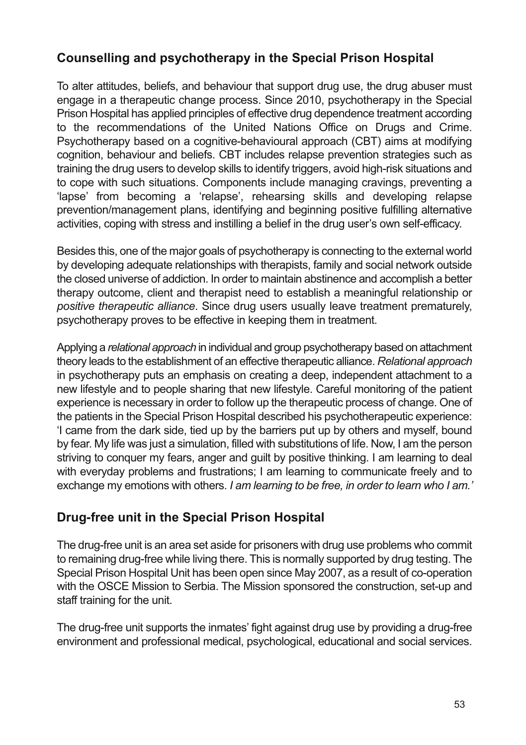## Counselling and psychotherapy in the Special Prison Hospital

To alter attitudes, beliefs, and behaviour that support drug use, the drug abuser must engage in a therapeutic change process. Since 2010, psychotherapy in the Special Prison Hospital has applied principles of effective drug dependence treatment according to the recommendations of the United Nations Office on Drugs and Crime. Psychotherapy based on a cognitive-behavioural approach (CBT) aims at modifying cognition, behaviour and beliefs. CBT includes relapse prevention strategies such as training the drug users to develop skills to identify triggers, avoid high-risk situations and to cope with such situations. Components include managing cravings, preventing a 'lapse' from becoming a 'relapse', rehearsing skills and developing relapse prevention/management plans, identifying and beginning positive fulfilling alternative activities, coping with stress and instilling a belief in the drug user's own self-efficacy.

Besides this, one of the major goals of psychotherapy is connecting to the external world by developing adequate relationships with therapists, family and social network outside the closed universe of addiction. In order to maintain abstinence and accomplish a better therapy outcome, client and therapist need to establish a meaningful relationship or *positive therapeutic alliance*. Since drug users usually leave treatment prematurely, psychotherapy proves to be effective in keeping them in treatment.

Applying a *relational approach* in individual and group psychotherapy based on attachment theory leads to the establishment of an effective therapeutic alliance. *Relational approach* in psychotherapy puts an emphasis on creating a deep, independent attachment to a new lifestyle and to people sharing that new lifestyle. Careful monitoring of the patient experience is necessary in order to follow up the therapeutic process of change. One of the patients in the Special Prison Hospital described his psychotherapeutic experience: 'I came from the dark side, tied up by the barriers put up by others and myself, bound by fear. My life was just a simulation, filled with substitutions of life. Now, I am the person striving to conquer my fears, anger and guilt by positive thinking. I am learning to deal with everyday problems and frustrations; I am learning to communicate freely and to exchange my emotions with others. *I am learning to be free, in order to learn who I am.'*

## Drug-free unit in the Special Prison Hospital

The drug-free unit is an area set aside for prisoners with drug use problems who commit to remaining drug-free while living there. This is normally supported by drug testing. The Special Prison Hospital Unit has been open since May 2007, as a result of co-operation with the OSCE Mission to Serbia. The Mission sponsored the construction, set-up and staff training for the unit.

The drug-free unit supports the inmates' fight against drug use by providing a drug-free environment and professional medical, psychological, educational and social services.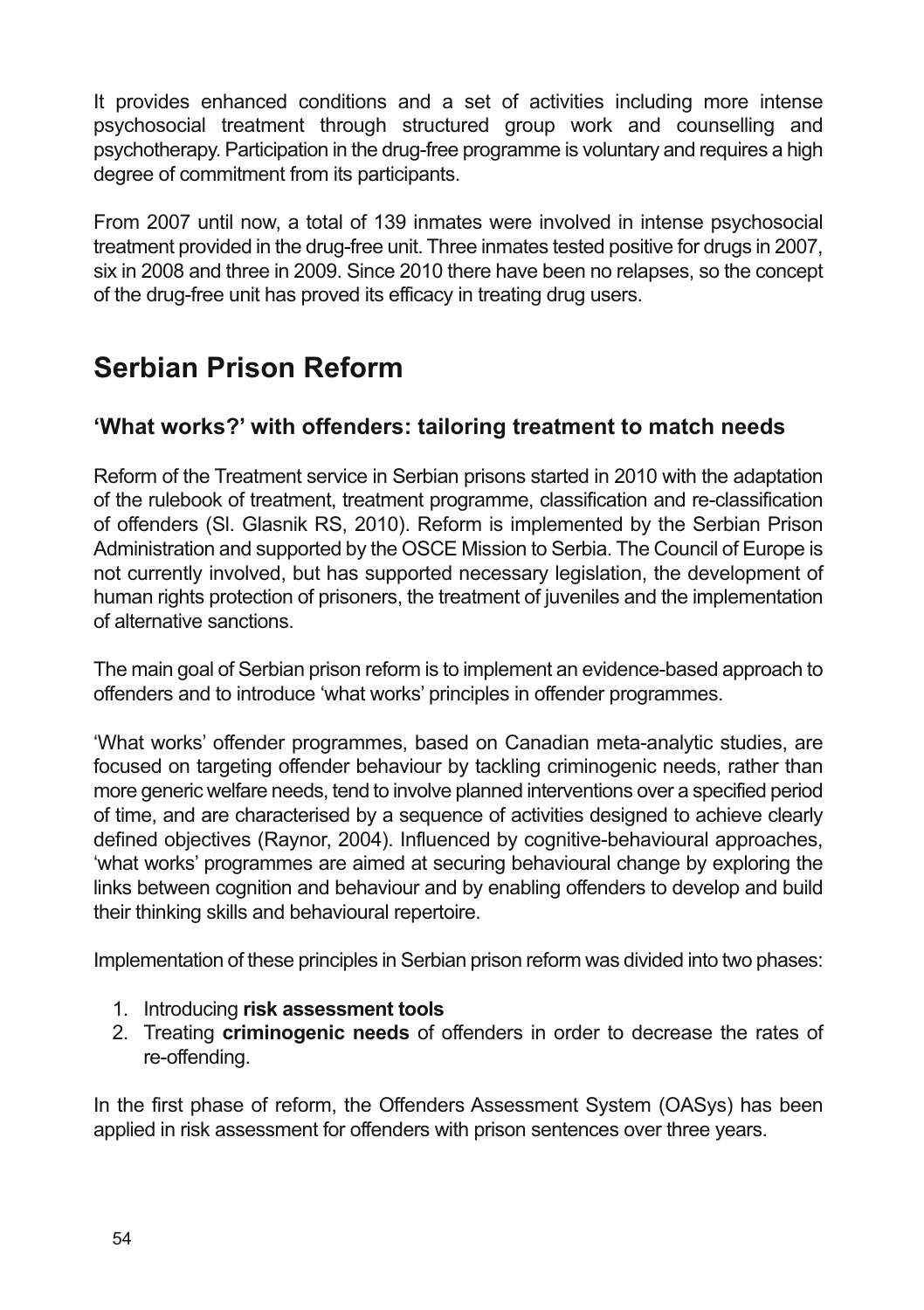It provides enhanced conditions and a set of activities including more intense psychosocial treatment through structured group work and counselling and psychotherapy. Participation in the drug-free programme is voluntary and requires a high degree of commitment from its participants.

From 2007 until now, a total of 139 inmates were involved in intense psychosocial treatment provided in the drug-free unit. Three inmates tested positive for drugs in 2007, six in 2008 and three in 2009. Since 2010 there have been no relapses, so the concept of the drug-free unit has proved its efficacy in treating drug users.

# Serbian Prison Reform

## 'What works?' with offenders: tailoring treatment to match needs

Reform of the Treatment service in Serbian prisons started in 2010 with the adaptation of the rulebook of treatment, treatment programme, classification and re-classification of offenders (Sl. Glasnik RS, 2010). Reform is implemented by the Serbian Prison Administration and supported by the OSCE Mission to Serbia. The Council of Europe is not currently involved, but has supported necessary legislation, the development of human rights protection of prisoners, the treatment of juveniles and the implementation of alternative sanctions.

The main goal of Serbian prison reform is to implement an evidence-based approach to offenders and to introduce 'what works' principles in offender programmes.

'What works' offender programmes, based on Canadian meta-analytic studies, are focused on targeting offender behaviour by tackling criminogenic needs, rather than more generic welfare needs, tend to involve planned interventions over a specified period of time, and are characterised by a sequence of activities designed to achieve clearly defined objectives (Raynor, 2004). Influenced by cognitive-behavioural approaches, 'what works' programmes are aimed at securing behavioural change by exploring the links between cognition and behaviour and by enabling offenders to develop and build their thinking skills and behavioural repertoire.

Implementation of these principles in Serbian prison reform was divided into two phases:

1. Introducing **risk assessment tools**
2. Treating **criminogenic needs** of offenders in order to decrease the rates of re-offending.

In the first phase of reform, the Offenders Assessment System (OASys) has been applied in risk assessment for offenders with prison sentences over three years.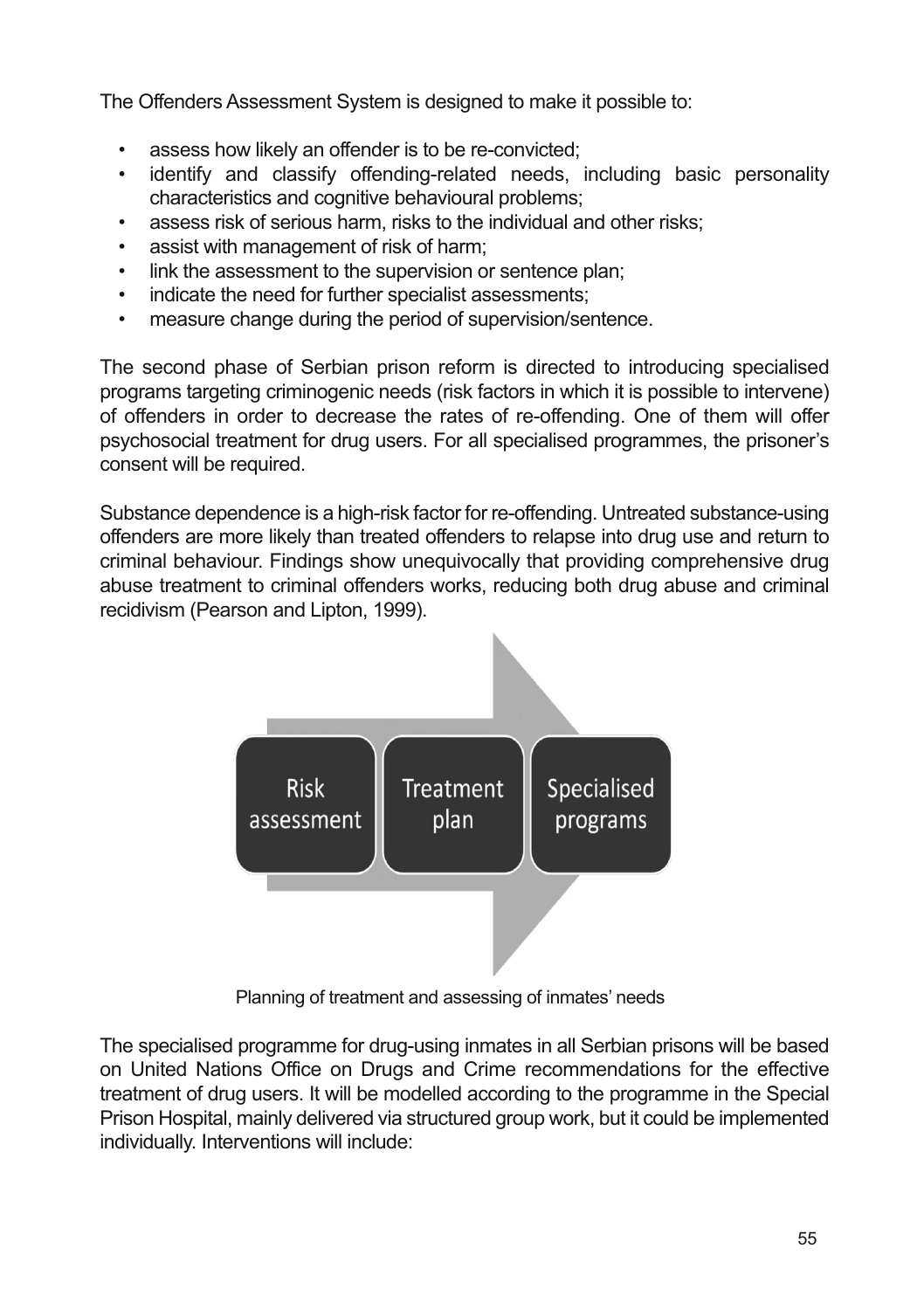The Offenders Assessment System is designed to make it possible to:

- assess how likely an offender is to be re-convicted;
- identify and classify offending-related needs, including basic personality characteristics and cognitive behavioural problems;
- assess risk of serious harm, risks to the individual and other risks;
- assist with management of risk of harm;
- link the assessment to the supervision or sentence plan;
- indicate the need for further specialist assessments;
- measure change during the period of supervision/sentence.

The second phase of Serbian prison reform is directed to introducing specialised programs targeting criminogenic needs (risk factors in which it is possible to intervene) of offenders in order to decrease the rates of re-offending. One of them will offer psychosocial treatment for drug users. For all specialised programmes, the prisoner's consent will be required.

Substance dependence is a high-risk factor for re-offending. Untreated substance-using offenders are more likely than treated offenders to relapse into drug use and return to criminal behaviour. Findings show unequivocally that providing comprehensive drug abuse treatment to criminal offenders works, reducing both drug abuse and criminal recidivism (Pearson and Lipton, 1999).

Risk assessment → Treatment plan → Specialised programs

Planning of treatment and assessing of inmates' needs

The specialised programme for drug-using inmates in all Serbian prisons will be based on United Nations Office on Drugs and Crime recommendations for the effective treatment of drug users. It will be modelled according to the programme in the Special Prison Hospital, mainly delivered via structured group work, but it could be implemented individually. Interventions will include: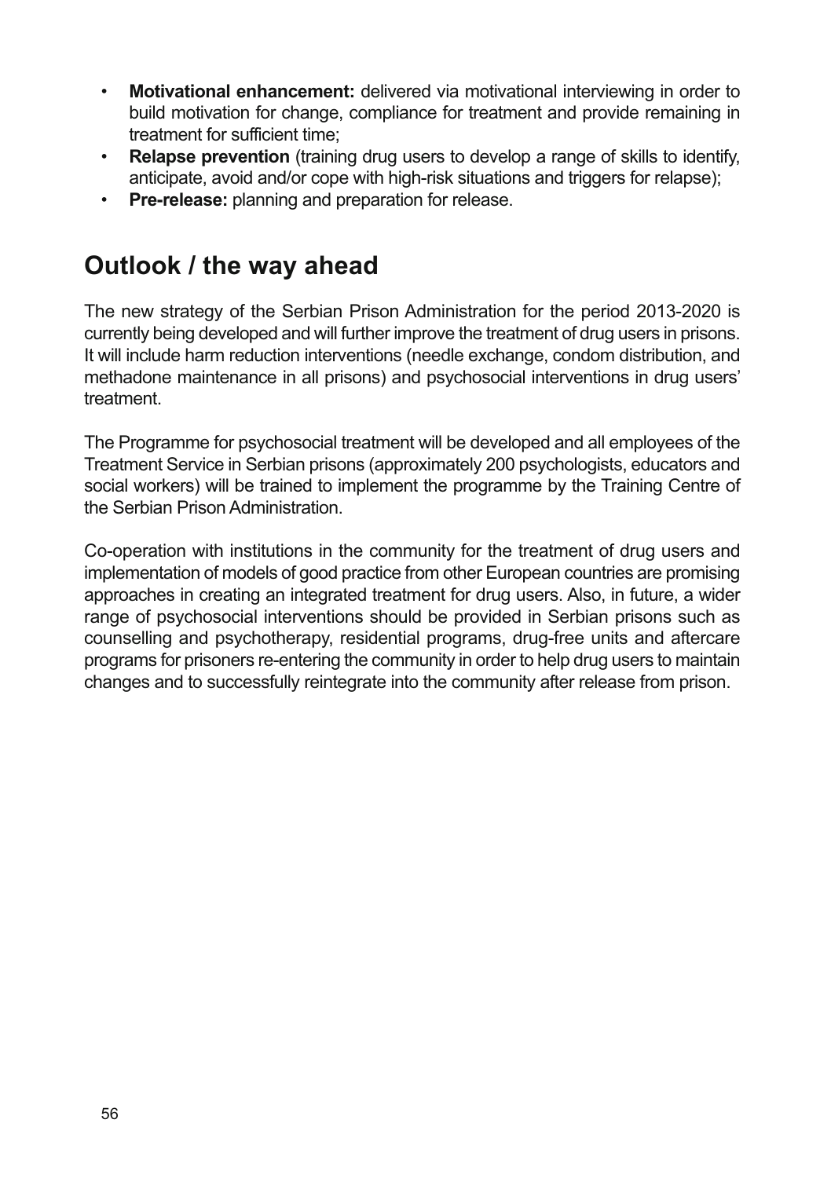- **Motivational enhancement:** delivered via motivational interviewing in order to build motivation for change, compliance for treatment and provide remaining in treatment for sufficient time;
- **Relapse prevention** (training drug users to develop a range of skills to identify, anticipate, avoid and/or cope with high-risk situations and triggers for relapse);
- **Pre-release:** planning and preparation for release.

## Outlook / the way ahead

The new strategy of the Serbian Prison Administration for the period 2013-2020 is currently being developed and will further improve the treatment of drug users in prisons. It will include harm reduction interventions (needle exchange, condom distribution, and methadone maintenance in all prisons) and psychosocial interventions in drug users' treatment.

The Programme for psychosocial treatment will be developed and all employees of the Treatment Service in Serbian prisons (approximately 200 psychologists, educators and social workers) will be trained to implement the programme by the Training Centre of the Serbian Prison Administration.

Co-operation with institutions in the community for the treatment of drug users and implementation of models of good practice from other European countries are promising approaches in creating an integrated treatment for drug users. Also, in future, a wider range of psychosocial interventions should be provided in Serbian prisons such as counselling and psychotherapy, residential programs, drug-free units and aftercare programs for prisoners re-entering the community in order to help drug users to maintain changes and to successfully reintegrate into the community after release from prison.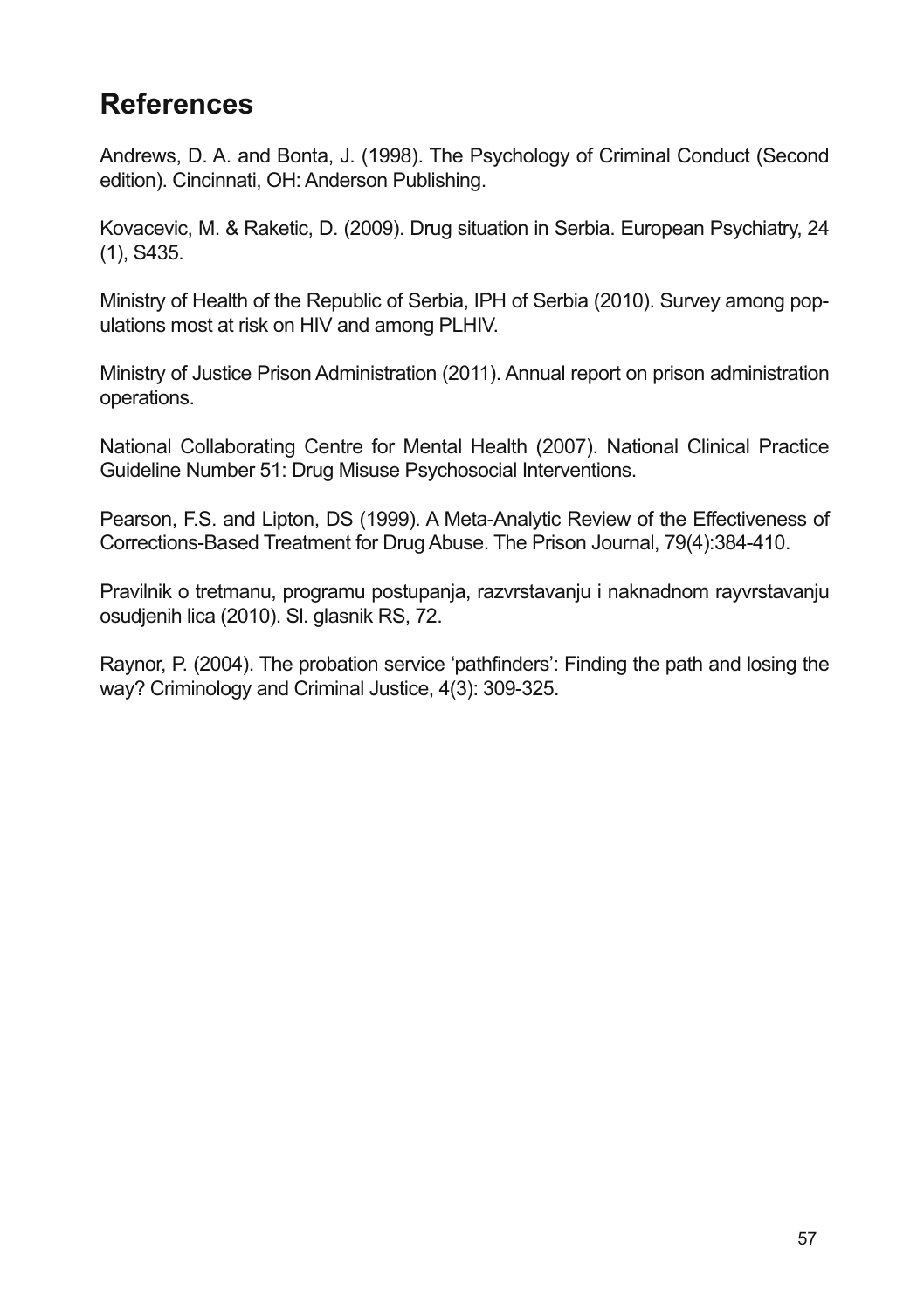# References

Andrews, D. A. and Bonta, J. (1998). The Psychology of Criminal Conduct (Second edition). Cincinnati, OH: Anderson Publishing.

Kovacevic, M. & Raketic, D. (2009). Drug situation in Serbia. European Psychiatry, 24 (1), S435.

Ministry of Health of the Republic of Serbia, IPH of Serbia (2010). Survey among populations most at risk on HIV and among PLHIV.

Ministry of Justice Prison Administration (2011). Annual report on prison administration operations.

National Collaborating Centre for Mental Health (2007). National Clinical Practice Guideline Number 51: Drug Misuse Psychosocial Interventions.

Pearson, F.S. and Lipton, DS (1999). A Meta-Analytic Review of the Effectiveness of Corrections-Based Treatment for Drug Abuse. The Prison Journal, 79(4):384-410.

Pravilnik o tretmanu, programu postupanja, razvrstavanju i naknadnom rayvrstavanju osudjenih lica (2010). Sl. glasnik RS, 72.

Raynor, P. (2004). The probation service 'pathfinders': Finding the path and losing the way? Criminology and Criminal Justice, 4(3): 309-325.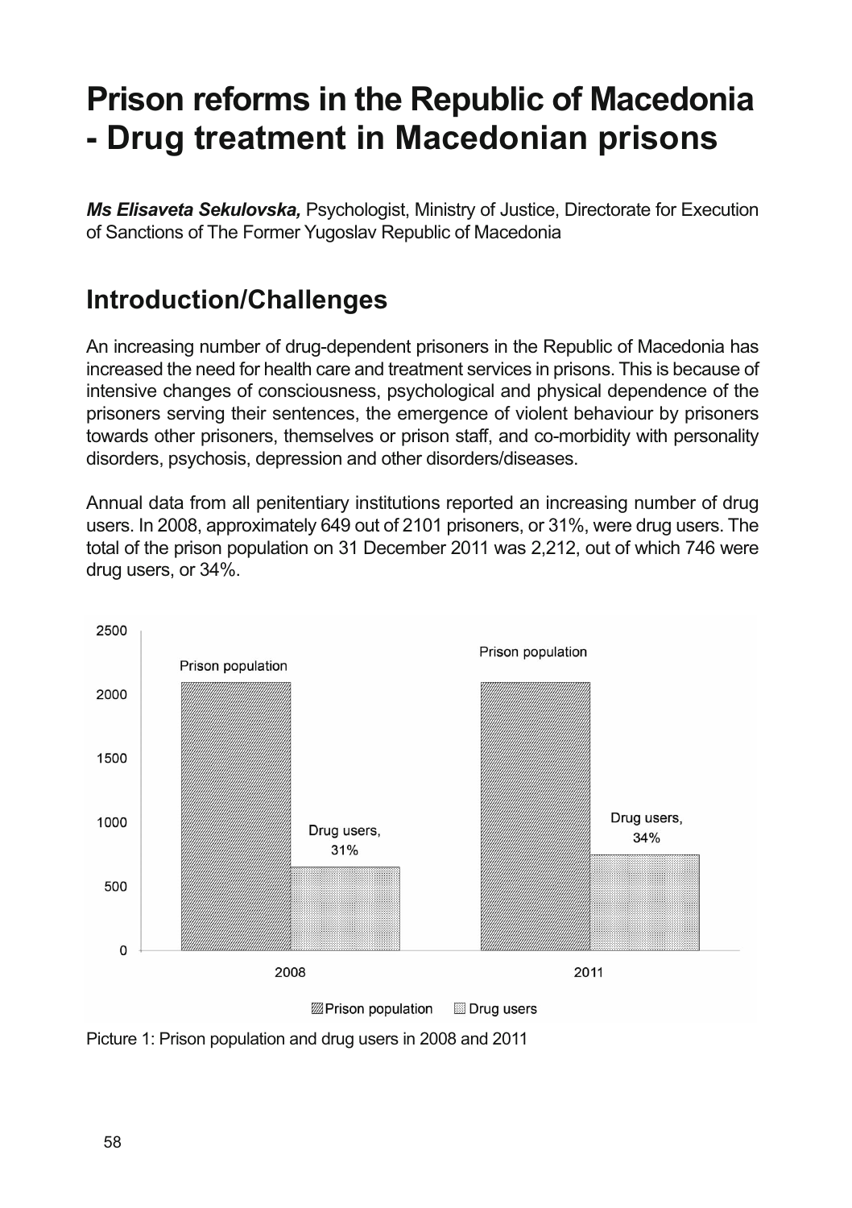# Prison reforms in the Republic of Macedonia - Drug treatment in Macedonian prisons

***Ms Elisaveta Sekulovska,*** Psychologist, Ministry of Justice, Directorate for Execution of Sanctions of The Former Yugoslav Republic of Macedonia

## Introduction/Challenges

An increasing number of drug-dependent prisoners in the Republic of Macedonia has increased the need for health care and treatment services in prisons. This is because of intensive changes of consciousness, psychological and physical dependence of the prisoners serving their sentences, the emergence of violent behaviour by prisoners towards other prisoners, themselves or prison staff, and co-morbidity with personality disorders, psychosis, depression and other disorders/diseases.

Annual data from all penitentiary institutions reported an increasing number of drug users. In 2008, approximately 649 out of 2101 prisoners, or 31%, were drug users. The total of the prison population on 31 December 2011 was 2,212, out of which 746 were drug users, or 34%.

Picture 1: Prison population and drug users in 2008 and 2011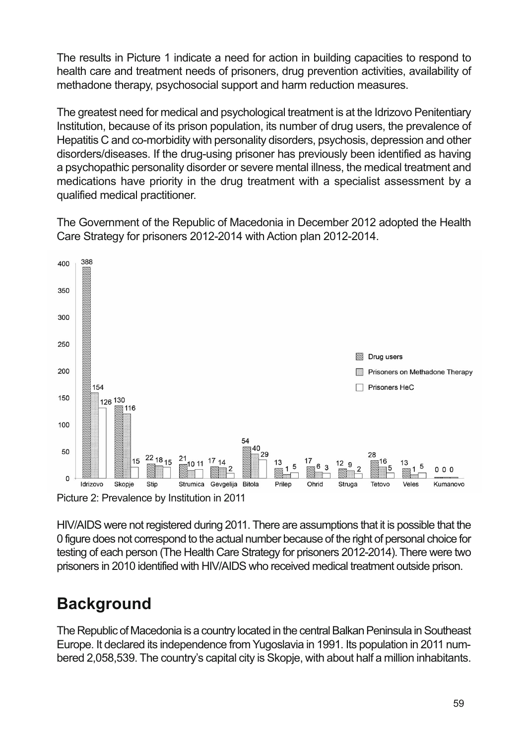The results in Picture 1 indicate a need for action in building capacities to respond to health care and treatment needs of prisoners, drug prevention activities, availability of methadone therapy, psychosocial support and harm reduction measures.

The greatest need for medical and psychological treatment is at the Idrizovo Penitentiary Institution, because of its prison population, its number of drug users, the prevalence of Hepatitis C and co-morbidity with personality disorders, psychosis, depression and other disorders/diseases. If the drug-using prisoner has previously been identified as having a psychopathic personality disorder or severe mental illness, the medical treatment and medications have priority in the drug treatment with a specialist assessment by a qualified medical practitioner.

The Government of the Republic of Macedonia in December 2012 adopted the Health Care Strategy for prisoners 2012-2014 with Action plan 2012-2014.

| Institution | Drug users | Prisoners on Methadone Therapy | Prisoners HeC |
|---|---|---|---|
| Idrizovo | 388 | 154 | 126 |
| Skopje | 130 | 116 | 15 |
| Stip | 22 | 18 | 15 |
| Strumica | 21 | 10 | 11 |
| Gevgelija | 17 | 14 | 2 |
| Bitola | 54 | 40 | 29 |
| Prilep | 13 | 1 | 5 |
| Ohrid | 17 | 6 | 3 |
| Struga | 12 | 9 | 2 |
| Tetovo | 28 | 16 | 5 |
| Veles | 13 | 1 | 5 |
| Kumanovo | 0 | 0 | 0 |

Picture 2: Prevalence by Institution in 2011

HIV/AIDS were not registered during 2011. There are assumptions that it is possible that the 0 figure does not correspond to the actual number because of the right of personal choice for testing of each person (The Health Care Strategy for prisoners 2012-2014). There were two prisoners in 2010 identified with HIV/AIDS who received medical treatment outside prison.

## Background

The Republic of Macedonia is a country located in the central Balkan Peninsula in Southeast Europe. It declared its independence from Yugoslavia in 1991. Its population in 2011 numbered 2,058,539. The country's capital city is Skopje, with about half a million inhabitants.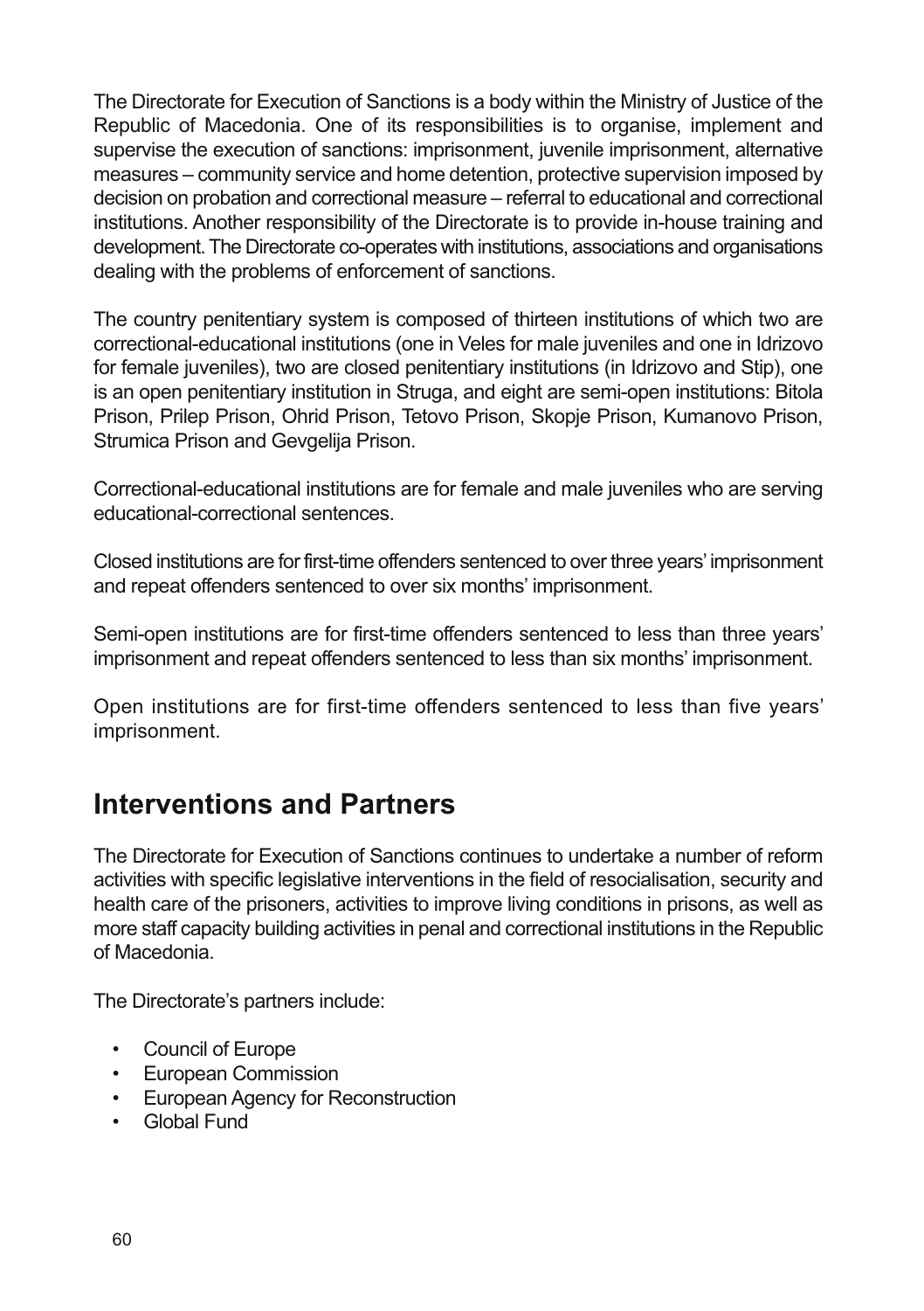The Directorate for Execution of Sanctions is a body within the Ministry of Justice of the Republic of Macedonia. One of its responsibilities is to organise, implement and supervise the execution of sanctions: imprisonment, juvenile imprisonment, alternative measures – community service and home detention, protective supervision imposed by decision on probation and correctional measure – referral to educational and correctional institutions. Another responsibility of the Directorate is to provide in-house training and development. The Directorate co-operates with institutions, associations and organisations dealing with the problems of enforcement of sanctions.

The country penitentiary system is composed of thirteen institutions of which two are correctional-educational institutions (one in Veles for male juveniles and one in Idrizovo for female juveniles), two are closed penitentiary institutions (in Idrizovo and Stip), one is an open penitentiary institution in Struga, and eight are semi-open institutions: Bitola Prison, Prilep Prison, Ohrid Prison, Tetovo Prison, Skopje Prison, Kumanovo Prison, Strumica Prison and Gevgelija Prison.

Correctional-educational institutions are for female and male juveniles who are serving educational-correctional sentences.

Closed institutions are for first-time offenders sentenced to over three years' imprisonment and repeat offenders sentenced to over six months' imprisonment.

Semi-open institutions are for first-time offenders sentenced to less than three years' imprisonment and repeat offenders sentenced to less than six months' imprisonment.

Open institutions are for first-time offenders sentenced to less than five years' imprisonment.

## Interventions and Partners

The Directorate for Execution of Sanctions continues to undertake a number of reform activities with specific legislative interventions in the field of resocialisation, security and health care of the prisoners, activities to improve living conditions in prisons, as well as more staff capacity building activities in penal and correctional institutions in the Republic of Macedonia.

The Directorate's partners include:

- Council of Europe
- European Commission
- European Agency for Reconstruction
- Global Fund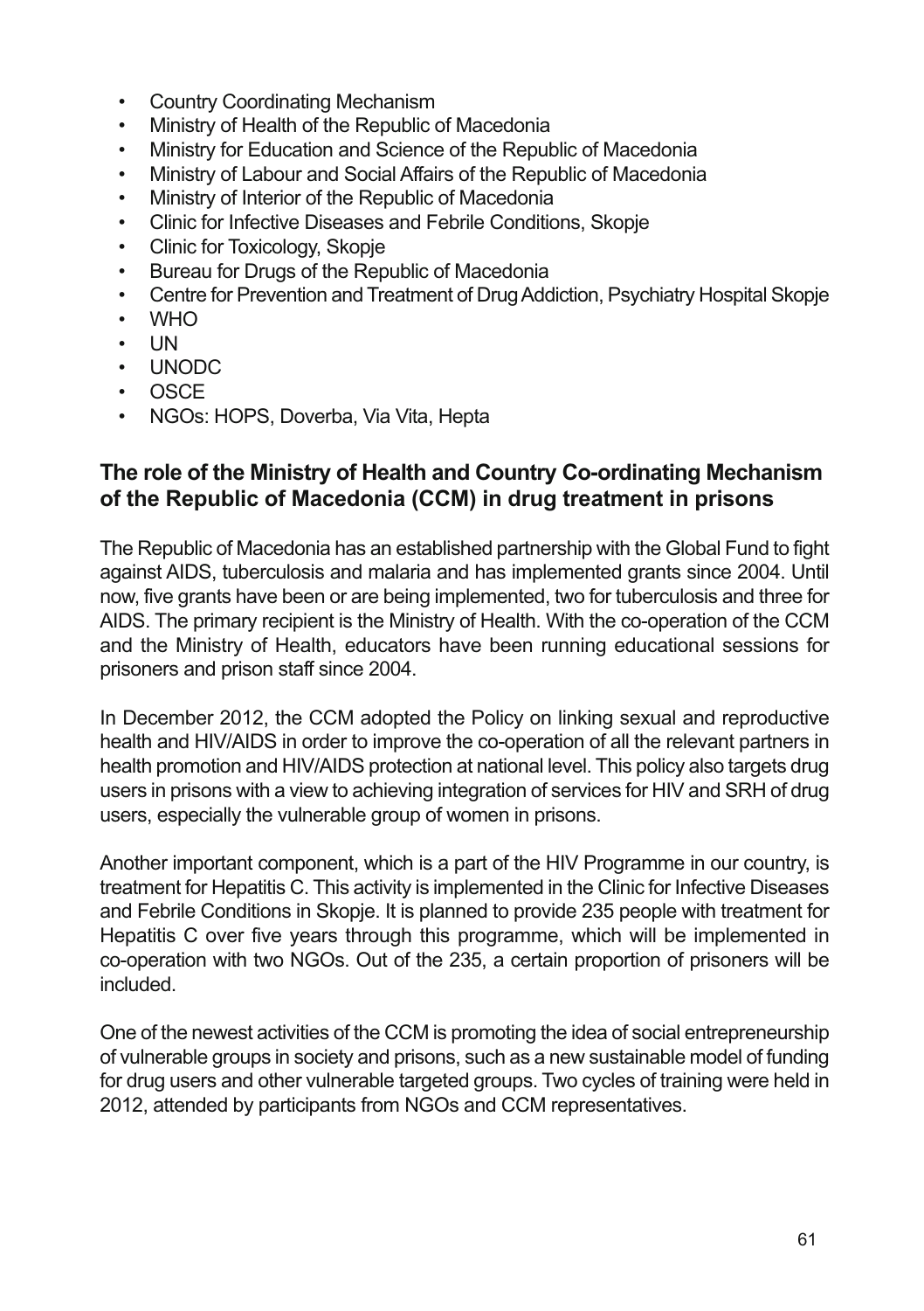- Country Coordinating Mechanism
- Ministry of Health of the Republic of Macedonia
- Ministry for Education and Science of the Republic of Macedonia
- Ministry of Labour and Social Affairs of the Republic of Macedonia
- Ministry of Interior of the Republic of Macedonia
- Clinic for Infective Diseases and Febrile Conditions, Skopje
- Clinic for Toxicology, Skopje
- Bureau for Drugs of the Republic of Macedonia
- Centre for Prevention and Treatment of Drug Addiction, Psychiatry Hospital Skopje
- WHO
- UN
- UNODC
- OSCE
- NGOs: HOPS, Doverba, Via Vita, Hepta

## The role of the Ministry of Health and Country Co-ordinating Mechanism of the Republic of Macedonia (CCM) in drug treatment in prisons

The Republic of Macedonia has an established partnership with the Global Fund to fight against AIDS, tuberculosis and malaria and has implemented grants since 2004. Until now, five grants have been or are being implemented, two for tuberculosis and three for AIDS. The primary recipient is the Ministry of Health. With the co-operation of the CCM and the Ministry of Health, educators have been running educational sessions for prisoners and prison staff since 2004.

In December 2012, the CCM adopted the Policy on linking sexual and reproductive health and HIV/AIDS in order to improve the co-operation of all the relevant partners in health promotion and HIV/AIDS protection at national level. This policy also targets drug users in prisons with a view to achieving integration of services for HIV and SRH of drug users, especially the vulnerable group of women in prisons.

Another important component, which is a part of the HIV Programme in our country, is treatment for Hepatitis C. This activity is implemented in the Clinic for Infective Diseases and Febrile Conditions in Skopje. It is planned to provide 235 people with treatment for Hepatitis C over five years through this programme, which will be implemented in co-operation with two NGOs. Out of the 235, a certain proportion of prisoners will be included.

One of the newest activities of the CCM is promoting the idea of social entrepreneurship of vulnerable groups in society and prisons, such as a new sustainable model of funding for drug users and other vulnerable targeted groups. Two cycles of training were held in 2012, attended by participants from NGOs and CCM representatives.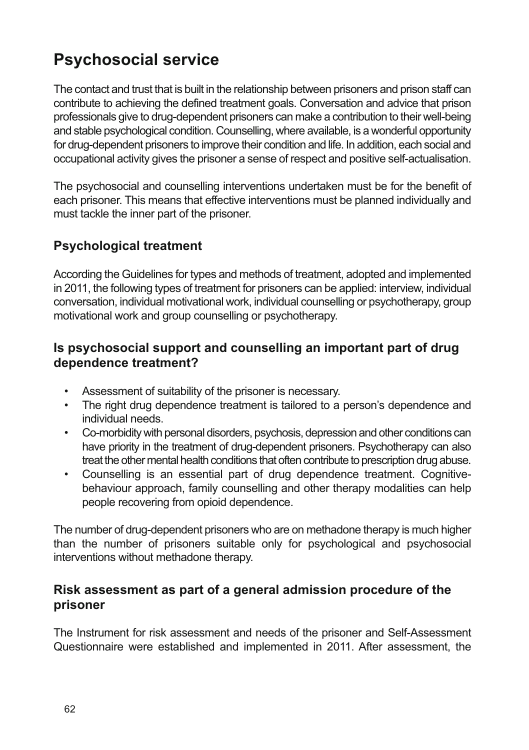# Psychosocial service

The contact and trust that is built in the relationship between prisoners and prison staff can contribute to achieving the defined treatment goals. Conversation and advice that prison professionals give to drug-dependent prisoners can make a contribution to their well-being and stable psychological condition. Counselling, where available, is a wonderful opportunity for drug-dependent prisoners to improve their condition and life. In addition, each social and occupational activity gives the prisoner a sense of respect and positive self-actualisation.

The psychosocial and counselling interventions undertaken must be for the benefit of each prisoner. This means that effective interventions must be planned individually and must tackle the inner part of the prisoner.

## Psychological treatment

According the Guidelines for types and methods of treatment, adopted and implemented in 2011, the following types of treatment for prisoners can be applied: interview, individual conversation, individual motivational work, individual counselling or psychotherapy, group motivational work and group counselling or psychotherapy.

## Is psychosocial support and counselling an important part of drug dependence treatment?

- Assessment of suitability of the prisoner is necessary.
- The right drug dependence treatment is tailored to a person's dependence and individual needs.
- Co-morbidity with personal disorders, psychosis, depression and other conditions can have priority in the treatment of drug-dependent prisoners. Psychotherapy can also treat the other mental health conditions that often contribute to prescription drug abuse.
- Counselling is an essential part of drug dependence treatment. Cognitive-behaviour approach, family counselling and other therapy modalities can help people recovering from opioid dependence.

The number of drug-dependent prisoners who are on methadone therapy is much higher than the number of prisoners suitable only for psychological and psychosocial interventions without methadone therapy.

## Risk assessment as part of a general admission procedure of the prisoner

The Instrument for risk assessment and needs of the prisoner and Self-Assessment Questionnaire were established and implemented in 2011. After assessment, the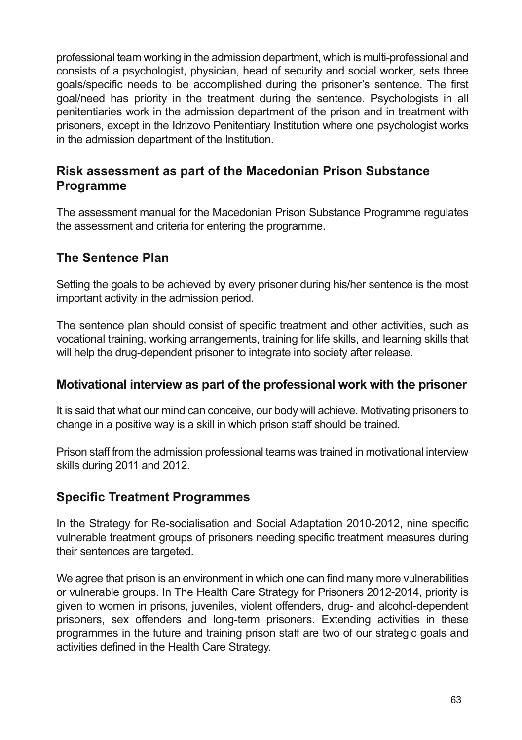professional team working in the admission department, which is multi-professional and consists of a psychologist, physician, head of security and social worker, sets three goals/specific needs to be accomplished during the prisoner's sentence. The first goal/need has priority in the treatment during the sentence. Psychologists in all penitentiaries work in the admission department of the prison and in treatment with prisoners, except in the Idrizovo Penitentiary Institution where one psychologist works in the admission department of the Institution.

## Risk assessment as part of the Macedonian Prison Substance Programme

The assessment manual for the Macedonian Prison Substance Programme regulates the assessment and criteria for entering the programme.

## The Sentence Plan

Setting the goals to be achieved by every prisoner during his/her sentence is the most important activity in the admission period.

The sentence plan should consist of specific treatment and other activities, such as vocational training, working arrangements, training for life skills, and learning skills that will help the drug-dependent prisoner to integrate into society after release.

## Motivational interview as part of the professional work with the prisoner

It is said that what our mind can conceive, our body will achieve. Motivating prisoners to change in a positive way is a skill in which prison staff should be trained.

Prison staff from the admission professional teams was trained in motivational interview skills during 2011 and 2012.

## Specific Treatment Programmes

In the Strategy for Re-socialisation and Social Adaptation 2010-2012, nine specific vulnerable treatment groups of prisoners needing specific treatment measures during their sentences are targeted.

We agree that prison is an environment in which one can find many more vulnerabilities or vulnerable groups. In The Health Care Strategy for Prisoners 2012-2014, priority is given to women in prisons, juveniles, violent offenders, drug- and alcohol-dependent prisoners, sex offenders and long-term prisoners. Extending activities in these programmes in the future and training prison staff are two of our strategic goals and activities defined in the Health Care Strategy.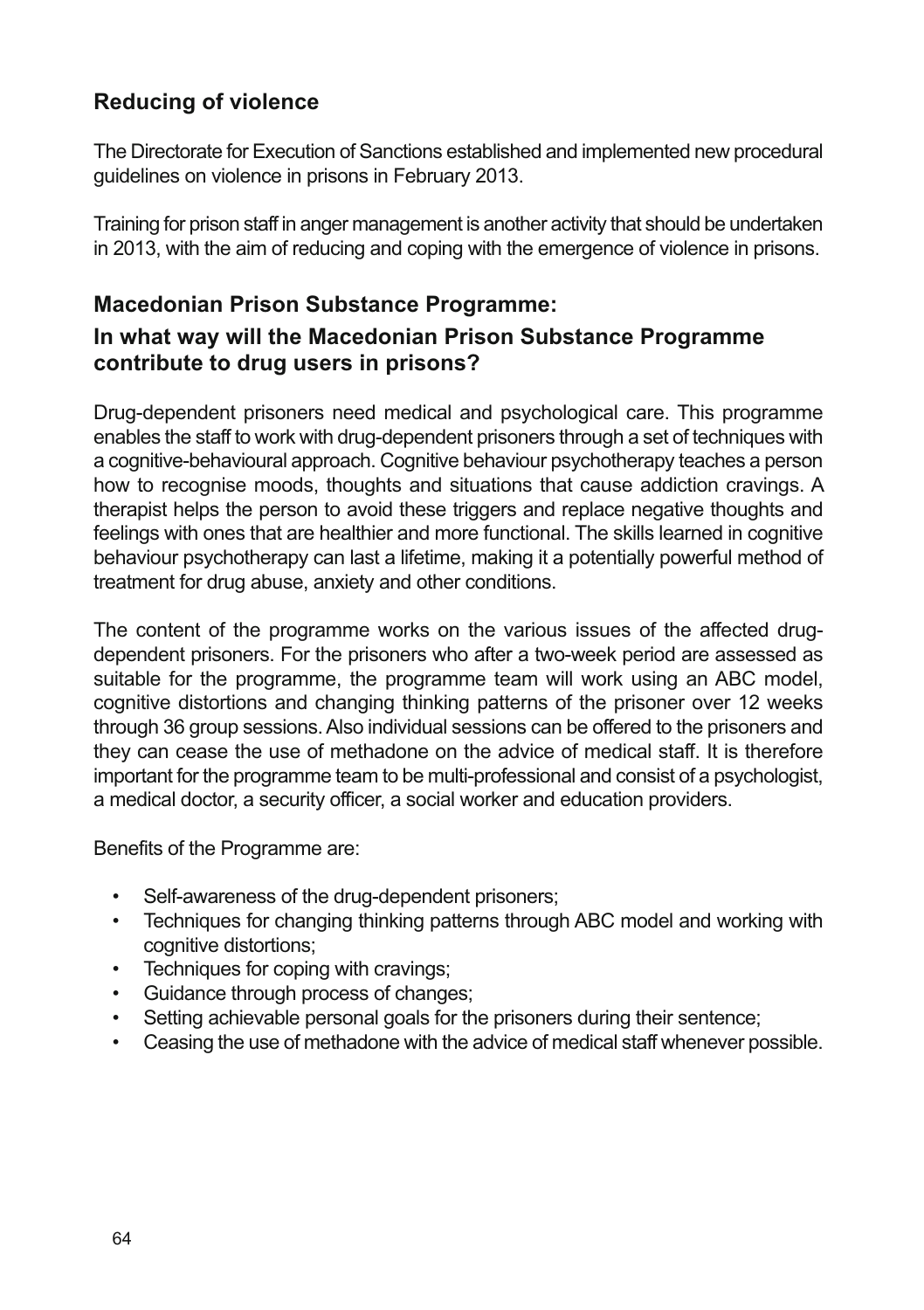## Reducing of violence

The Directorate for Execution of Sanctions established and implemented new procedural guidelines on violence in prisons in February 2013.

Training for prison staff in anger management is another activity that should be undertaken in 2013, with the aim of reducing and coping with the emergence of violence in prisons.

## Macedonian Prison Substance Programme:

### In what way will the Macedonian Prison Substance Programme contribute to drug users in prisons?

Drug-dependent prisoners need medical and psychological care. This programme enables the staff to work with drug-dependent prisoners through a set of techniques with a cognitive-behavioural approach. Cognitive behaviour psychotherapy teaches a person how to recognise moods, thoughts and situations that cause addiction cravings. A therapist helps the person to avoid these triggers and replace negative thoughts and feelings with ones that are healthier and more functional. The skills learned in cognitive behaviour psychotherapy can last a lifetime, making it a potentially powerful method of treatment for drug abuse, anxiety and other conditions.

The content of the programme works on the various issues of the affected drug-dependent prisoners. For the prisoners who after a two-week period are assessed as suitable for the programme, the programme team will work using an ABC model, cognitive distortions and changing thinking patterns of the prisoner over 12 weeks through 36 group sessions. Also individual sessions can be offered to the prisoners and they can cease the use of methadone on the advice of medical staff. It is therefore important for the programme team to be multi-professional and consist of a psychologist, a medical doctor, a security officer, a social worker and education providers.

Benefits of the Programme are:

- Self-awareness of the drug-dependent prisoners;
- Techniques for changing thinking patterns through ABC model and working with cognitive distortions;
- Techniques for coping with cravings;
- Guidance through process of changes;
- Setting achievable personal goals for the prisoners during their sentence;
- Ceasing the use of methadone with the advice of medical staff whenever possible.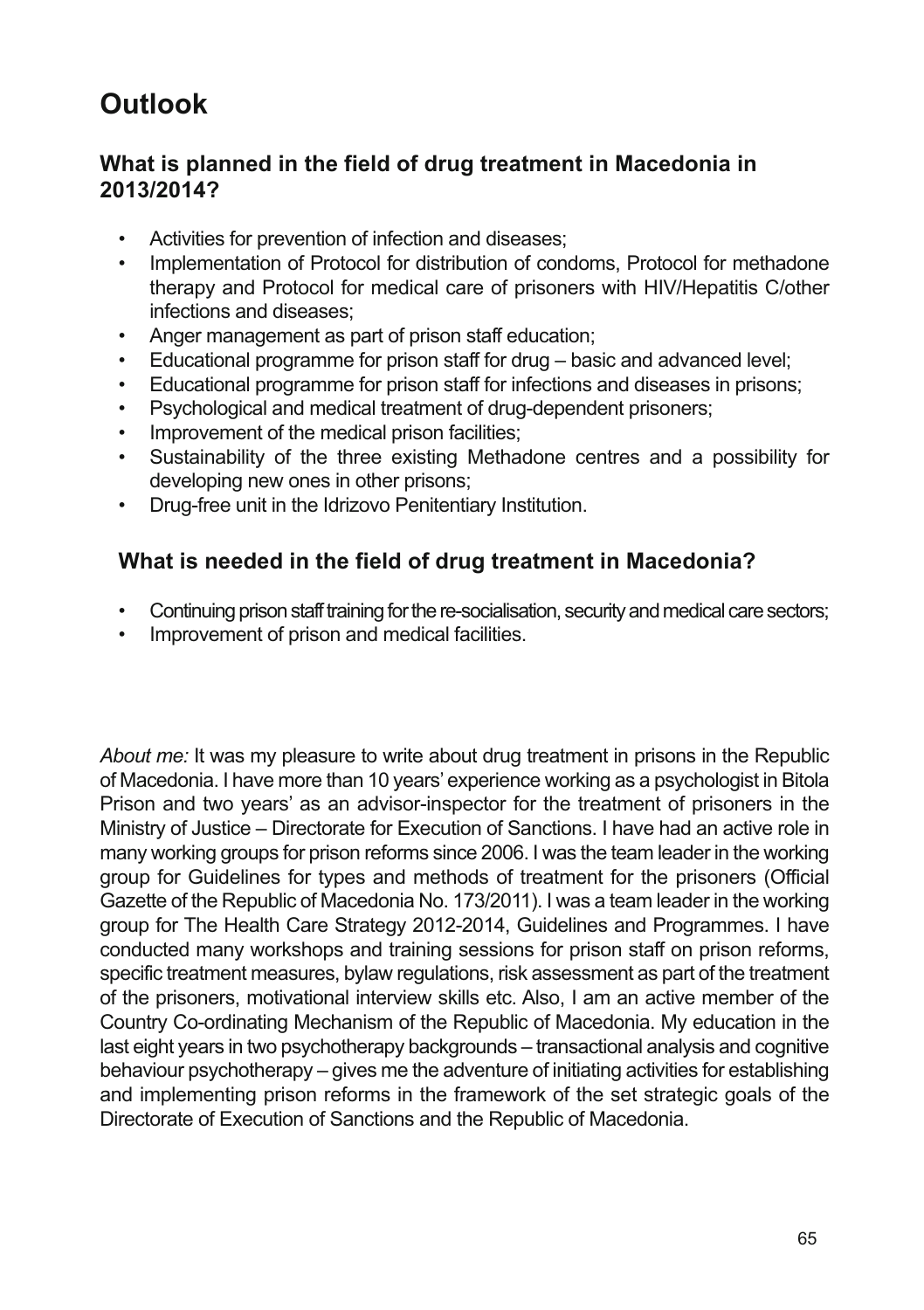# Outlook

## What is planned in the field of drug treatment in Macedonia in 2013/2014?

- Activities for prevention of infection and diseases;
- Implementation of Protocol for distribution of condoms, Protocol for methadone therapy and Protocol for medical care of prisoners with HIV/Hepatitis C/other infections and diseases;
- Anger management as part of prison staff education;
- Educational programme for prison staff for drug – basic and advanced level;
- Educational programme for prison staff for infections and diseases in prisons;
- Psychological and medical treatment of drug-dependent prisoners;
- Improvement of the medical prison facilities;
- Sustainability of the three existing Methadone centres and a possibility for developing new ones in other prisons;
- Drug-free unit in the Idrizovo Penitentiary Institution.

## What is needed in the field of drug treatment in Macedonia?

- Continuing prison staff training for the re-socialisation, security and medical care sectors;
- Improvement of prison and medical facilities.

*About me:* It was my pleasure to write about drug treatment in prisons in the Republic of Macedonia. I have more than 10 years' experience working as a psychologist in Bitola Prison and two years' as an advisor-inspector for the treatment of prisoners in the Ministry of Justice – Directorate for Execution of Sanctions. I have had an active role in many working groups for prison reforms since 2006. I was the team leader in the working group for Guidelines for types and methods of treatment for the prisoners (Official Gazette of the Republic of Macedonia No. 173/2011). I was a team leader in the working group for The Health Care Strategy 2012-2014, Guidelines and Programmes. I have conducted many workshops and training sessions for prison staff on prison reforms, specific treatment measures, bylaw regulations, risk assessment as part of the treatment of the prisoners, motivational interview skills etc. Also, I am an active member of the Country Co-ordinating Mechanism of the Republic of Macedonia. My education in the last eight years in two psychotherapy backgrounds – transactional analysis and cognitive behaviour psychotherapy – gives me the adventure of initiating activities for establishing and implementing prison reforms in the framework of the set strategic goals of the Directorate of Execution of Sanctions and the Republic of Macedonia.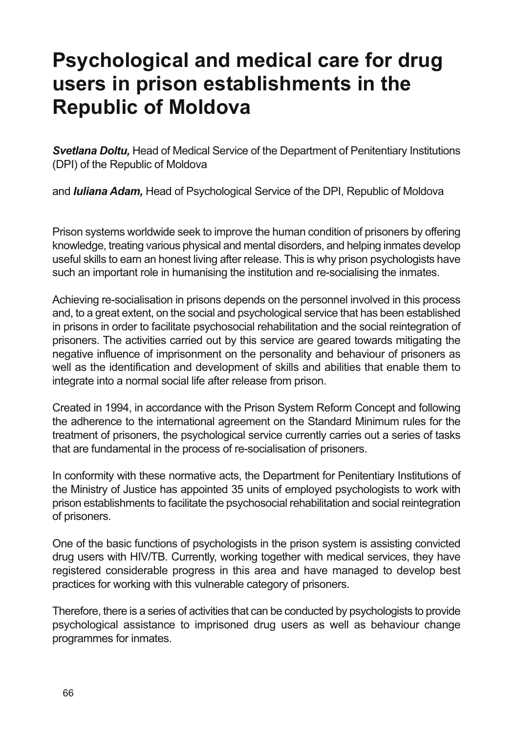# Psychological and medical care for drug users in prison establishments in the Republic of Moldova

***Svetlana Doltu,*** Head of Medical Service of the Department of Penitentiary Institutions (DPI) of the Republic of Moldova

and ***Iuliana Adam,*** Head of Psychological Service of the DPI, Republic of Moldova

Prison systems worldwide seek to improve the human condition of prisoners by offering knowledge, treating various physical and mental disorders, and helping inmates develop useful skills to earn an honest living after release. This is why prison psychologists have such an important role in humanising the institution and re-socialising the inmates.

Achieving re-socialisation in prisons depends on the personnel involved in this process and, to a great extent, on the social and psychological service that has been established in prisons in order to facilitate psychosocial rehabilitation and the social reintegration of prisoners. The activities carried out by this service are geared towards mitigating the negative influence of imprisonment on the personality and behaviour of prisoners as well as the identification and development of skills and abilities that enable them to integrate into a normal social life after release from prison.

Created in 1994, in accordance with the Prison System Reform Concept and following the adherence to the international agreement on the Standard Minimum rules for the treatment of prisoners, the psychological service currently carries out a series of tasks that are fundamental in the process of re-socialisation of prisoners.

In conformity with these normative acts, the Department for Penitentiary Institutions of the Ministry of Justice has appointed 35 units of employed psychologists to work with prison establishments to facilitate the psychosocial rehabilitation and social reintegration of prisoners.

One of the basic functions of psychologists in the prison system is assisting convicted drug users with HIV/TB. Currently, working together with medical services, they have registered considerable progress in this area and have managed to develop best practices for working with this vulnerable category of prisoners.

Therefore, there is a series of activities that can be conducted by psychologists to provide psychological assistance to imprisoned drug users as well as behaviour change programmes for inmates.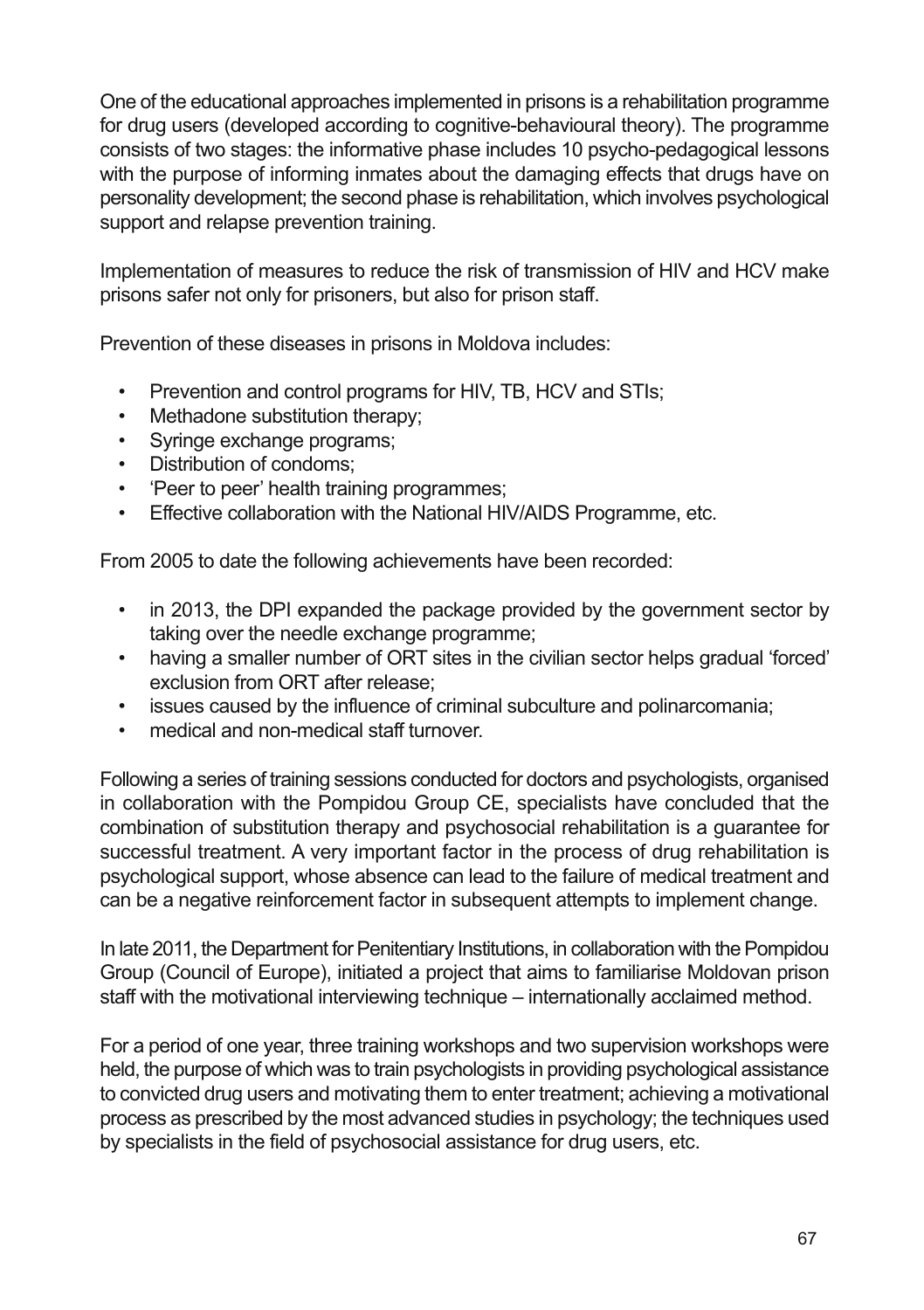One of the educational approaches implemented in prisons is a rehabilitation programme for drug users (developed according to cognitive-behavioural theory). The programme consists of two stages: the informative phase includes 10 psycho-pedagogical lessons with the purpose of informing inmates about the damaging effects that drugs have on personality development; the second phase is rehabilitation, which involves psychological support and relapse prevention training.

Implementation of measures to reduce the risk of transmission of HIV and HCV make prisons safer not only for prisoners, but also for prison staff.

Prevention of these diseases in prisons in Moldova includes:

- Prevention and control programs for HIV, TB, HCV and STIs;
- Methadone substitution therapy;
- Syringe exchange programs;
- Distribution of condoms;
- 'Peer to peer' health training programmes;
- Effective collaboration with the National HIV/AIDS Programme, etc.

From 2005 to date the following achievements have been recorded:

- in 2013, the DPI expanded the package provided by the government sector by taking over the needle exchange programme;
- having a smaller number of ORT sites in the civilian sector helps gradual 'forced' exclusion from ORT after release;
- issues caused by the influence of criminal subculture and polinarcomania;
- medical and non-medical staff turnover.

Following a series of training sessions conducted for doctors and psychologists, organised in collaboration with the Pompidou Group CE, specialists have concluded that the combination of substitution therapy and psychosocial rehabilitation is a guarantee for successful treatment. A very important factor in the process of drug rehabilitation is psychological support, whose absence can lead to the failure of medical treatment and can be a negative reinforcement factor in subsequent attempts to implement change.

In late 2011, the Department for Penitentiary Institutions, in collaboration with the Pompidou Group (Council of Europe), initiated a project that aims to familiarise Moldovan prison staff with the motivational interviewing technique – internationally acclaimed method.

For a period of one year, three training workshops and two supervision workshops were held, the purpose of which was to train psychologists in providing psychological assistance to convicted drug users and motivating them to enter treatment; achieving a motivational process as prescribed by the most advanced studies in psychology; the techniques used by specialists in the field of psychosocial assistance for drug users, etc.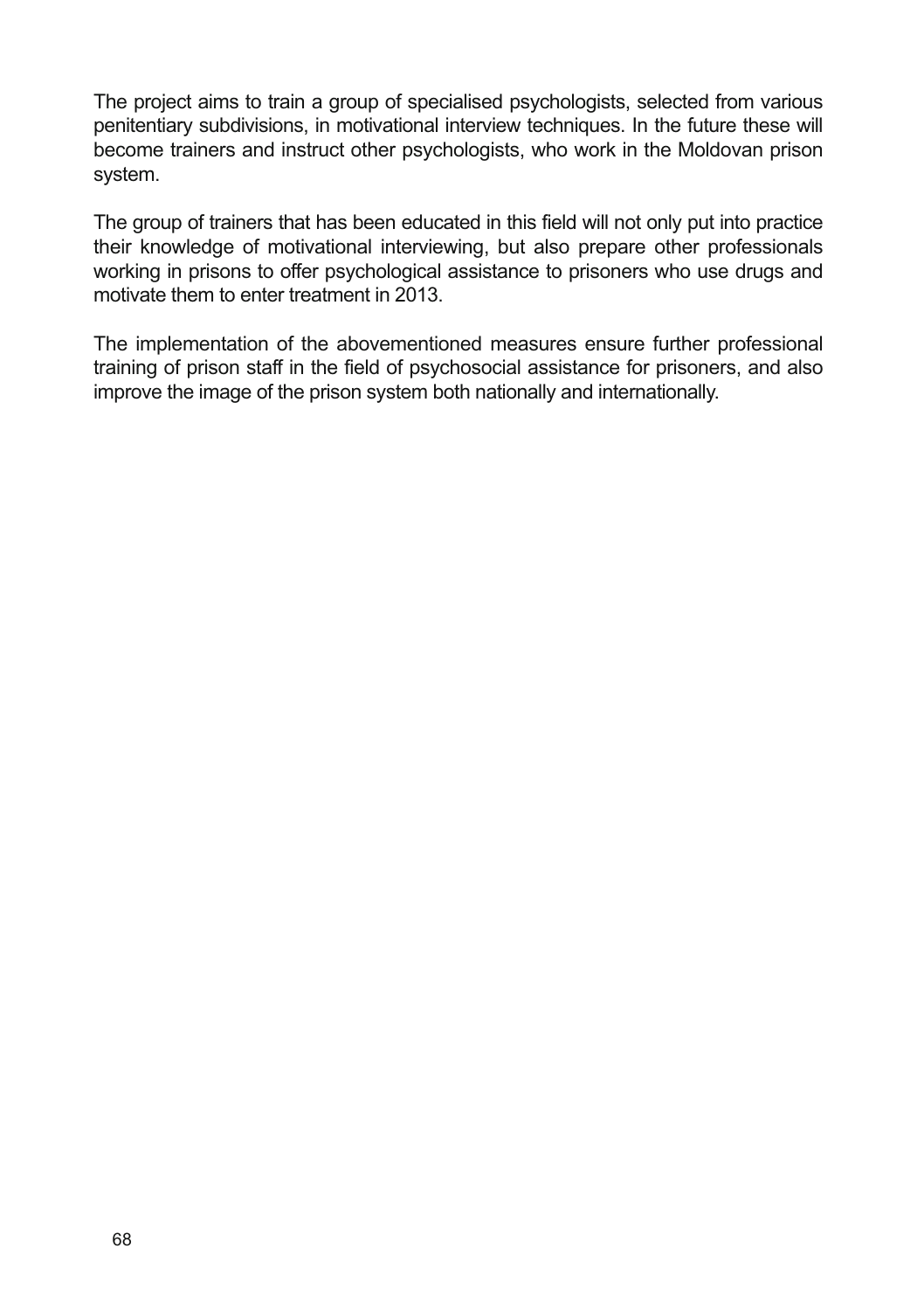The project aims to train a group of specialised psychologists, selected from various penitentiary subdivisions, in motivational interview techniques. In the future these will become trainers and instruct other psychologists, who work in the Moldovan prison system.

The group of trainers that has been educated in this field will not only put into practice their knowledge of motivational interviewing, but also prepare other professionals working in prisons to offer psychological assistance to prisoners who use drugs and motivate them to enter treatment in 2013.

The implementation of the abovementioned measures ensure further professional training of prison staff in the field of psychosocial assistance for prisoners, and also improve the image of the prison system both nationally and internationally.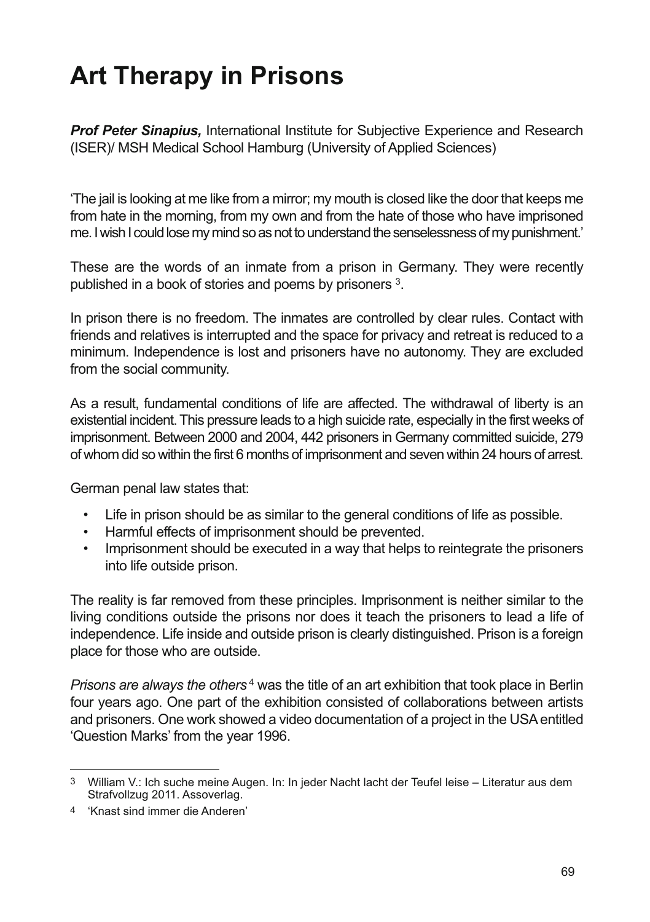# Art Therapy in Prisons

***Prof Peter Sinapius,*** International Institute for Subjective Experience and Research (ISER)/ MSH Medical School Hamburg (University of Applied Sciences)

'The jail is looking at me like from a mirror; my mouth is closed like the door that keeps me from hate in the morning, from my own and from the hate of those who have imprisoned me. I wish I could lose my mind so as not to understand the senselessness of my punishment.'

These are the words of an inmate from a prison in Germany. They were recently published in a book of stories and poems by prisoners [3].

In prison there is no freedom. The inmates are controlled by clear rules. Contact with friends and relatives is interrupted and the space for privacy and retreat is reduced to a minimum. Independence is lost and prisoners have no autonomy. They are excluded from the social community.

As a result, fundamental conditions of life are affected. The withdrawal of liberty is an existential incident. This pressure leads to a high suicide rate, especially in the first weeks of imprisonment. Between 2000 and 2004, 442 prisoners in Germany committed suicide, 279 of whom did so within the first 6 months of imprisonment and seven within 24 hours of arrest.

German penal law states that:

- Life in prison should be as similar to the general conditions of life as possible.
- Harmful effects of imprisonment should be prevented.
- Imprisonment should be executed in a way that helps to reintegrate the prisoners into life outside prison.

The reality is far removed from these principles. Imprisonment is neither similar to the living conditions outside the prisons nor does it teach the prisoners to lead a life of independence. Life inside and outside prison is clearly distinguished. Prison is a foreign place for those who are outside.

*Prisons are always the others* [4] was the title of an art exhibition that took place in Berlin four years ago. One part of the exhibition consisted of collaborations between artists and prisoners. One work showed a video documentation of a project in the USA entitled 'Question Marks' from the year 1996.

---

[3] William V.: Ich suche meine Augen. In: In jeder Nacht lacht der Teufel leise – Literatur aus dem Strafvollzug 2011. Assoverlag.

[4] 'Knast sind immer die Anderen'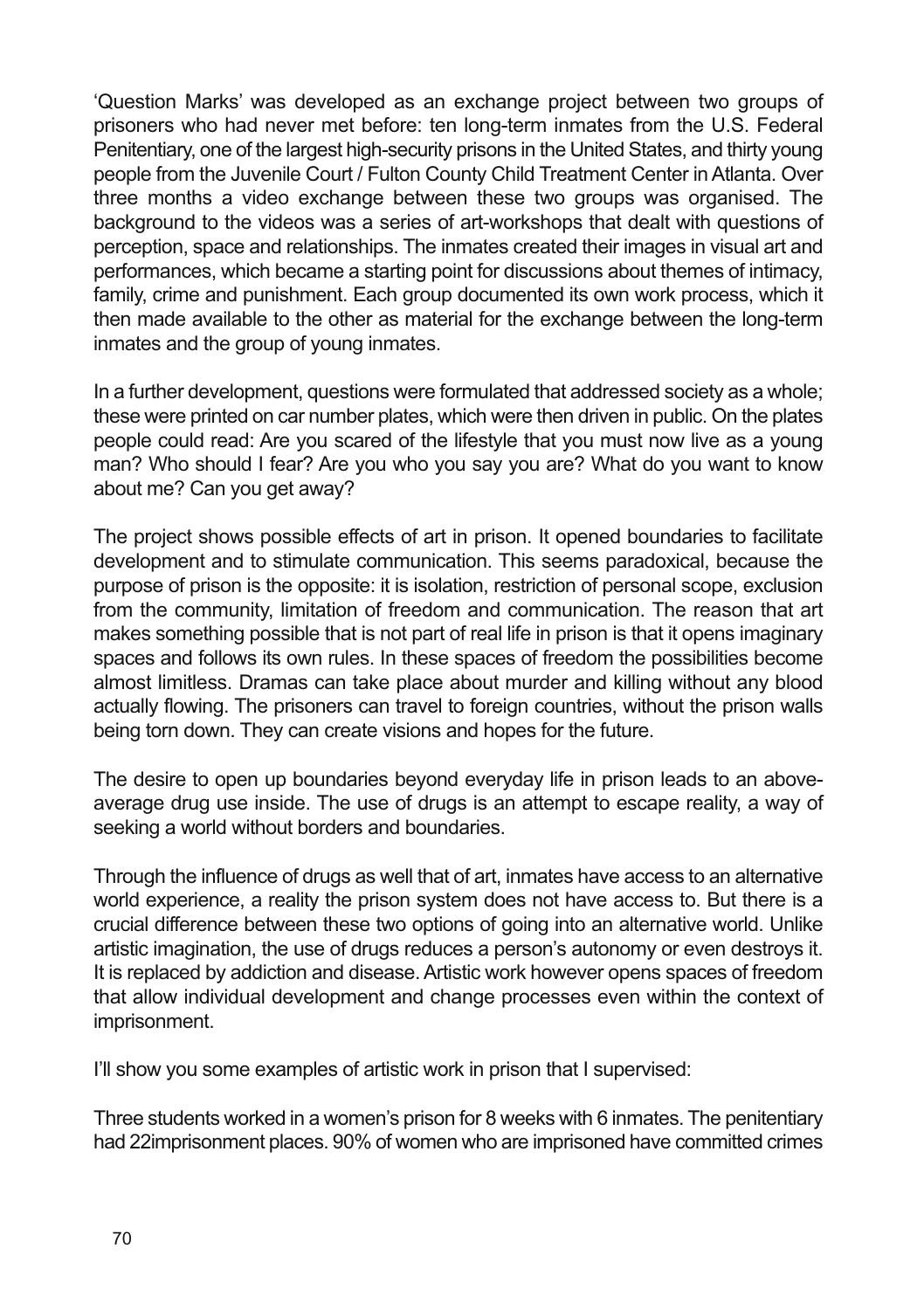'Question Marks' was developed as an exchange project between two groups of prisoners who had never met before: ten long-term inmates from the U.S. Federal Penitentiary, one of the largest high-security prisons in the United States, and thirty young people from the Juvenile Court / Fulton County Child Treatment Center in Atlanta. Over three months a video exchange between these two groups was organised. The background to the videos was a series of art-workshops that dealt with questions of perception, space and relationships. The inmates created their images in visual art and performances, which became a starting point for discussions about themes of intimacy, family, crime and punishment. Each group documented its own work process, which it then made available to the other as material for the exchange between the long-term inmates and the group of young inmates.

In a further development, questions were formulated that addressed society as a whole; these were printed on car number plates, which were then driven in public. On the plates people could read: Are you scared of the lifestyle that you must now live as a young man? Who should I fear? Are you who you say you are? What do you want to know about me? Can you get away?

The project shows possible effects of art in prison. It opened boundaries to facilitate development and to stimulate communication. This seems paradoxical, because the purpose of prison is the opposite: it is isolation, restriction of personal scope, exclusion from the community, limitation of freedom and communication. The reason that art makes something possible that is not part of real life in prison is that it opens imaginary spaces and follows its own rules. In these spaces of freedom the possibilities become almost limitless. Dramas can take place about murder and killing without any blood actually flowing. The prisoners can travel to foreign countries, without the prison walls being torn down. They can create visions and hopes for the future.

The desire to open up boundaries beyond everyday life in prison leads to an above-average drug use inside. The use of drugs is an attempt to escape reality, a way of seeking a world without borders and boundaries.

Through the influence of drugs as well that of art, inmates have access to an alternative world experience, a reality the prison system does not have access to. But there is a crucial difference between these two options of going into an alternative world. Unlike artistic imagination, the use of drugs reduces a person's autonomy or even destroys it. It is replaced by addiction and disease. Artistic work however opens spaces of freedom that allow individual development and change processes even within the context of imprisonment.

I'll show you some examples of artistic work in prison that I supervised:

Three students worked in a women's prison for 8 weeks with 6 inmates. The penitentiary had 22imprisonment places. 90% of women who are imprisoned have committed crimes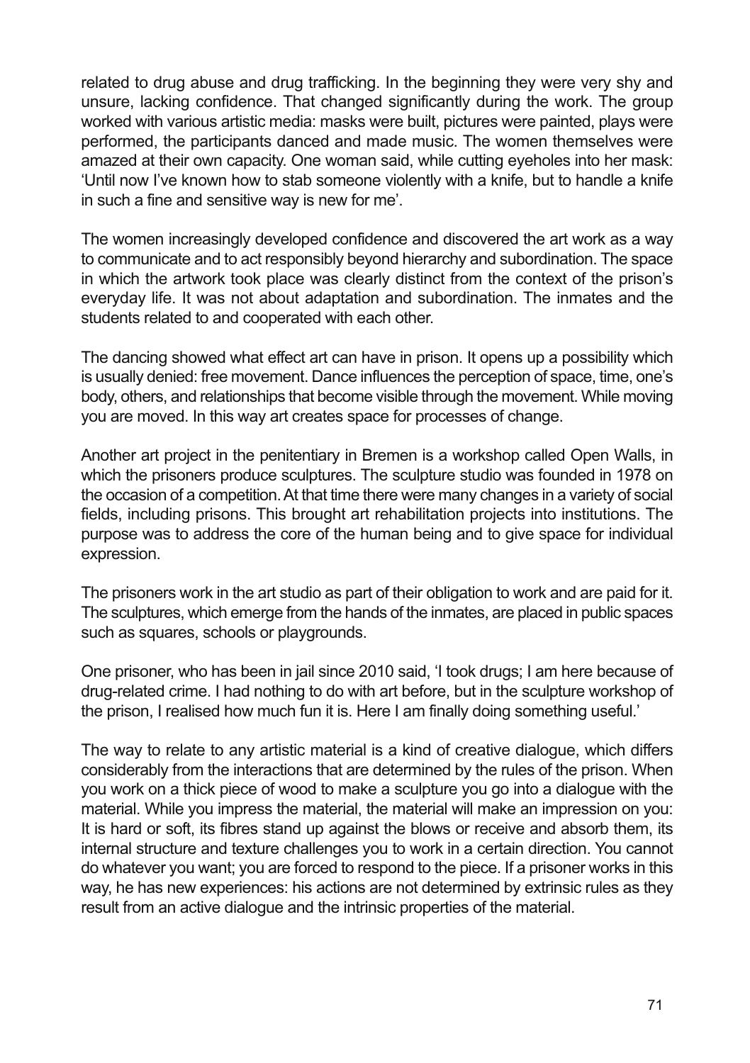related to drug abuse and drug trafficking. In the beginning they were very shy and unsure, lacking confidence. That changed significantly during the work. The group worked with various artistic media: masks were built, pictures were painted, plays were performed, the participants danced and made music. The women themselves were amazed at their own capacity. One woman said, while cutting eyeholes into her mask: 'Until now I've known how to stab someone violently with a knife, but to handle a knife in such a fine and sensitive way is new for me'.

The women increasingly developed confidence and discovered the art work as a way to communicate and to act responsibly beyond hierarchy and subordination. The space in which the artwork took place was clearly distinct from the context of the prison's everyday life. It was not about adaptation and subordination. The inmates and the students related to and cooperated with each other.

The dancing showed what effect art can have in prison. It opens up a possibility which is usually denied: free movement. Dance influences the perception of space, time, one's body, others, and relationships that become visible through the movement. While moving you are moved. In this way art creates space for processes of change.

Another art project in the penitentiary in Bremen is a workshop called Open Walls, in which the prisoners produce sculptures. The sculpture studio was founded in 1978 on the occasion of a competition. At that time there were many changes in a variety of social fields, including prisons. This brought art rehabilitation projects into institutions. The purpose was to address the core of the human being and to give space for individual expression.

The prisoners work in the art studio as part of their obligation to work and are paid for it. The sculptures, which emerge from the hands of the inmates, are placed in public spaces such as squares, schools or playgrounds.

One prisoner, who has been in jail since 2010 said, 'I took drugs; I am here because of drug-related crime. I had nothing to do with art before, but in the sculpture workshop of the prison, I realised how much fun it is. Here I am finally doing something useful.'

The way to relate to any artistic material is a kind of creative dialogue, which differs considerably from the interactions that are determined by the rules of the prison. When you work on a thick piece of wood to make a sculpture you go into a dialogue with the material. While you impress the material, the material will make an impression on you: It is hard or soft, its fibres stand up against the blows or receive and absorb them, its internal structure and texture challenges you to work in a certain direction. You cannot do whatever you want; you are forced to respond to the piece. If a prisoner works in this way, he has new experiences: his actions are not determined by extrinsic rules as they result from an active dialogue and the intrinsic properties of the material.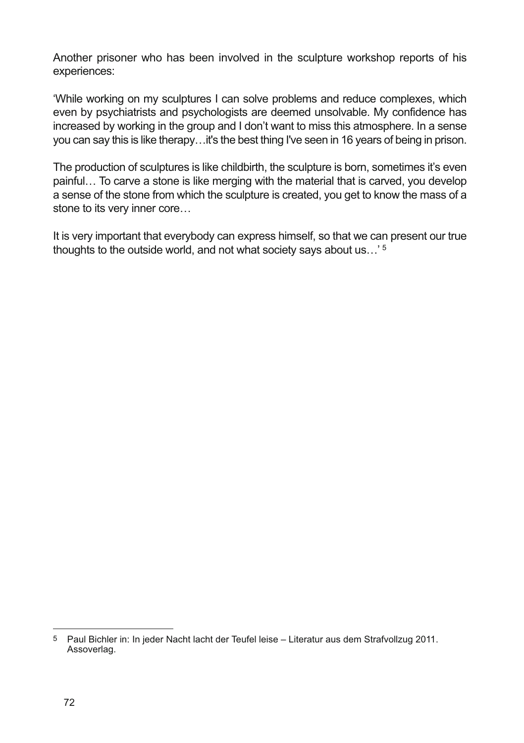Another prisoner who has been involved in the sculpture workshop reports of his experiences:

'While working on my sculptures I can solve problems and reduce complexes, which even by psychiatrists and psychologists are deemed unsolvable. My confidence has increased by working in the group and I don't want to miss this atmosphere. In a sense you can say this is like therapy…it's the best thing I've seen in 16 years of being in prison.

The production of sculptures is like childbirth, the sculpture is born, sometimes it's even painful… To carve a stone is like merging with the material that is carved, you develop a sense of the stone from which the sculpture is created, you get to know the mass of a stone to its very inner core…

It is very important that everybody can express himself, so that we can present our true thoughts to the outside world, and not what society says about us…' [5]

---

[5] Paul Bichler in: In jeder Nacht lacht der Teufel leise – Literatur aus dem Strafvollzug 2011. Assoverlag.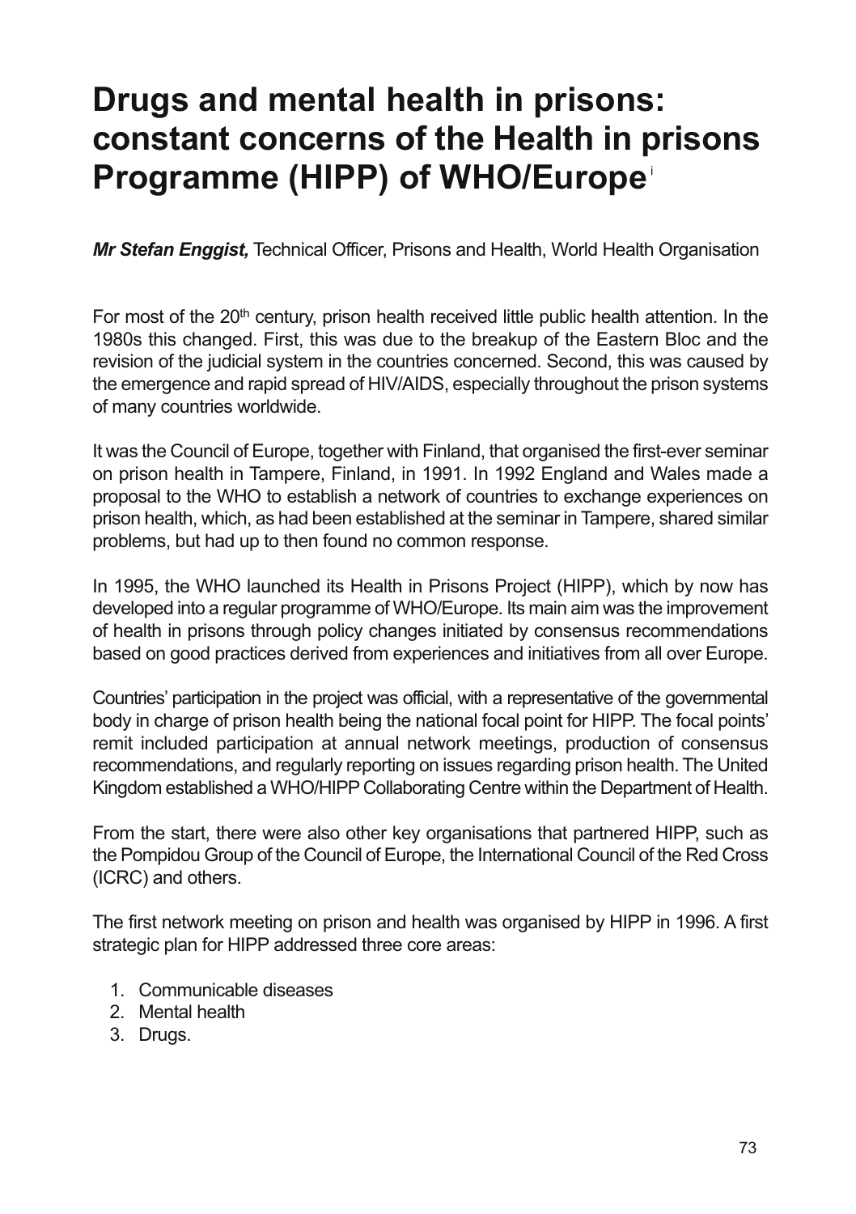# Drugs and mental health in prisons: constant concerns of the Health in prisons Programme (HIPP) of WHO/Europe[i]

***Mr Stefan Enggist,*** Technical Officer, Prisons and Health, World Health Organisation

For most of the 20th century, prison health received little public health attention. In the 1980s this changed. First, this was due to the breakup of the Eastern Bloc and the revision of the judicial system in the countries concerned. Second, this was caused by the emergence and rapid spread of HIV/AIDS, especially throughout the prison systems of many countries worldwide.

It was the Council of Europe, together with Finland, that organised the first-ever seminar on prison health in Tampere, Finland, in 1991. In 1992 England and Wales made a proposal to the WHO to establish a network of countries to exchange experiences on prison health, which, as had been established at the seminar in Tampere, shared similar problems, but had up to then found no common response.

In 1995, the WHO launched its Health in Prisons Project (HIPP), which by now has developed into a regular programme of WHO/Europe. Its main aim was the improvement of health in prisons through policy changes initiated by consensus recommendations based on good practices derived from experiences and initiatives from all over Europe.

Countries' participation in the project was official, with a representative of the governmental body in charge of prison health being the national focal point for HIPP. The focal points' remit included participation at annual network meetings, production of consensus recommendations, and regularly reporting on issues regarding prison health. The United Kingdom established a WHO/HIPP Collaborating Centre within the Department of Health.

From the start, there were also other key organisations that partnered HIPP, such as the Pompidou Group of the Council of Europe, the International Council of the Red Cross (ICRC) and others.

The first network meeting on prison and health was organised by HIPP in 1996. A first strategic plan for HIPP addressed three core areas:

1. Communicable diseases
2. Mental health
3. Drugs.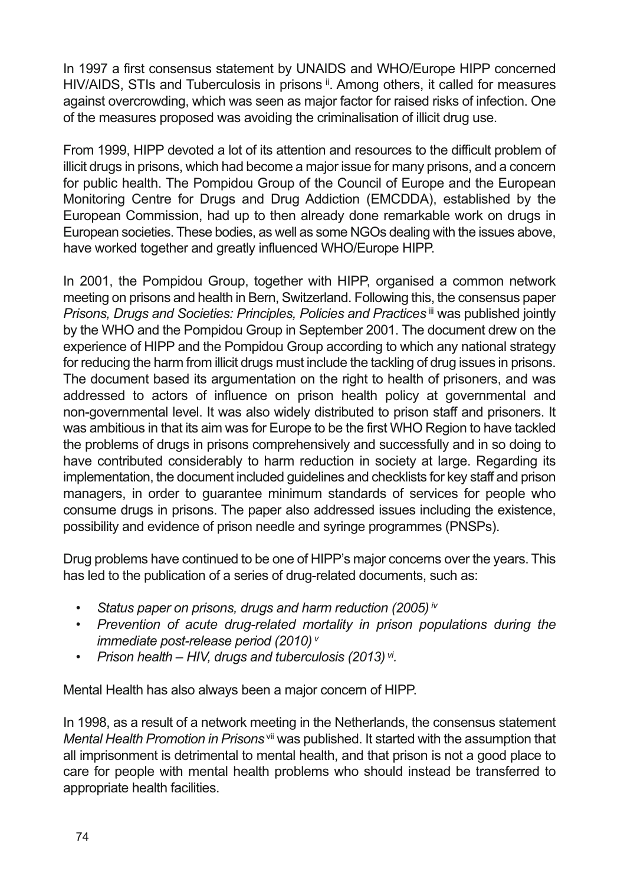In 1997 a first consensus statement by UNAIDS and WHO/Europe HIPP concerned HIV/AIDS, STIs and Tuberculosis in prisons [ii]. Among others, it called for measures against overcrowding, which was seen as major factor for raised risks of infection. One of the measures proposed was avoiding the criminalisation of illicit drug use.

From 1999, HIPP devoted a lot of its attention and resources to the difficult problem of illicit drugs in prisons, which had become a major issue for many prisons, and a concern for public health. The Pompidou Group of the Council of Europe and the European Monitoring Centre for Drugs and Drug Addiction (EMCDDA), established by the European Commission, had up to then already done remarkable work on drugs in European societies. These bodies, as well as some NGOs dealing with the issues above, have worked together and greatly influenced WHO/Europe HIPP.

In 2001, the Pompidou Group, together with HIPP, organised a common network meeting on prisons and health in Bern, Switzerland. Following this, the consensus paper *Prisons, Drugs and Societies: Principles, Policies and Practices* [iii] was published jointly by the WHO and the Pompidou Group in September 2001. The document drew on the experience of HIPP and the Pompidou Group according to which any national strategy for reducing the harm from illicit drugs must include the tackling of drug issues in prisons. The document based its argumentation on the right to health of prisoners, and was addressed to actors of influence on prison health policy at governmental and non-governmental level. It was also widely distributed to prison staff and prisoners. It was ambitious in that its aim was for Europe to be the first WHO Region to have tackled the problems of drugs in prisons comprehensively and successfully and in so doing to have contributed considerably to harm reduction in society at large. Regarding its implementation, the document included guidelines and checklists for key staff and prison managers, in order to guarantee minimum standards of services for people who consume drugs in prisons. The paper also addressed issues including the existence, possibility and evidence of prison needle and syringe programmes (PNSPs).

Drug problems have continued to be one of HIPP's major concerns over the years. This has led to the publication of a series of drug-related documents, such as:

- *Status paper on prisons, drugs and harm reduction (2005)* [iv]
- *Prevention of acute drug-related mortality in prison populations during the immediate post-release period (2010)* [v]
- *Prison health – HIV, drugs and tuberculosis (2013)* [vi].

Mental Health has also always been a major concern of HIPP.

In 1998, as a result of a network meeting in the Netherlands, the consensus statement *Mental Health Promotion in Prisons* [vii] was published. It started with the assumption that all imprisonment is detrimental to mental health, and that prison is not a good place to care for people with mental health problems who should instead be transferred to appropriate health facilities.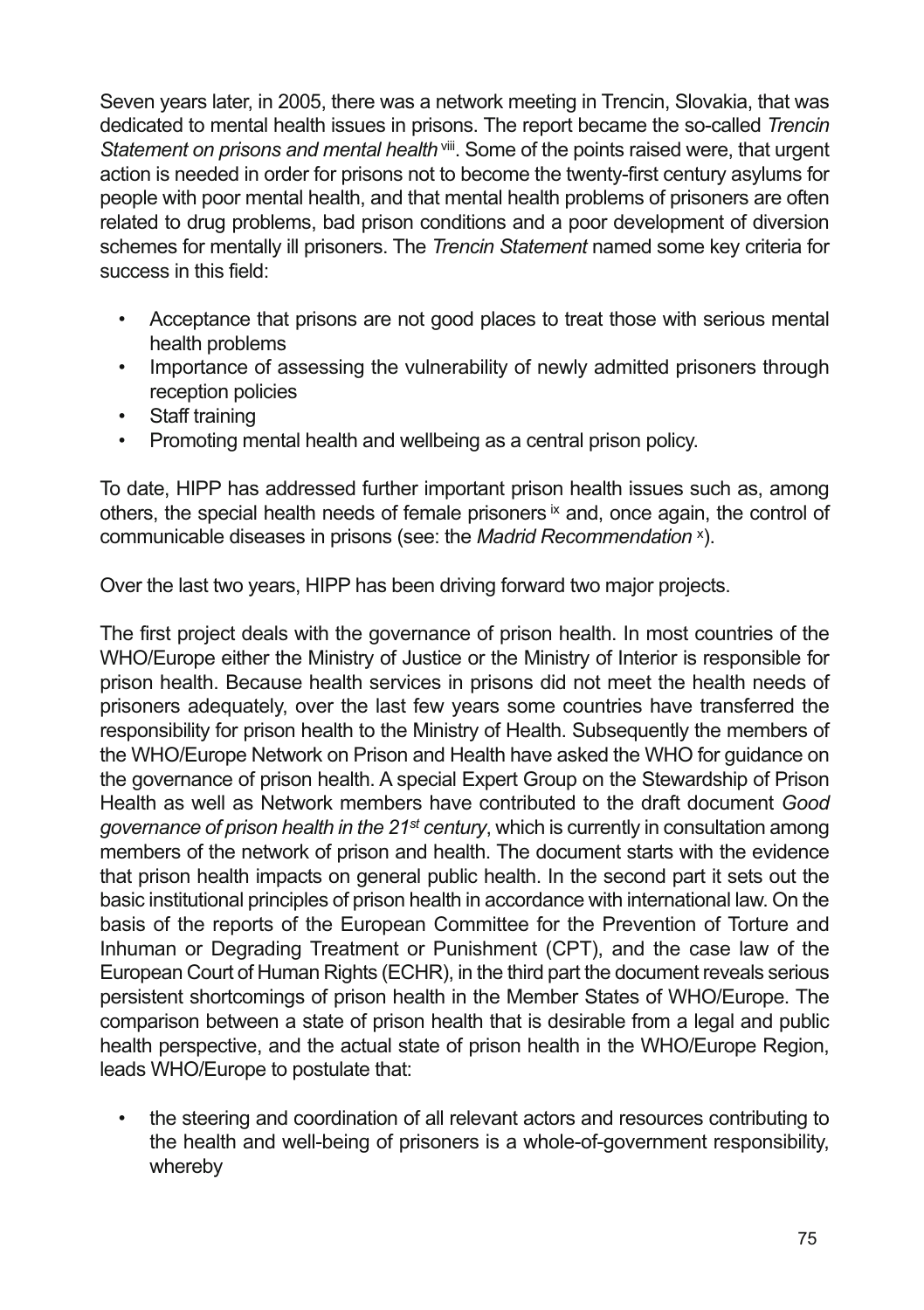Seven years later, in 2005, there was a network meeting in Trencin, Slovakia, that was dedicated to mental health issues in prisons. The report became the so-called *Trencin Statement on prisons and mental health* [viii]. Some of the points raised were, that urgent action is needed in order for prisons not to become the twenty-first century asylums for people with poor mental health, and that mental health problems of prisoners are often related to drug problems, bad prison conditions and a poor development of diversion schemes for mentally ill prisoners. The *Trencin Statement* named some key criteria for success in this field:

- Acceptance that prisons are not good places to treat those with serious mental health problems
- Importance of assessing the vulnerability of newly admitted prisoners through reception policies
- Staff training
- Promoting mental health and wellbeing as a central prison policy.

To date, HIPP has addressed further important prison health issues such as, among others, the special health needs of female prisoners [ix] and, once again, the control of communicable diseases in prisons (see: the *Madrid Recommendation* [x]).

Over the last two years, HIPP has been driving forward two major projects.

The first project deals with the governance of prison health. In most countries of the WHO/Europe either the Ministry of Justice or the Ministry of Interior is responsible for prison health. Because health services in prisons did not meet the health needs of prisoners adequately, over the last few years some countries have transferred the responsibility for prison health to the Ministry of Health. Subsequently the members of the WHO/Europe Network on Prison and Health have asked the WHO for guidance on the governance of prison health. A special Expert Group on the Stewardship of Prison Health as well as Network members have contributed to the draft document *Good governance of prison health in the 21st century*, which is currently in consultation among members of the network of prison and health. The document starts with the evidence that prison health impacts on general public health. In the second part it sets out the basic institutional principles of prison health in accordance with international law. On the basis of the reports of the European Committee for the Prevention of Torture and Inhuman or Degrading Treatment or Punishment (CPT), and the case law of the European Court of Human Rights (ECHR), in the third part the document reveals serious persistent shortcomings of prison health in the Member States of WHO/Europe. The comparison between a state of prison health that is desirable from a legal and public health perspective, and the actual state of prison health in the WHO/Europe Region, leads WHO/Europe to postulate that:

- the steering and coordination of all relevant actors and resources contributing to the health and well-being of prisoners is a whole-of-government responsibility, whereby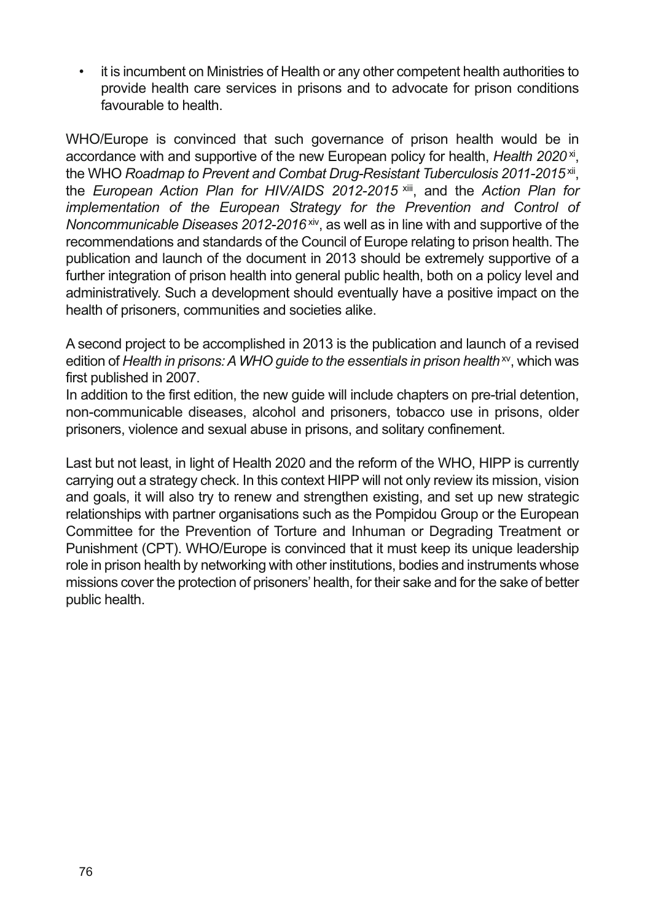- it is incumbent on Ministries of Health or any other competent health authorities to provide health care services in prisons and to advocate for prison conditions favourable to health.

WHO/Europe is convinced that such governance of prison health would be in accordance with and supportive of the new European policy for health, *Health 2020* [xi], the WHO *Roadmap to Prevent and Combat Drug-Resistant Tuberculosis 2011-2015* [xii], the *European Action Plan for HIV/AIDS 2012-2015* [xiii], and the *Action Plan for implementation of the European Strategy for the Prevention and Control of Noncommunicable Diseases 2012-2016* [xiv], as well as in line with and supportive of the recommendations and standards of the Council of Europe relating to prison health. The publication and launch of the document in 2013 should be extremely supportive of a further integration of prison health into general public health, both on a policy level and administratively. Such a development should eventually have a positive impact on the health of prisoners, communities and societies alike.

A second project to be accomplished in 2013 is the publication and launch of a revised edition of *Health in prisons: A WHO guide to the essentials in prison health* [xv], which was first published in 2007.
In addition to the first edition, the new guide will include chapters on pre-trial detention, non-communicable diseases, alcohol and prisoners, tobacco use in prisons, older prisoners, violence and sexual abuse in prisons, and solitary confinement.

Last but not least, in light of Health 2020 and the reform of the WHO, HIPP is currently carrying out a strategy check. In this context HIPP will not only review its mission, vision and goals, it will also try to renew and strengthen existing, and set up new strategic relationships with partner organisations such as the Pompidou Group or the European Committee for the Prevention of Torture and Inhuman or Degrading Treatment or Punishment (CPT). WHO/Europe is convinced that it must keep its unique leadership role in prison health by networking with other institutions, bodies and instruments whose missions cover the protection of prisoners' health, for their sake and for the sake of better public health.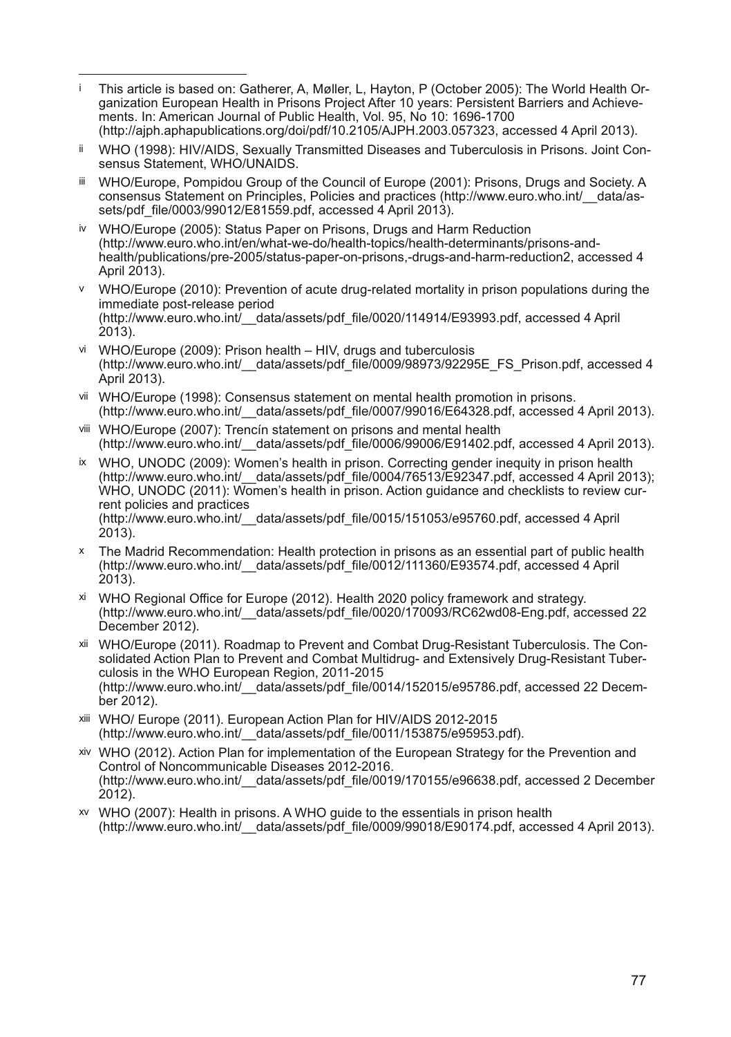[i] This article is based on: Gatherer, A, Møller, L, Hayton, P (October 2005): The World Health Organization European Health in Prisons Project After 10 years: Persistent Barriers and Achievements. In: American Journal of Public Health, Vol. 95, No 10: 1696-1700 (http://ajph.aphapublications.org/doi/pdf/10.2105/AJPH.2003.057323, accessed 4 April 2013).

[ii] WHO (1998): HIV/AIDS, Sexually Transmitted Diseases and Tuberculosis in Prisons. Joint Consensus Statement, WHO/UNAIDS.

[iii] WHO/Europe, Pompidou Group of the Council of Europe (2001): Prisons, Drugs and Society. A consensus Statement on Principles, Policies and practices (http://www.euro.who.int/__data/assets/pdf_file/0003/99012/E81559.pdf, accessed 4 April 2013).

[iv] WHO/Europe (2005): Status Paper on Prisons, Drugs and Harm Reduction (http://www.euro.who.int/en/what-we-do/health-topics/health-determinants/prisons-and-health/publications/pre-2005/status-paper-on-prisons,-drugs-and-harm-reduction2, accessed 4 April 2013).

[v] WHO/Europe (2010): Prevention of acute drug-related mortality in prison populations during the immediate post-release period (http://www.euro.who.int/__data/assets/pdf_file/0020/114914/E93993.pdf, accessed 4 April 2013).

[vi] WHO/Europe (2009): Prison health – HIV, drugs and tuberculosis (http://www.euro.who.int/__data/assets/pdf_file/0009/98973/92295E_FS_Prison.pdf, accessed 4 April 2013).

[vii] WHO/Europe (1998): Consensus statement on mental health promotion in prisons. (http://www.euro.who.int/__data/assets/pdf_file/0007/99016/E64328.pdf, accessed 4 April 2013).

[viii] WHO/Europe (2007): Trencín statement on prisons and mental health (http://www.euro.who.int/__data/assets/pdf_file/0006/99006/E91402.pdf, accessed 4 April 2013).

[ix] WHO, UNODC (2009): Women's health in prison. Correcting gender inequity in prison health (http://www.euro.who.int/__data/assets/pdf_file/0004/76513/E92347.pdf, accessed 4 April 2013); WHO, UNODC (2011): Women's health in prison. Action guidance and checklists to review current policies and practices (http://www.euro.who.int/__data/assets/pdf_file/0015/151053/e95760.pdf, accessed 4 April 2013).

[x] The Madrid Recommendation: Health protection in prisons as an essential part of public health (http://www.euro.who.int/__data/assets/pdf_file/0012/111360/E93574.pdf, accessed 4 April 2013).

[xi] WHO Regional Office for Europe (2012). Health 2020 policy framework and strategy. (http://www.euro.who.int/__data/assets/pdf_file/0020/170093/RC62wd08-Eng.pdf, accessed 22 December 2012).

[xii] WHO/Europe (2011). Roadmap to Prevent and Combat Drug-Resistant Tuberculosis. The Consolidated Action Plan to Prevent and Combat Multidrug- and Extensively Drug-Resistant Tuberculosis in the WHO European Region, 2011-2015 (http://www.euro.who.int/__data/assets/pdf_file/0014/152015/e95786.pdf, accessed 22 December 2012).

[xiii] WHO/ Europe (2011). European Action Plan for HIV/AIDS 2012-2015 (http://www.euro.who.int/__data/assets/pdf_file/0011/153875/e95953.pdf).

[xiv] WHO (2012). Action Plan for implementation of the European Strategy for the Prevention and Control of Noncommunicable Diseases 2012-2016. (http://www.euro.who.int/__data/assets/pdf_file/0019/170155/e96638.pdf, accessed 2 December 2012).

[xv] WHO (2007): Health in prisons. A WHO guide to the essentials in prison health (http://www.euro.who.int/__data/assets/pdf_file/0009/99018/E90174.pdf, accessed 4 April 2013).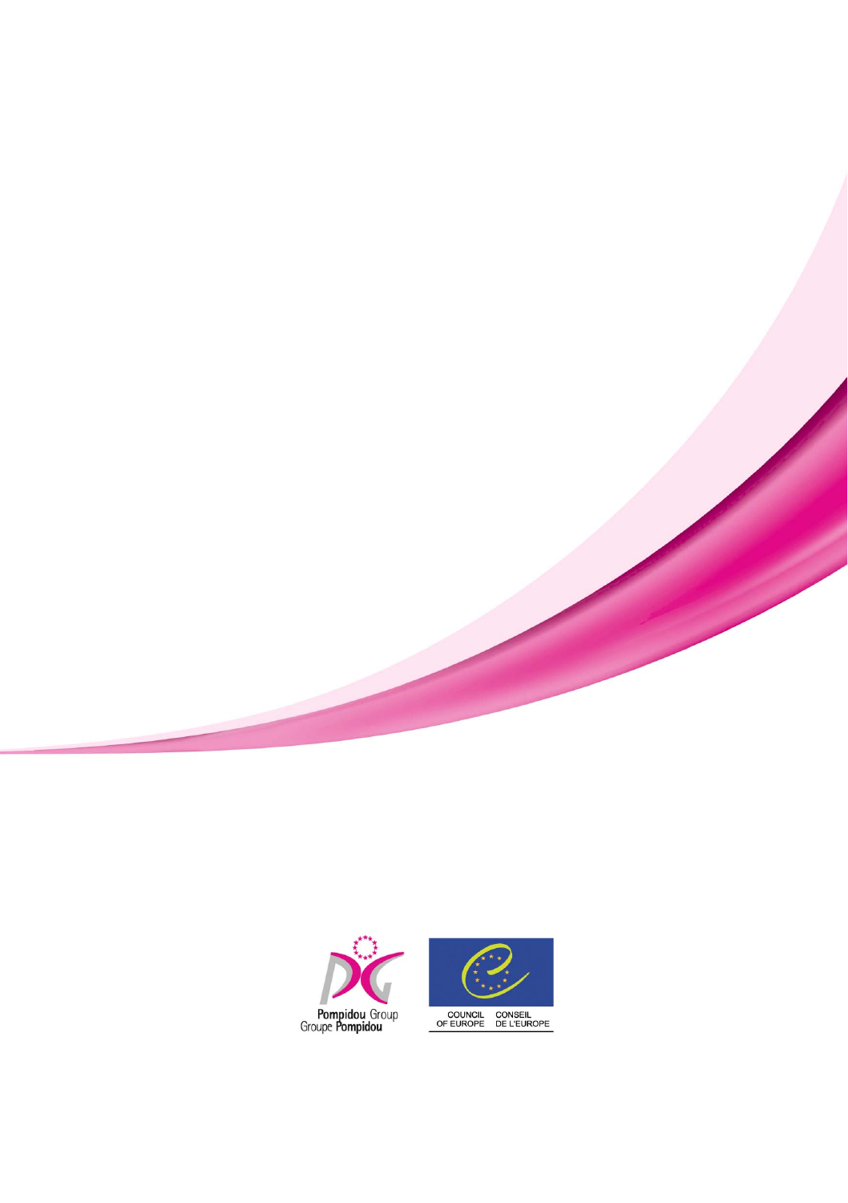Pompidou Group
Groupe Pompidou

COUNCIL OF EUROPE
CONSEIL DE L'EUROPE